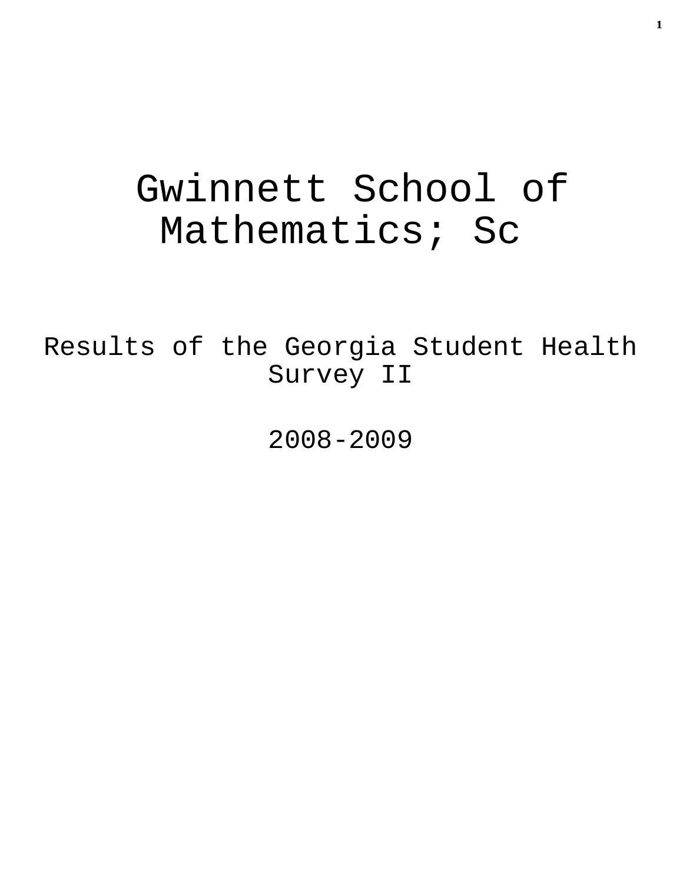# Gwinnett School of Mathematics; Sc

Results of the Georgia Student Health Survey II

2008-2009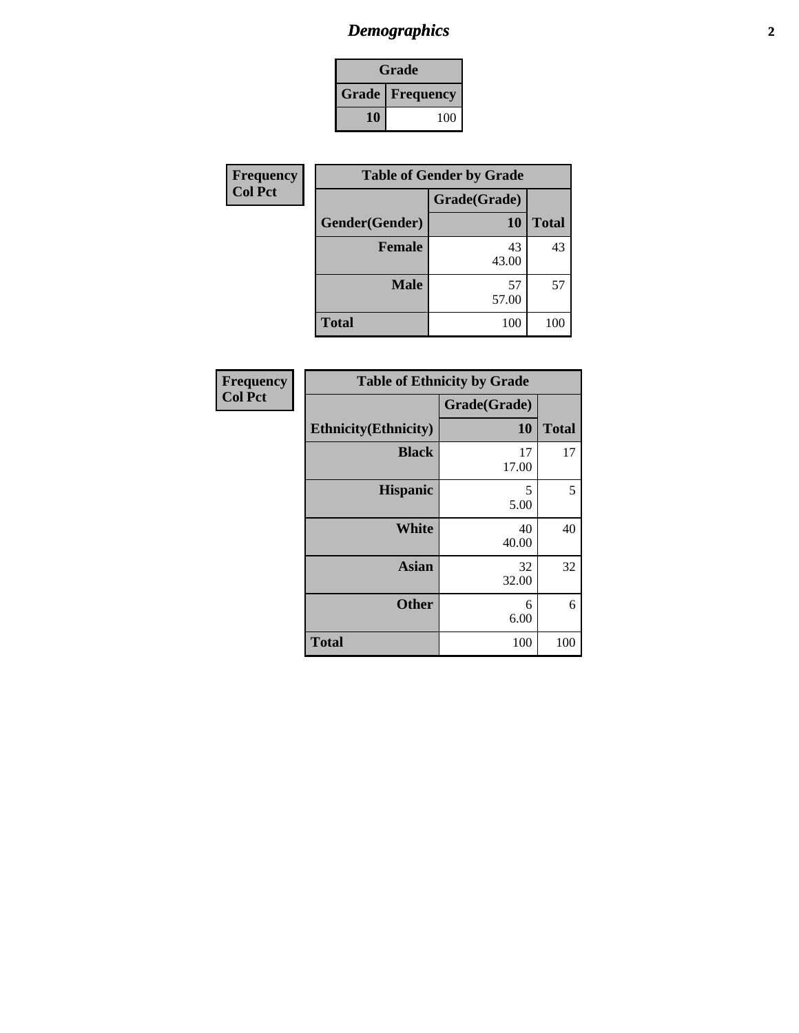# *Demographics*

| Grade | |
|---|---|
| **Grade** | **Frequency** |
| **10** | 100 |

| Frequency<br>Col Pct |
|---|

| Table of Gender by Grade | | |
|---|---|---|
| | **Grade(Grade)** | |
| **Gender(Gender)** | **10** | **Total** |
| **Female** | 43<br>43.00 | 43 |
| **Male** | 57<br>57.00 | 57 |
| **Total** | 100 | 100 |

| Frequency<br>Col Pct |
|---|

| Table of Ethnicity by Grade | | |
|---|---|---|
| | **Grade(Grade)** | |
| **Ethnicity(Ethnicity)** | **10** | **Total** |
| **Black** | 17<br>17.00 | 17 |
| **Hispanic** | 5<br>5.00 | 5 |
| **White** | 40<br>40.00 | 40 |
| **Asian** | 32<br>32.00 | 32 |
| **Other** | 6<br>6.00 | 6 |
| **Total** | 100 | 100 |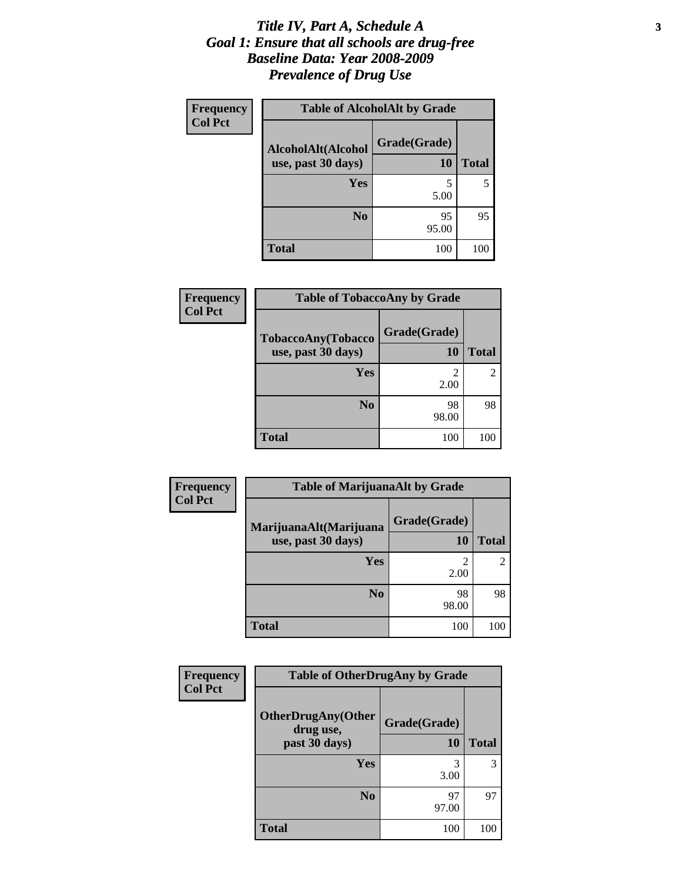# *Title IV, Part A, Schedule A*
# *Goal 1: Ensure that all schools are drug-free*
# *Baseline Data: Year 2008-2009*
# *Prevalence of Drug Use*

**Frequency**
**Col Pct**

| **Table of AlcoholAlt by Grade** | | |
|---|---|---|
| **AlcoholAlt(Alcohol use, past 30 days)** | **Grade(Grade)** **10** | **Total** |
| **Yes** | 5<br>5.00 | 5 |
| **No** | 95<br>95.00 | 95 |
| **Total** | 100 | 100 |

**Frequency**
**Col Pct**

| **Table of TobaccoAny by Grade** | | |
|---|---|---|
| **TobaccoAny(Tobacco use, past 30 days)** | **Grade(Grade)** **10** | **Total** |
| **Yes** | 2<br>2.00 | 2 |
| **No** | 98<br>98.00 | 98 |
| **Total** | 100 | 100 |

**Frequency**
**Col Pct**

| **Table of MarijuanaAlt by Grade** | | |
|---|---|---|
| **MarijuanaAlt(Marijuana use, past 30 days)** | **Grade(Grade)** **10** | **Total** |
| **Yes** | 2<br>2.00 | 2 |
| **No** | 98<br>98.00 | 98 |
| **Total** | 100 | 100 |

**Frequency**
**Col Pct**

| **Table of OtherDrugAny by Grade** | | |
|---|---|---|
| **OtherDrugAny(Other drug use, past 30 days)** | **Grade(Grade)** **10** | **Total** |
| **Yes** | 3<br>3.00 | 3 |
| **No** | 97<br>97.00 | 97 |
| **Total** | 100 | 100 |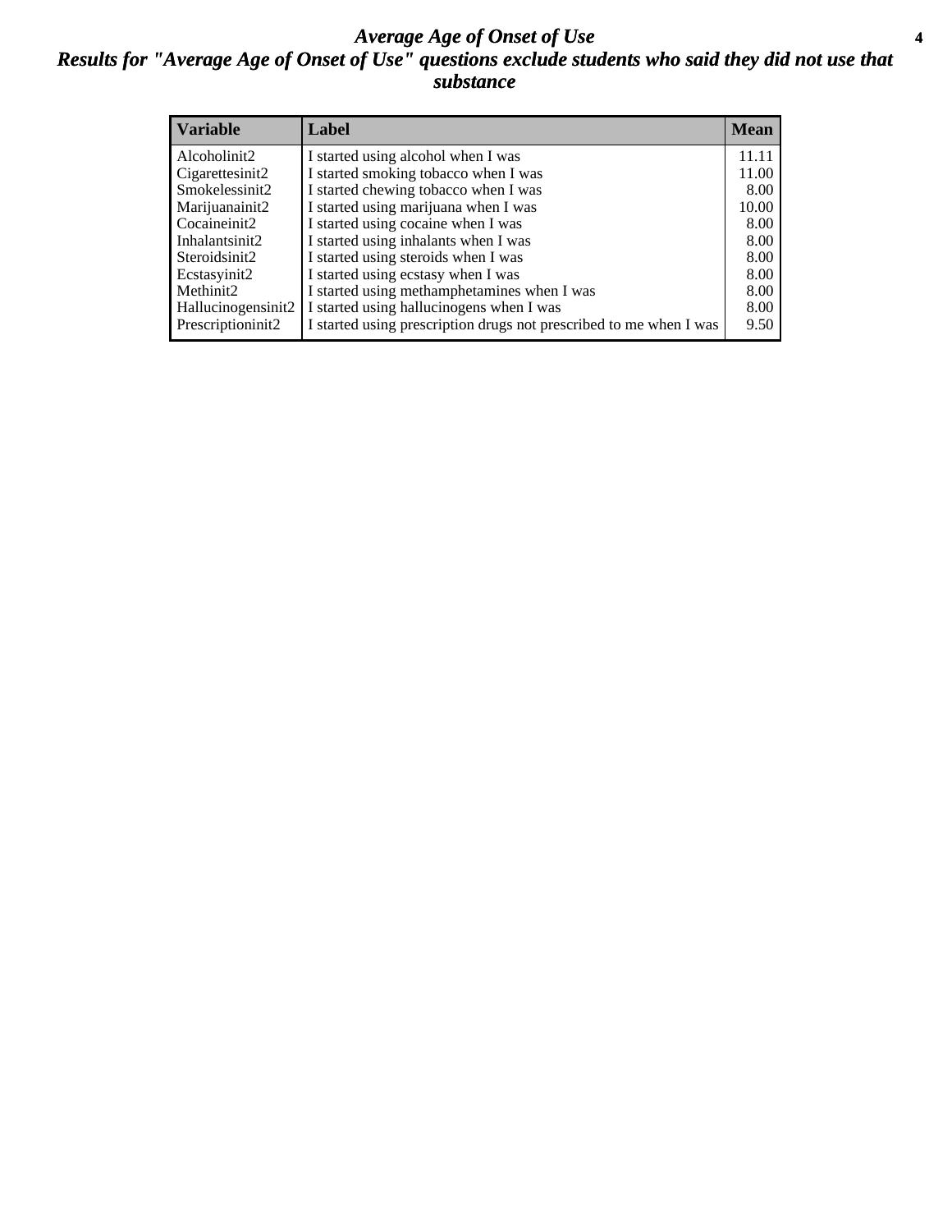# *Average Age of Onset of Use*

## *Results for "Average Age of Onset of Use" questions exclude students who said they did not use that substance*

| Variable | Label | Mean |
|---|---|---|
| Alcoholinit2 | I started using alcohol when I was | 11.11 |
| Cigarettesinit2 | I started smoking tobacco when I was | 11.00 |
| Smokelessinit2 | I started chewing tobacco when I was | 8.00 |
| Marijuanainit2 | I started using marijuana when I was | 10.00 |
| Cocaineinit2 | I started using cocaine when I was | 8.00 |
| Inhalantsinit2 | I started using inhalants when I was | 8.00 |
| Steroidsinit2 | I started using steroids when I was | 8.00 |
| Ecstasyinit2 | I started using ecstasy when I was | 8.00 |
| Methinit2 | I started using methamphetamines when I was | 8.00 |
| Hallucinogensinit2 | I started using hallucinogens when I was | 8.00 |
| Prescriptioninit2 | I started using prescription drugs not prescribed to me when I was | 9.50 |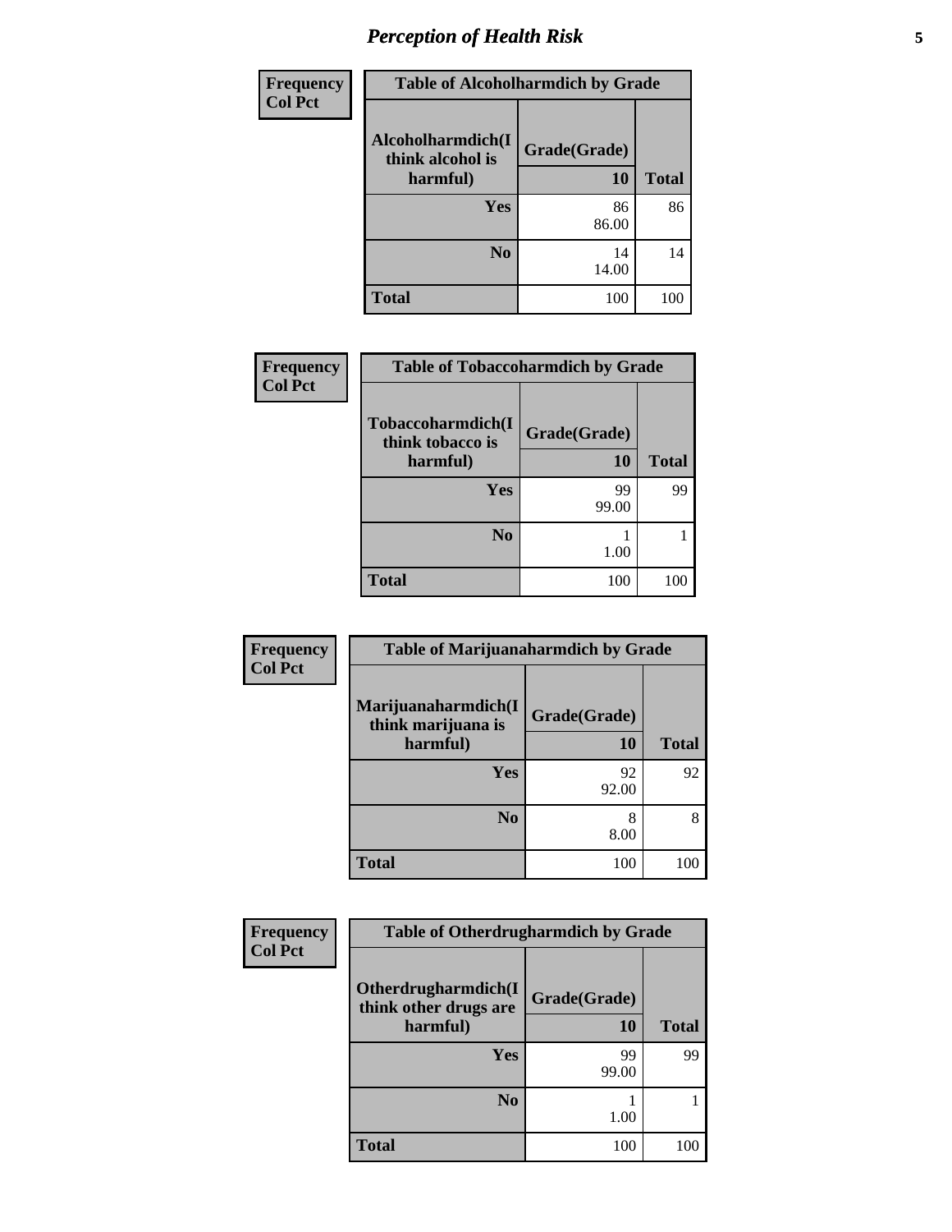## Perception of Health Risk

| Frequency<br>Col Pct | Table of Alcoholharmdich by Grade | |
|---|---|---|
| Alcoholharmdich(I think alcohol is harmful) | Grade(Grade)<br>10 | Total |
| Yes | 86<br>86.00 | 86 |
| No | 14<br>14.00 | 14 |
| Total | 100 | 100 |

| Frequency<br>Col Pct | Table of Tobaccoharmdich by Grade | |
|---|---|---|
| Tobaccoharmdich(I think tobacco is harmful) | Grade(Grade)<br>10 | Total |
| Yes | 99<br>99.00 | 99 |
| No | 1<br>1.00 | 1 |
| Total | 100 | 100 |

| Frequency<br>Col Pct | Table of Marijuanaharmdich by Grade | |
|---|---|---|
| Marijuanaharmdich(I think marijuana is harmful) | Grade(Grade)<br>10 | Total |
| Yes | 92<br>92.00 | 92 |
| No | 8<br>8.00 | 8 |
| Total | 100 | 100 |

| Frequency<br>Col Pct | Table of Otherdrugharmdich by Grade | |
|---|---|---|
| Otherdrugharmdich(I think other drugs are harmful) | Grade(Grade)<br>10 | Total |
| Yes | 99<br>99.00 | 99 |
| No | 1<br>1.00 | 1 |
| Total | 100 | 100 |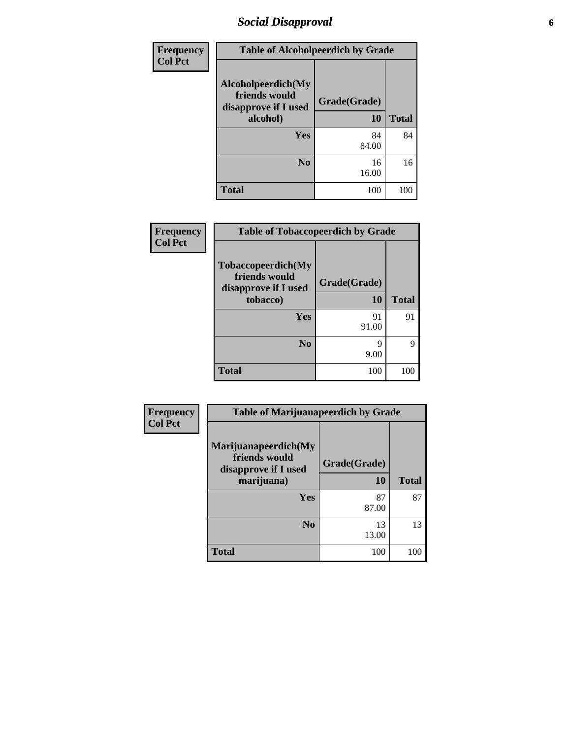# Social Disapproval

| Frequency Col Pct | Table of Alcoholpeerdich by Grade | |
|---|---|---|
| **Alcoholpeerdich(My friends would disapprove if I used alcohol)** | **Grade(Grade)** 10 | **Total** |
| **Yes** | 84<br>84.00 | 84 |
| **No** | 16<br>16.00 | 16 |
| **Total** | 100 | 100 |

| Frequency Col Pct | Table of Tobaccopeerdich by Grade | |
|---|---|---|
| **Tobaccopeerdich(My friends would disapprove if I used tobacco)** | **Grade(Grade)** 10 | **Total** |
| **Yes** | 91<br>91.00 | 91 |
| **No** | 9<br>9.00 | 9 |
| **Total** | 100 | 100 |

| Frequency Col Pct | Table of Marijuanapeerdich by Grade | |
|---|---|---|
| **Marijuanapeerdich(My friends would disapprove if I used marijuana)** | **Grade(Grade)** 10 | **Total** |
| **Yes** | 87<br>87.00 | 87 |
| **No** | 13<br>13.00 | 13 |
| **Total** | 100 | 100 |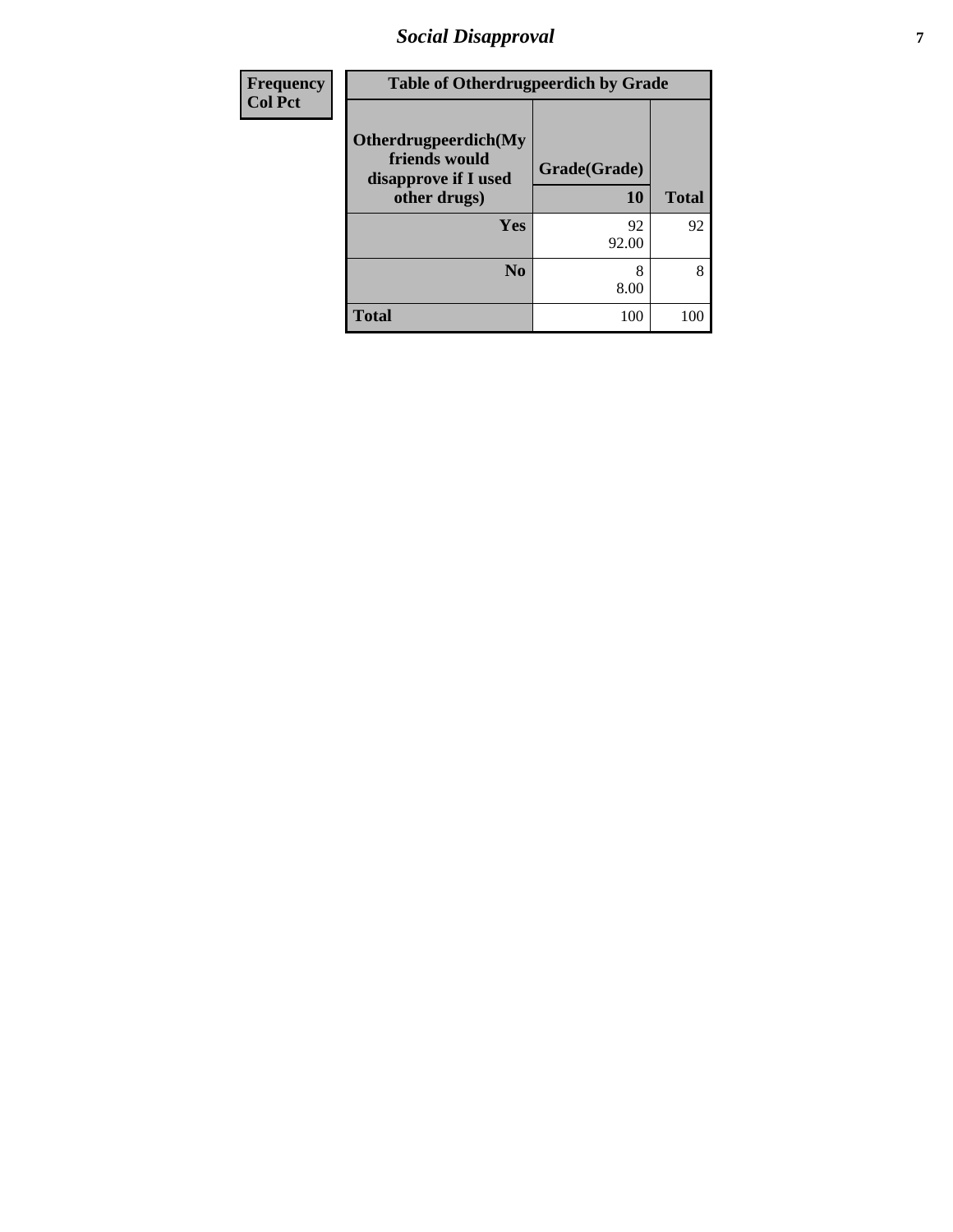## Social Disapproval

| Frequency<br>Col Pct | Table of Otherdrugpeerdich by Grade | |
|---|---|---|
| Otherdrugpeerdich(My friends would disapprove if I used other drugs) | Grade(Grade) | |
| | 10 | Total |
| Yes | 92<br>92.00 | 92 |
| No | 8<br>8.00 | 8 |
| Total | 100 | 100 |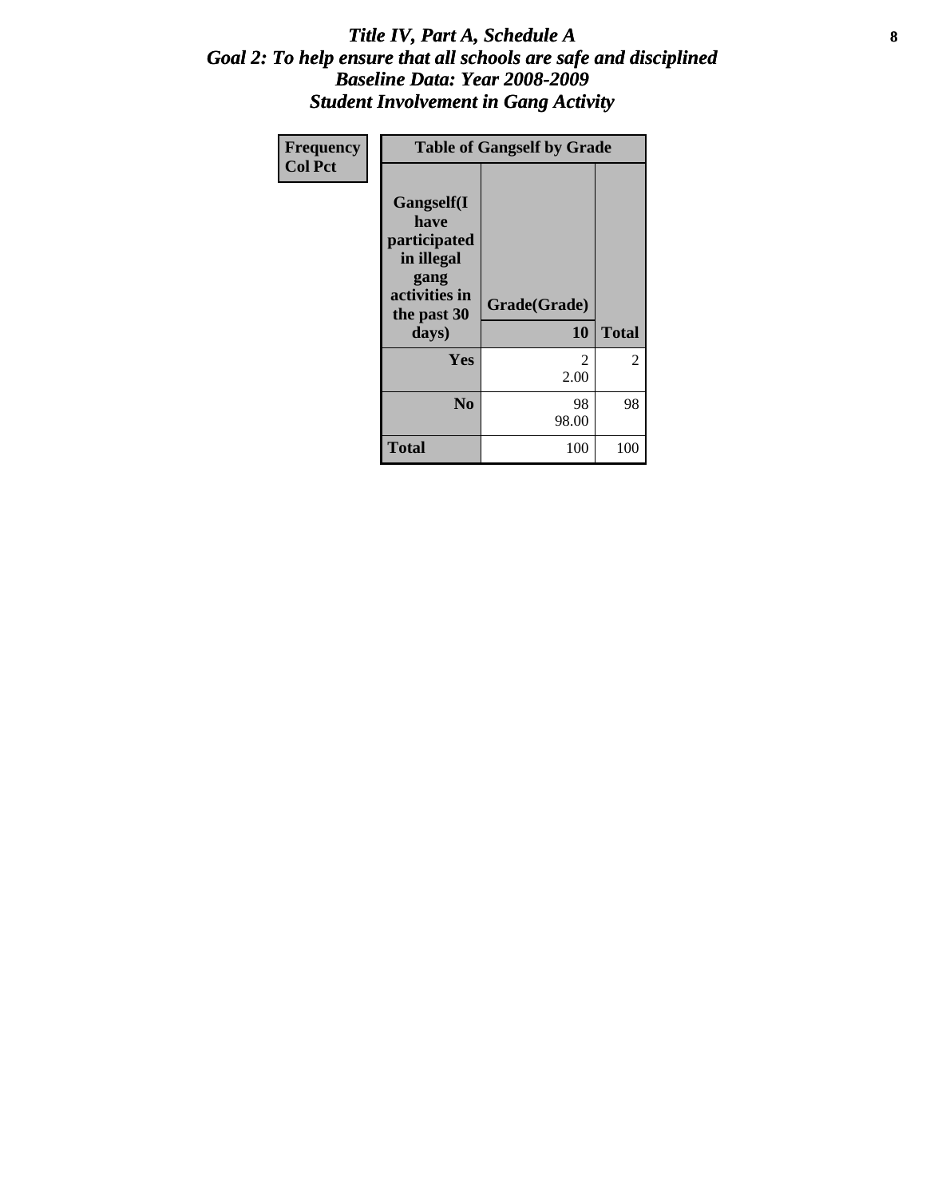# *Title IV, Part A, Schedule A*
## *Goal 2: To help ensure that all schools are safe and disciplined*
## *Baseline Data: Year 2008-2009*
## *Student Involvement in Gang Activity*

| Frequency<br>Col Pct | Table of Gangself by Grade | |
|---|---|---|
| **Gangself(I have participated in illegal gang activities in the past 30 days)** | **Grade(Grade)**<br>**10** | **Total** |
| **Yes** | 2<br>2.00 | 2 |
| **No** | 98<br>98.00 | 98 |
| **Total** | 100 | 100 |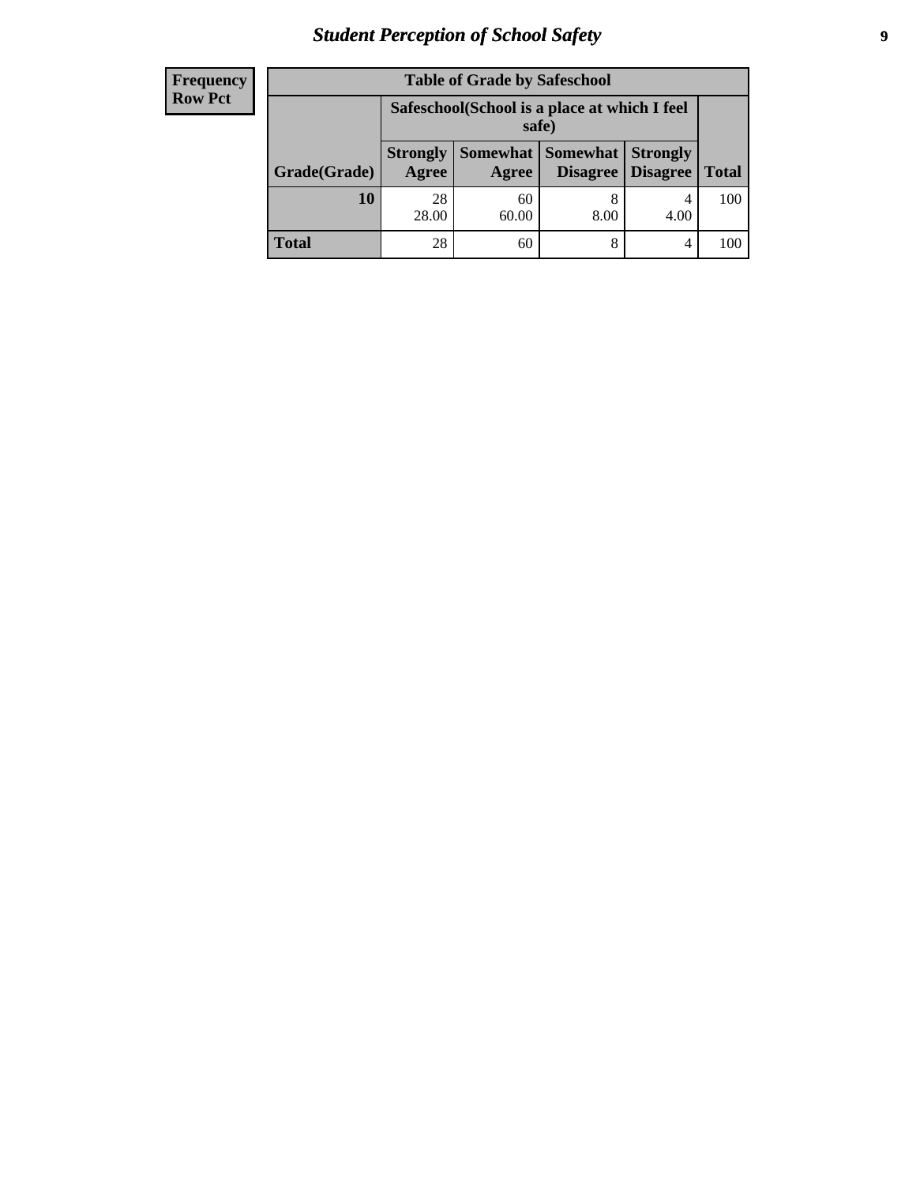| Frequency Row Pct |
|---|

| Table of Grade by Safeschool | | | | | |
|---|---|---|---|---|---|
| | Safeschool(School is a place at which I feel safe) | | | | |
| Grade(Grade) | Strongly Agree | Somewhat Agree | Somewhat Disagree | Strongly Disagree | Total |
| 10 | 28<br>28.00 | 60<br>60.00 | 8<br>8.00 | 4<br>4.00 | 100 |
| Total | 28 | 60 | 8 | 4 | 100 |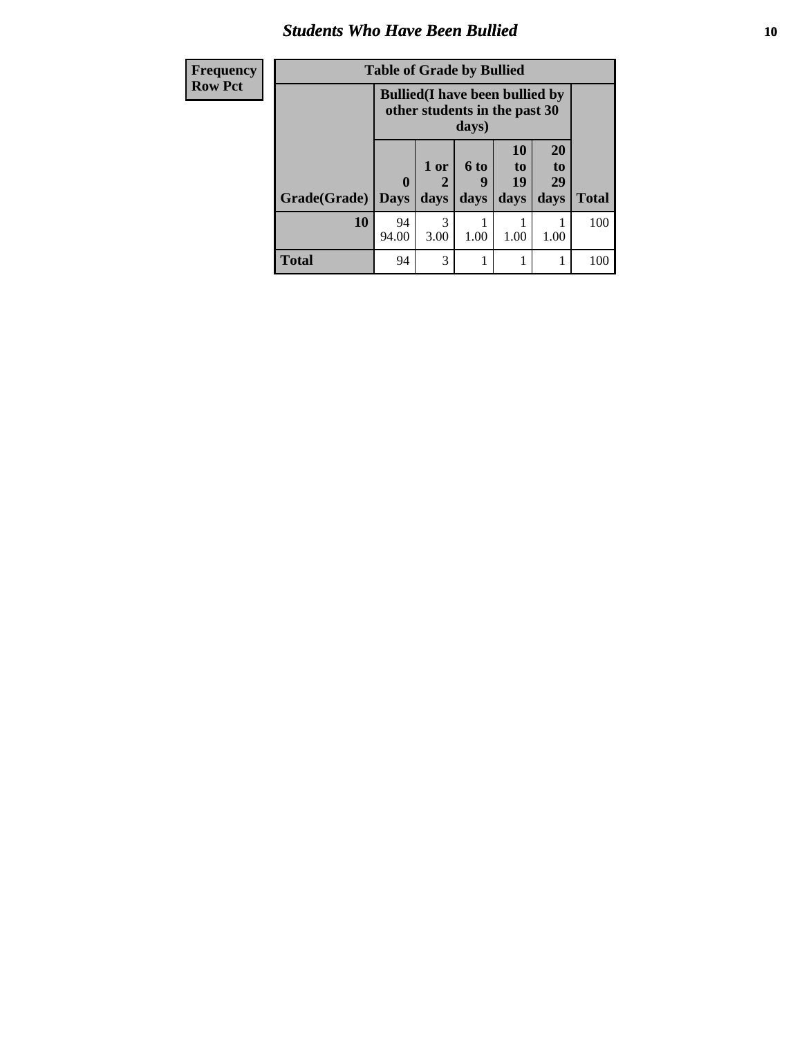| Frequency<br>Row Pct | Table of Grade by Bullied | | | | | |
|---|---|---|---|---|---|---|
| | Bullied(I have been bullied by other students in the past 30 days) | | | | | |
| Grade(Grade) | 0 Days | 1 or 2 days | 6 to 9 days | 10 to 19 days | 20 to 29 days | Total |
| 10 | 94<br>94.00 | 3<br>3.00 | 1<br>1.00 | 1<br>1.00 | 1<br>1.00 | 100 |
| Total | 94 | 3 | 1 | 1 | 1 | 100 |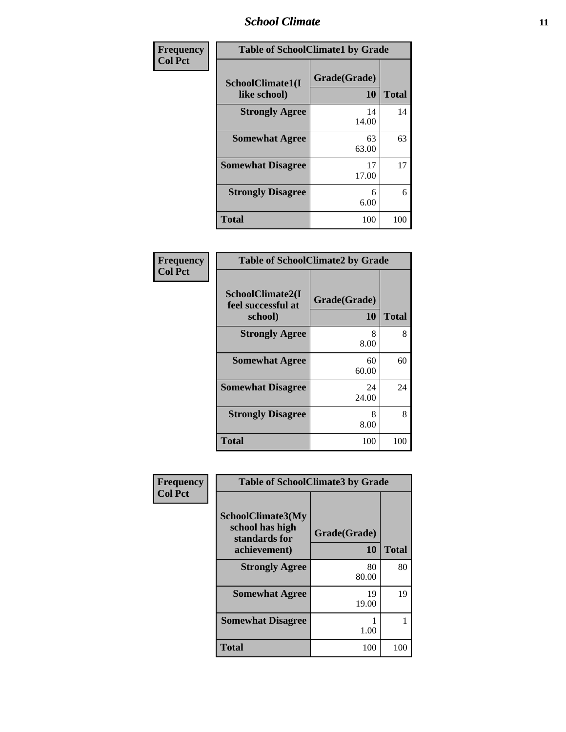| Frequency<br>Col Pct | Table of SchoolClimate1 by Grade | |
|---|---|---|
| SchoolClimate1(I like school) | Grade(Grade)<br>10 | Total |
| Strongly Agree | 14<br>14.00 | 14 |
| Somewhat Agree | 63<br>63.00 | 63 |
| Somewhat Disagree | 17<br>17.00 | 17 |
| Strongly Disagree | 6<br>6.00 | 6 |
| Total | 100 | 100 |

| Frequency<br>Col Pct | Table of SchoolClimate2 by Grade | |
|---|---|---|
| SchoolClimate2(I feel successful at school) | Grade(Grade)<br>10 | Total |
| Strongly Agree | 8<br>8.00 | 8 |
| Somewhat Agree | 60<br>60.00 | 60 |
| Somewhat Disagree | 24<br>24.00 | 24 |
| Strongly Disagree | 8<br>8.00 | 8 |
| Total | 100 | 100 |

| Frequency<br>Col Pct | Table of SchoolClimate3 by Grade | |
|---|---|---|
| SchoolClimate3(My school has high standards for achievement) | Grade(Grade)<br>10 | Total |
| Strongly Agree | 80<br>80.00 | 80 |
| Somewhat Agree | 19<br>19.00 | 19 |
| Somewhat Disagree | 1<br>1.00 | 1 |
| Total | 100 | 100 |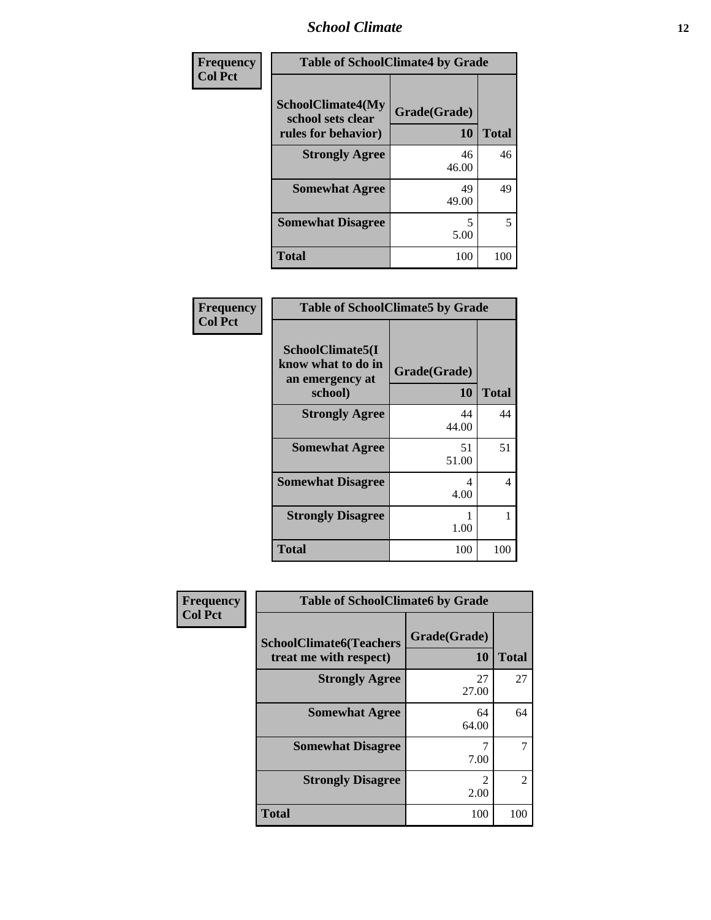| Frequency<br>Col Pct | Table of SchoolClimate4 by Grade | |
|---|---|---|
| SchoolClimate4(My school sets clear rules for behavior) | Grade(Grade)<br>10 | Total |
| Strongly Agree | 46<br>46.00 | 46 |
| Somewhat Agree | 49<br>49.00 | 49 |
| Somewhat Disagree | 5<br>5.00 | 5 |
| Total | 100 | 100 |

| Frequency<br>Col Pct | Table of SchoolClimate5 by Grade | |
|---|---|---|
| SchoolClimate5(I know what to do in an emergency at school) | Grade(Grade)<br>10 | Total |
| Strongly Agree | 44<br>44.00 | 44 |
| Somewhat Agree | 51<br>51.00 | 51 |
| Somewhat Disagree | 4<br>4.00 | 4 |
| Strongly Disagree | 1<br>1.00 | 1 |
| Total | 100 | 100 |

| Frequency<br>Col Pct | Table of SchoolClimate6 by Grade | |
|---|---|---|
| SchoolClimate6(Teachers treat me with respect) | Grade(Grade)<br>10 | Total |
| Strongly Agree | 27<br>27.00 | 27 |
| Somewhat Agree | 64<br>64.00 | 64 |
| Somewhat Disagree | 7<br>7.00 | 7 |
| Strongly Disagree | 2<br>2.00 | 2 |
| Total | 100 | 100 |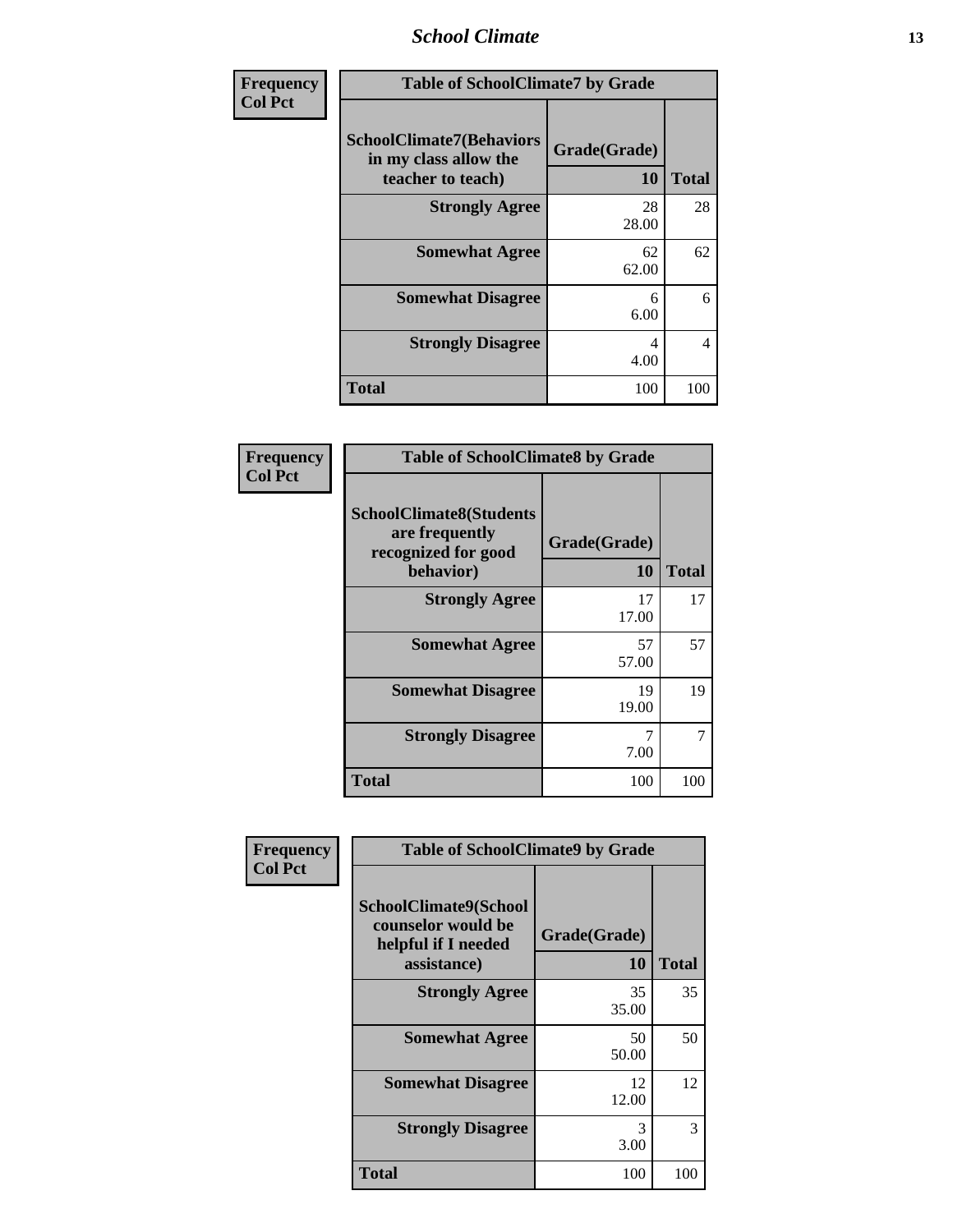| Frequency<br>Col Pct | Table of SchoolClimate7 by Grade | |
|---|---|---|
| SchoolClimate7(Behaviors in my class allow the teacher to teach) | Grade(Grade)<br>10 | Total |
| Strongly Agree | 28<br>28.00 | 28 |
| Somewhat Agree | 62<br>62.00 | 62 |
| Somewhat Disagree | 6<br>6.00 | 6 |
| Strongly Disagree | 4<br>4.00 | 4 |
| Total | 100 | 100 |

| Frequency<br>Col Pct | Table of SchoolClimate8 by Grade | |
|---|---|---|
| SchoolClimate8(Students are frequently recognized for good behavior) | Grade(Grade)<br>10 | Total |
| Strongly Agree | 17<br>17.00 | 17 |
| Somewhat Agree | 57<br>57.00 | 57 |
| Somewhat Disagree | 19<br>19.00 | 19 |
| Strongly Disagree | 7<br>7.00 | 7 |
| Total | 100 | 100 |

| Frequency<br>Col Pct | Table of SchoolClimate9 by Grade | |
|---|---|---|
| SchoolClimate9(School counselor would be helpful if I needed assistance) | Grade(Grade)<br>10 | Total |
| Strongly Agree | 35<br>35.00 | 35 |
| Somewhat Agree | 50<br>50.00 | 50 |
| Somewhat Disagree | 12<br>12.00 | 12 |
| Strongly Disagree | 3<br>3.00 | 3 |
| Total | 100 | 100 |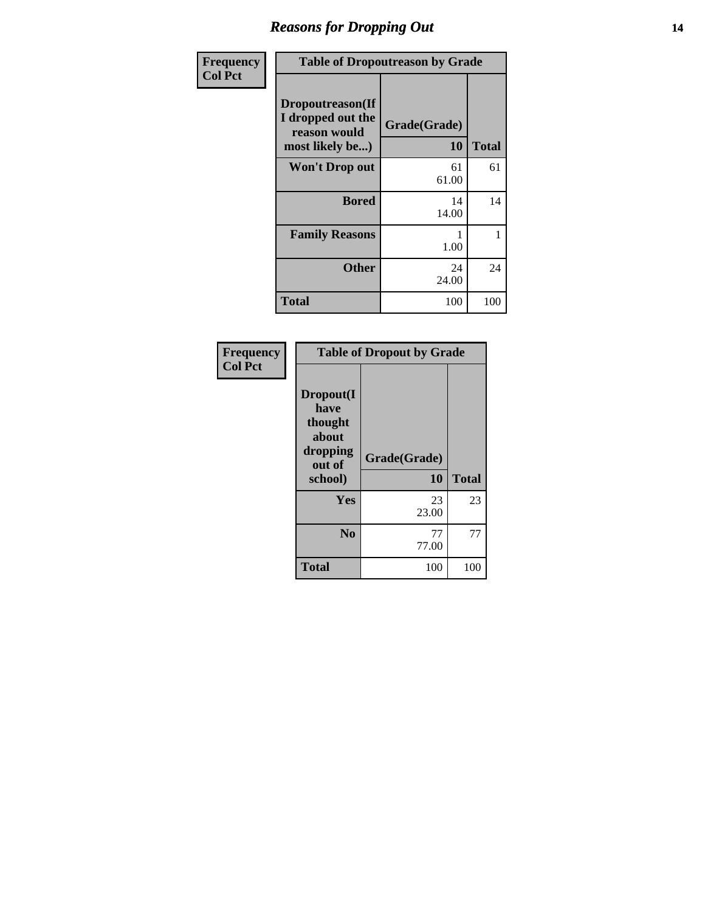## Reasons for Dropping Out

| Frequency<br>Col Pct | Table of Dropoutreason by Grade | |
|---|---|---|
| Dropoutreason(If I dropped out the reason would most likely be...) | Grade(Grade)<br>10 | Total |
| Won't Drop out | 61<br>61.00 | 61 |
| Bored | 14<br>14.00 | 14 |
| Family Reasons | 1<br>1.00 | 1 |
| Other | 24<br>24.00 | 24 |
| Total | 100 | 100 |

| Frequency<br>Col Pct | Table of Dropout by Grade | |
|---|---|---|
| Dropout(I have thought about dropping out of school) | Grade(Grade)<br>10 | Total |
| Yes | 23<br>23.00 | 23 |
| No | 77<br>77.00 | 77 |
| Total | 100 | 100 |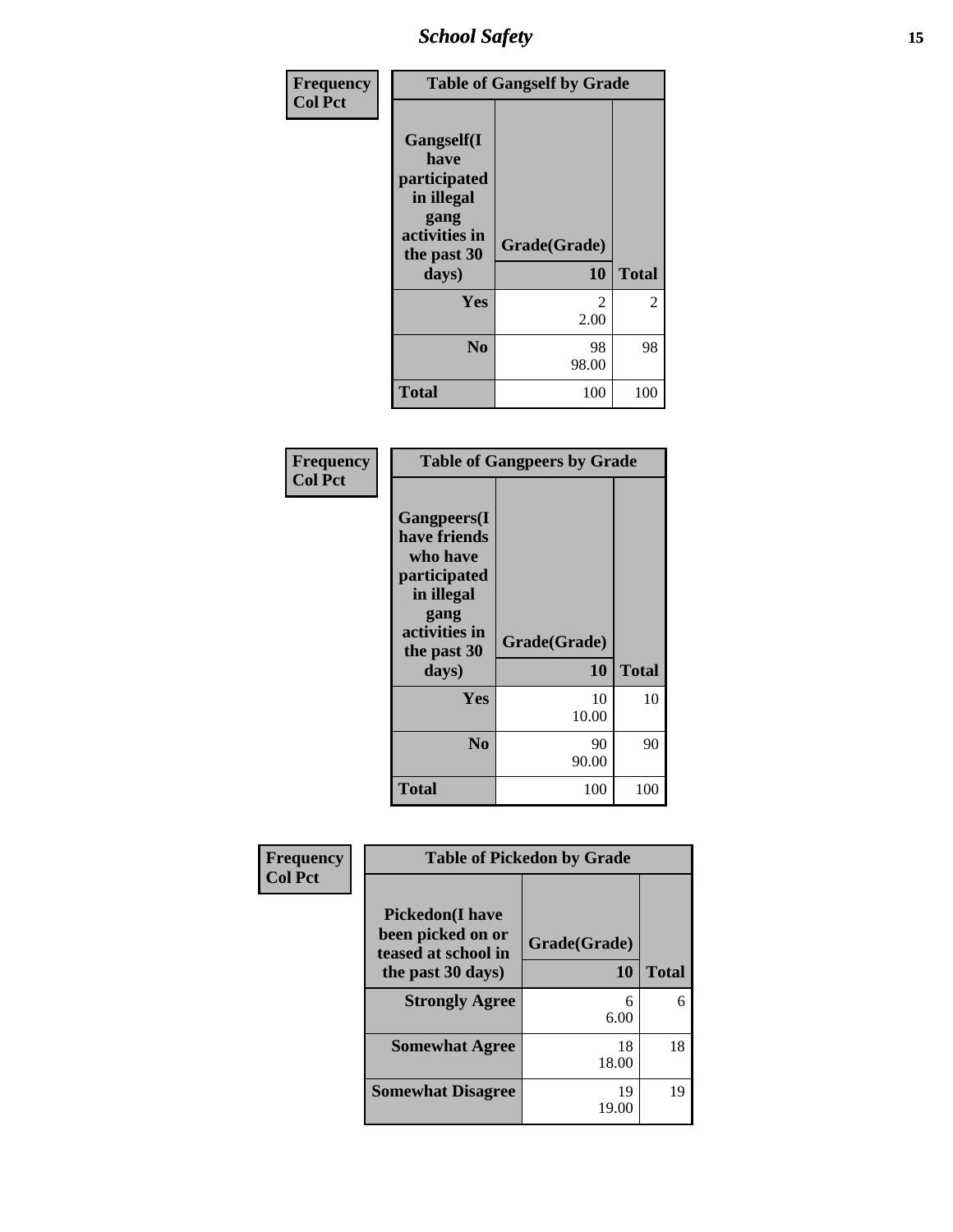| Frequency<br>Col Pct |
|---|

**Table of Gangself by Grade**

| Gangself(I have participated in illegal gang activities in the past 30 days) | Grade(Grade) 10 | Total |
|---|---|---|
| Yes | 2<br>2.00 | 2 |
| No | 98<br>98.00 | 98 |
| Total | 100 | 100 |

| Frequency<br>Col Pct |
|---|

**Table of Gangpeers by Grade**

| Gangpeers(I have friends who have participated in illegal gang activities in the past 30 days) | Grade(Grade) 10 | Total |
|---|---|---|
| Yes | 10<br>10.00 | 10 |
| No | 90<br>90.00 | 90 |
| Total | 100 | 100 |

| Frequency<br>Col Pct |
|---|

**Table of Pickedon by Grade**

| Pickedon(I have been picked on or teased at school in the past 30 days) | Grade(Grade) 10 | Total |
|---|---|---|
| Strongly Agree | 6<br>6.00 | 6 |
| Somewhat Agree | 18<br>18.00 | 18 |
| Somewhat Disagree | 19<br>19.00 | 19 |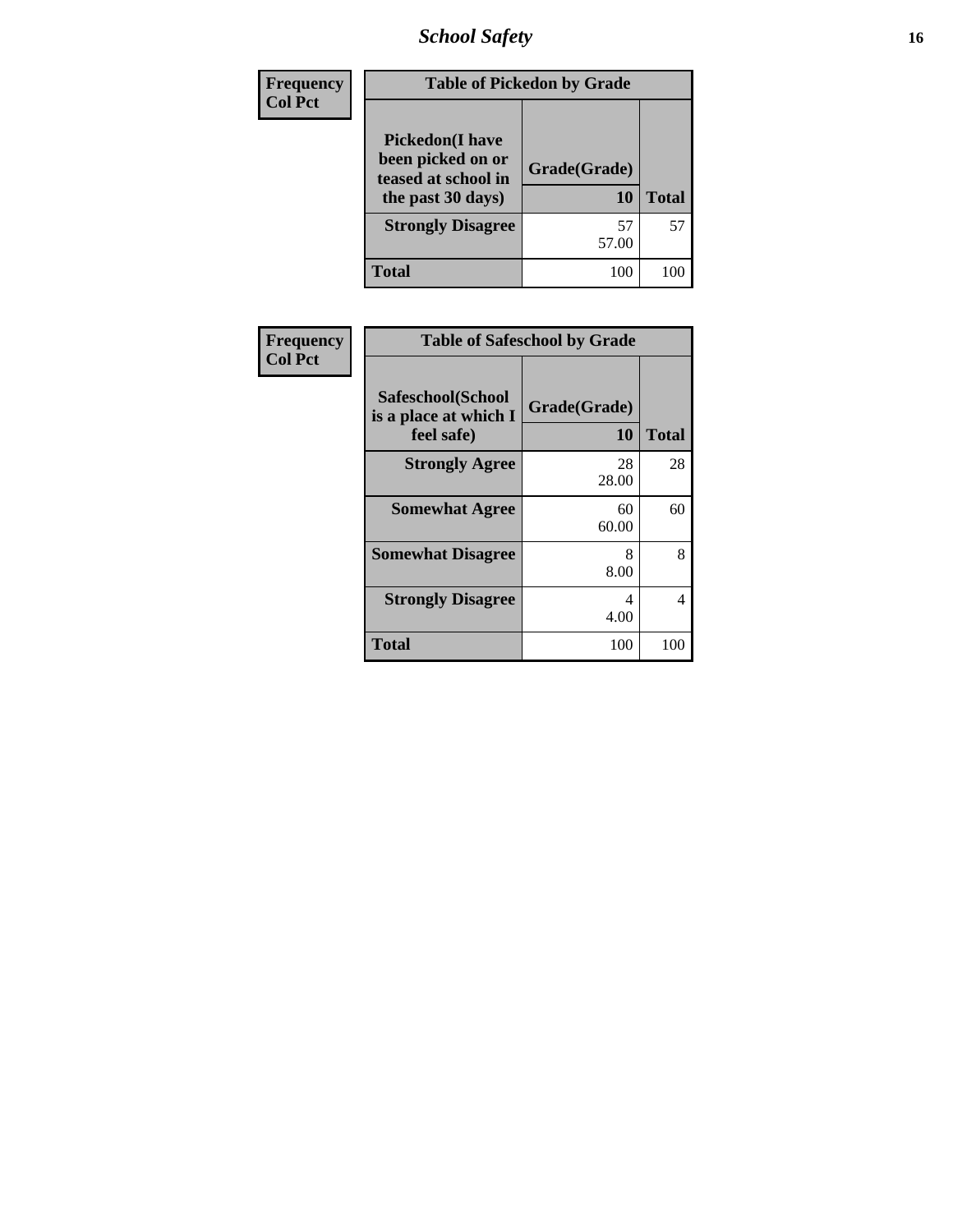# School Safety

| Frequency<br>Col Pct | Table of Pickedon by Grade | | |
|---|---|---|---|
| | Pickedon(I have been picked on or teased at school in the past 30 days) | Grade(Grade)<br>10 | Total |
| | Strongly Disagree | 57<br>57.00 | 57 |
| | Total | 100 | 100 |

| Frequency<br>Col Pct | Table of Safeschool by Grade | | |
|---|---|---|---|
| | Safeschool(School is a place at which I feel safe) | Grade(Grade)<br>10 | Total |
| | Strongly Agree | 28<br>28.00 | 28 |
| | Somewhat Agree | 60<br>60.00 | 60 |
| | Somewhat Disagree | 8<br>8.00 | 8 |
| | Strongly Disagree | 4<br>4.00 | 4 |
| | Total | 100 | 100 |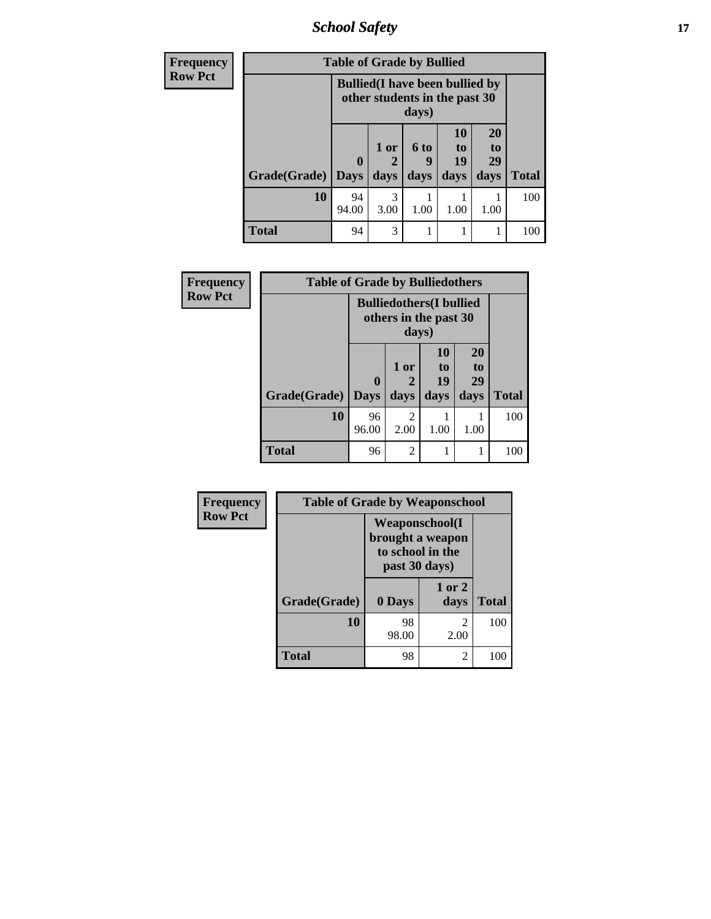| Frequency<br>Row Pct | Table of Grade by Bullied | | | | | |
|---|---|---|---|---|---|---|
| | Bullied(I have been bullied by other students in the past 30 days) | | | | | |
| Grade(Grade) | 0 Days | 1 or 2 days | 6 to 9 days | 10 to 19 days | 20 to 29 days | Total |
| 10 | 94<br>94.00 | 3<br>3.00 | 1<br>1.00 | 1<br>1.00 | 1<br>1.00 | 100 |
| Total | 94 | 3 | 1 | 1 | 1 | 100 |

| Frequency<br>Row Pct | Table of Grade by Bulliedothers | | | | |
|---|---|---|---|---|---|
| | Bulliedothers(I bullied others in the past 30 days) | | | | |
| Grade(Grade) | 0 Days | 1 or 2 days | 10 to 19 days | 20 to 29 days | Total |
| 10 | 96<br>96.00 | 2<br>2.00 | 1<br>1.00 | 1<br>1.00 | 100 |
| Total | 96 | 2 | 1 | 1 | 100 |

| Frequency<br>Row Pct | Table of Grade by Weaponschool | | |
|---|---|---|---|
| | Weaponschool(I brought a weapon to school in the past 30 days) | | |
| Grade(Grade) | 0 Days | 1 or 2 days | Total |
| 10 | 98<br>98.00 | 2<br>2.00 | 100 |
| Total | 98 | 2 | 100 |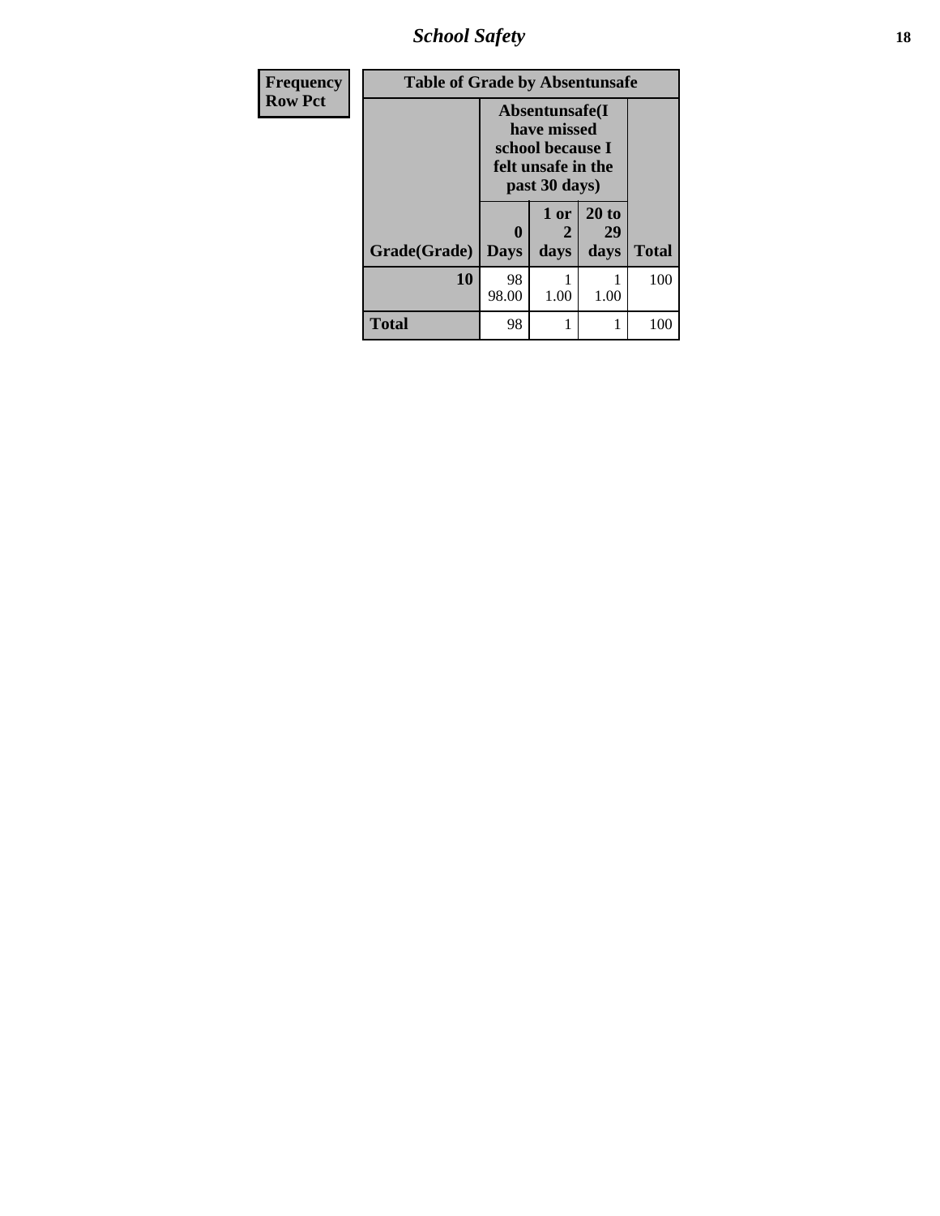| Frequency Row Pct | Table of Grade by Absentunsafe | | | |
|---|---|---|---|---|
| | Absentunsafe(I have missed school because I felt unsafe in the past 30 days) | | | |
| Grade(Grade) | 0 Days | 1 or 2 days | 20 to 29 days | Total |
| 10 | 98<br>98.00 | 1<br>1.00 | 1<br>1.00 | 100 |
| Total | 98 | 1 | 1 | 100 |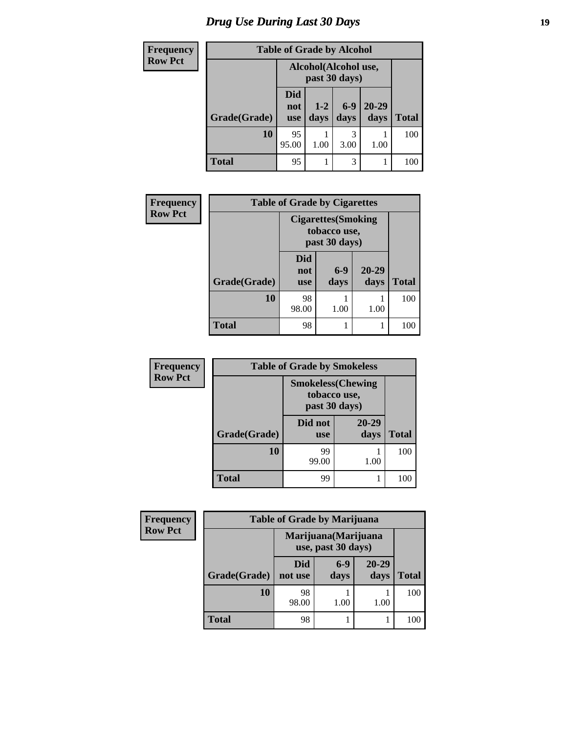# Drug Use During Last 30 Days

| Frequency Row Pct |
|---|

**Table of Grade by Alcohol**

| Grade(Grade) | Alcohol(Alcohol use, past 30 days) | | | | Total |
|---|---|---|---|---|---|
| | Did not use | 1-2 days | 6-9 days | 20-29 days | |
| **10** | 95 95.00 | 1 1.00 | 3 3.00 | 1 1.00 | 100 |
| **Total** | 95 | 1 | 3 | 1 | 100 |

| Frequency Row Pct |
|---|

**Table of Grade by Cigarettes**

| Grade(Grade) | Cigarettes(Smoking tobacco use, past 30 days) | | | Total |
|---|---|---|---|---|
| | Did not use | 6-9 days | 20-29 days | |
| **10** | 98 98.00 | 1 1.00 | 1 1.00 | 100 |
| **Total** | 98 | 1 | 1 | 100 |

| Frequency Row Pct |
|---|

**Table of Grade by Smokeless**

| Grade(Grade) | Smokeless(Chewing tobacco use, past 30 days) | | Total |
|---|---|---|---|
| | Did not use | 20-29 days | |
| **10** | 99 99.00 | 1 1.00 | 100 |
| **Total** | 99 | 1 | 100 |

| Frequency Row Pct |
|---|

**Table of Grade by Marijuana**

| Grade(Grade) | Marijuana(Marijuana use, past 30 days) | | | Total |
|---|---|---|---|---|
| | Did not use | 6-9 days | 20-29 days | |
| **10** | 98 98.00 | 1 1.00 | 1 1.00 | 100 |
| **Total** | 98 | 1 | 1 | 100 |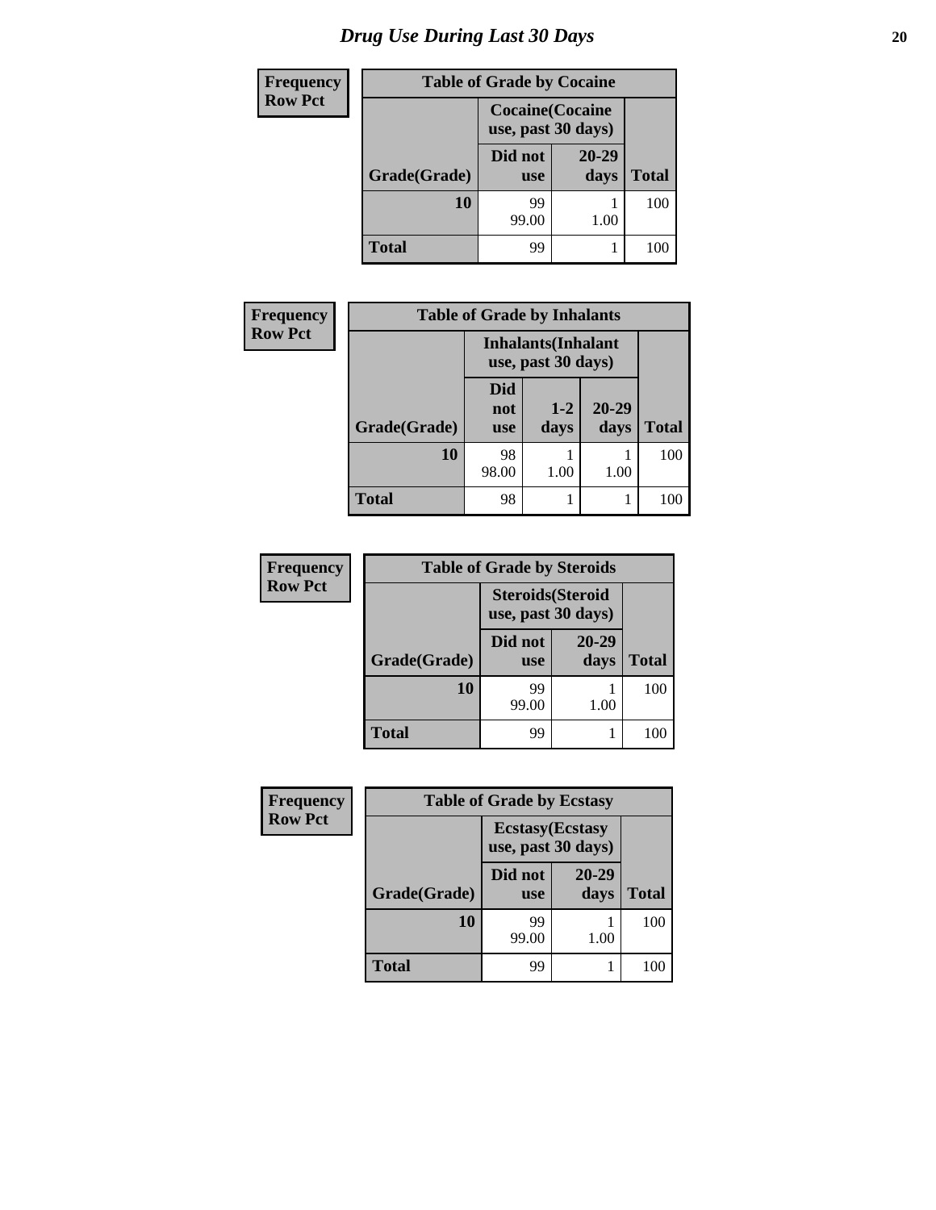# Drug Use During Last 30 Days

| Frequency Row Pct |
|---|

**Table of Grade by Cocaine**

| Grade(Grade) | Cocaine(Cocaine use, past 30 days) Did not use | 20-29 days | Total |
|---|---|---|---|
| 10 | 99 99.00 | 1 1.00 | 100 |
| Total | 99 | 1 | 100 |

| Frequency Row Pct |
|---|

**Table of Grade by Inhalants**

| Grade(Grade) | Inhalants(Inhalant use, past 30 days) Did not use | 1-2 days | 20-29 days | Total |
|---|---|---|---|---|
| 10 | 98 98.00 | 1 1.00 | 1 1.00 | 100 |
| Total | 98 | 1 | 1 | 100 |

| Frequency Row Pct |
|---|

**Table of Grade by Steroids**

| Grade(Grade) | Steroids(Steroid use, past 30 days) Did not use | 20-29 days | Total |
|---|---|---|---|
| 10 | 99 99.00 | 1 1.00 | 100 |
| Total | 99 | 1 | 100 |

| Frequency Row Pct |
|---|

**Table of Grade by Ecstasy**

| Grade(Grade) | Ecstasy(Ecstasy use, past 30 days) Did not use | 20-29 days | Total |
|---|---|---|---|
| 10 | 99 99.00 | 1 1.00 | 100 |
| Total | 99 | 1 | 100 |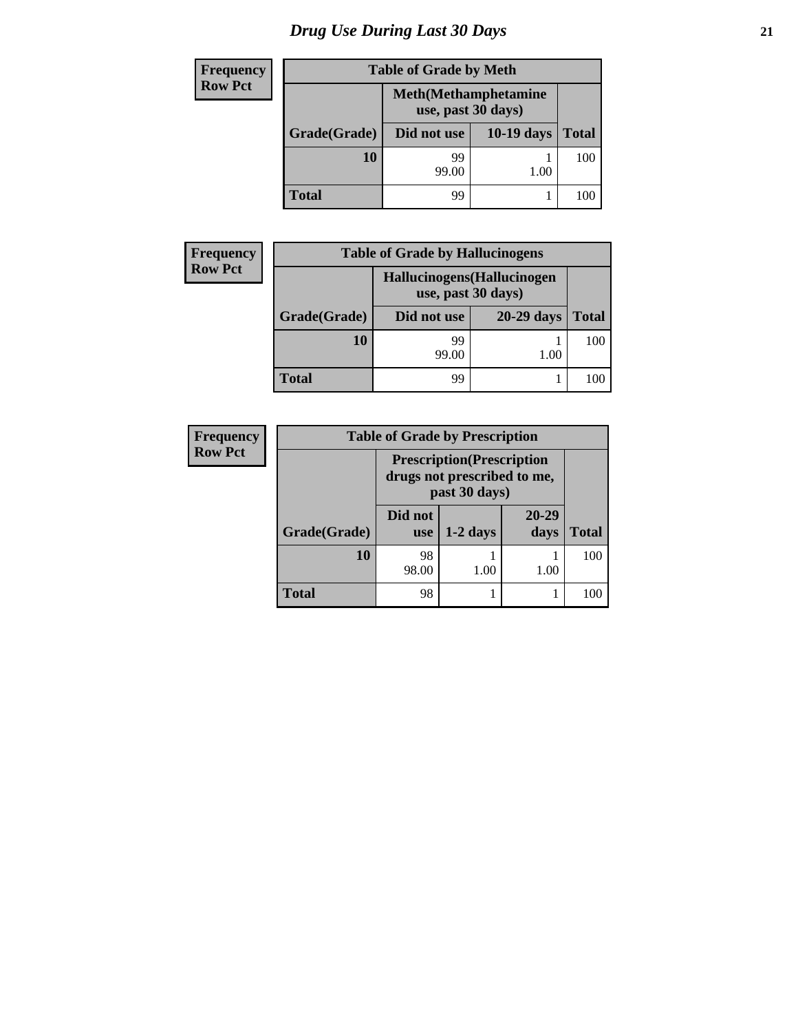# Drug Use During Last 30 Days

| Frequency Row Pct |
|---|

**Table of Grade by Meth**

| | Meth(Methamphetamine use, past 30 days) | | |
|---|---|---|---|
| Grade(Grade) | Did not use | 10-19 days | Total |
| 10 | 99<br>99.00 | 1<br>1.00 | 100 |
| Total | 99 | 1 | 100 |

| Frequency Row Pct |
|---|

**Table of Grade by Hallucinogens**

| | Hallucinogens(Hallucinogen use, past 30 days) | | |
|---|---|---|---|
| Grade(Grade) | Did not use | 20-29 days | Total |
| 10 | 99<br>99.00 | 1<br>1.00 | 100 |
| Total | 99 | 1 | 100 |

| Frequency Row Pct |
|---|

**Table of Grade by Prescription**

| | Prescription(Prescription drugs not prescribed to me, past 30 days) | | | |
|---|---|---|---|---|
| Grade(Grade) | Did not use | 1-2 days | 20-29 days | Total |
| 10 | 98<br>98.00 | 1<br>1.00 | 1<br>1.00 | 100 |
| Total | 98 | 1 | 1 | 100 |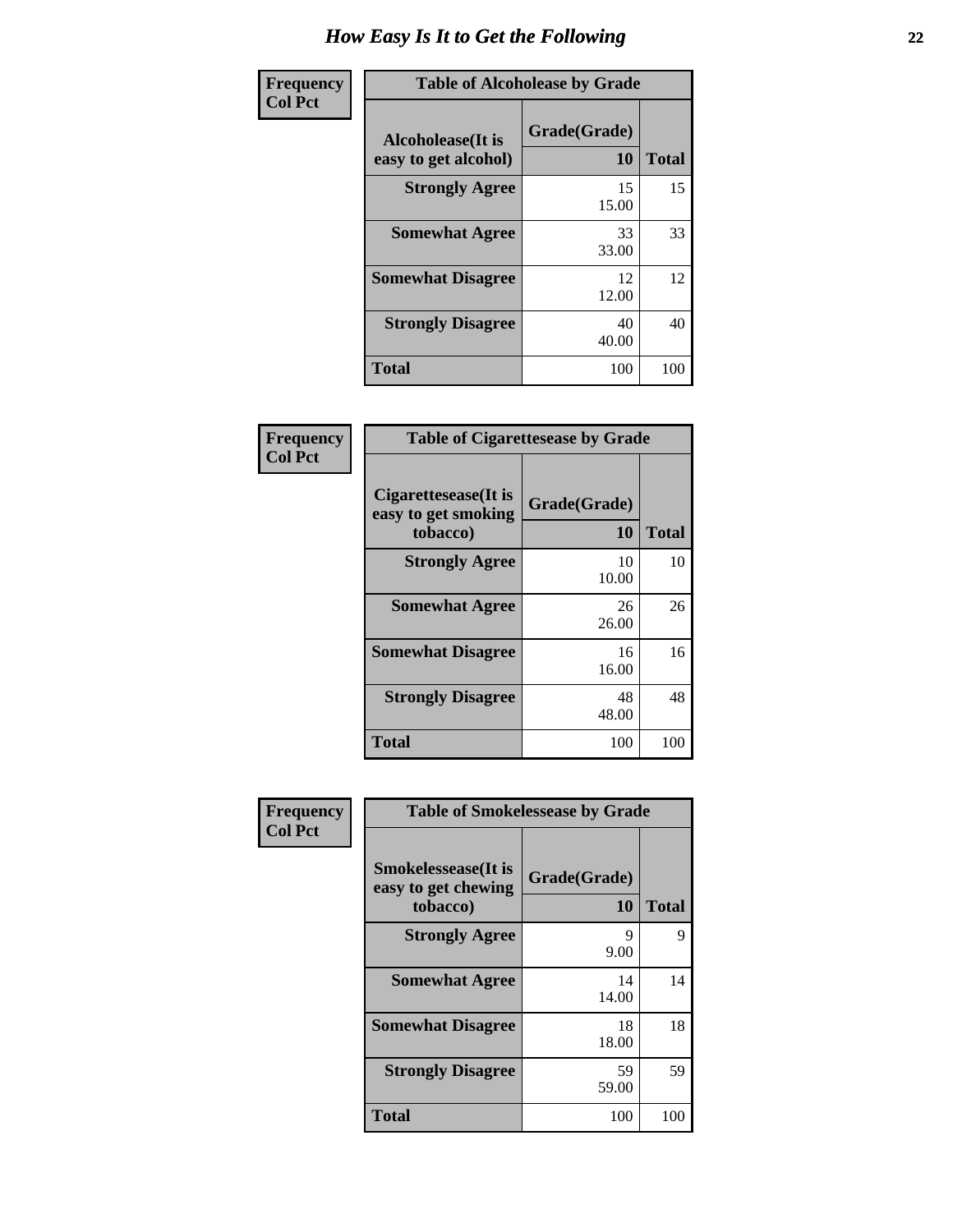# How Easy Is It to Get the Following

**Frequency**
**Col Pct**

**Table of Alcoholease by Grade**

| Alcoholease(It is easy to get alcohol) | Grade(Grade) 10 | Total |
|---|---|---|
| **Strongly Agree** | 15<br>15.00 | 15 |
| **Somewhat Agree** | 33<br>33.00 | 33 |
| **Somewhat Disagree** | 12<br>12.00 | 12 |
| **Strongly Disagree** | 40<br>40.00 | 40 |
| **Total** | 100 | 100 |

**Frequency**
**Col Pct**

**Table of Cigarettesease by Grade**

| Cigarettesease(It is easy to get smoking tobacco) | Grade(Grade) 10 | Total |
|---|---|---|
| **Strongly Agree** | 10<br>10.00 | 10 |
| **Somewhat Agree** | 26<br>26.00 | 26 |
| **Somewhat Disagree** | 16<br>16.00 | 16 |
| **Strongly Disagree** | 48<br>48.00 | 48 |
| **Total** | 100 | 100 |

**Frequency**
**Col Pct**

**Table of Smokelessease by Grade**

| Smokelessease(It is easy to get chewing tobacco) | Grade(Grade) 10 | Total |
|---|---|---|
| **Strongly Agree** | 9<br>9.00 | 9 |
| **Somewhat Agree** | 14<br>14.00 | 14 |
| **Somewhat Disagree** | 18<br>18.00 | 18 |
| **Strongly Disagree** | 59<br>59.00 | 59 |
| **Total** | 100 | 100 |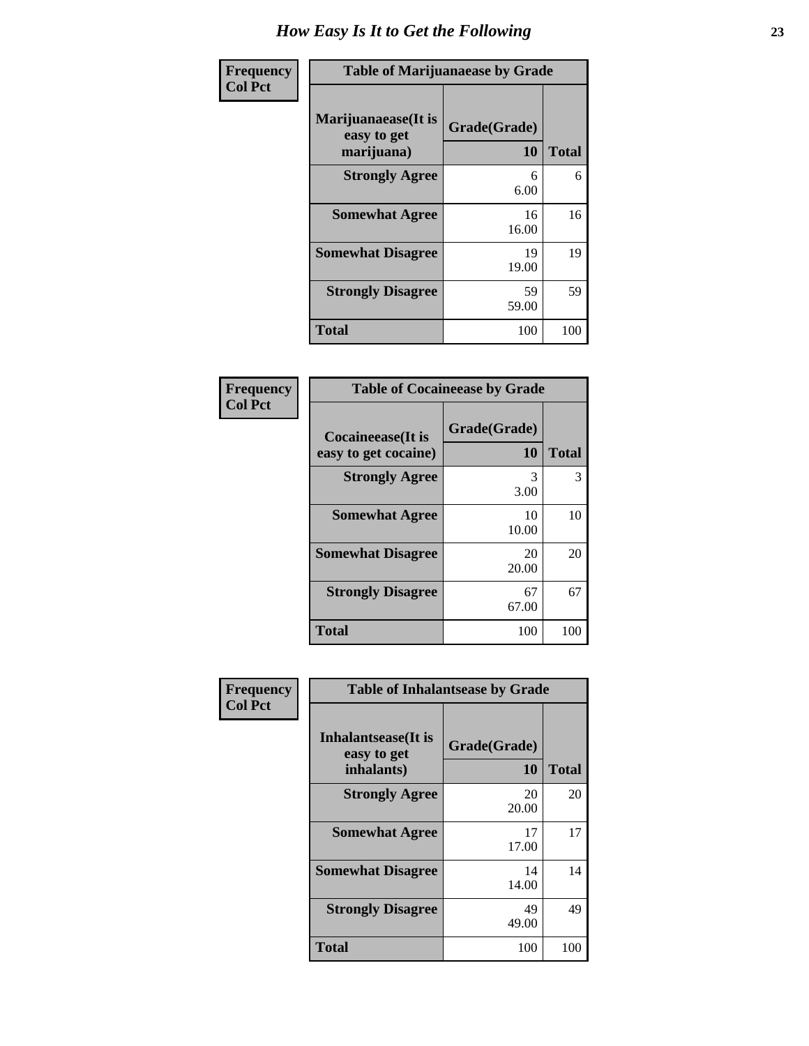# How Easy Is It to Get the Following

| Frequency<br>Col Pct | Table of Marijuanaease by Grade | |
|---|---|---|
| Marijuanaease(It is easy to get marijuana) | Grade(Grade)<br>10 | Total |
| Strongly Agree | 6<br>6.00 | 6 |
| Somewhat Agree | 16<br>16.00 | 16 |
| Somewhat Disagree | 19<br>19.00 | 19 |
| Strongly Disagree | 59<br>59.00 | 59 |
| Total | 100 | 100 |

| Frequency<br>Col Pct | Table of Cocaineease by Grade | |
|---|---|---|
| Cocaineease(It is easy to get cocaine) | Grade(Grade)<br>10 | Total |
| Strongly Agree | 3<br>3.00 | 3 |
| Somewhat Agree | 10<br>10.00 | 10 |
| Somewhat Disagree | 20<br>20.00 | 20 |
| Strongly Disagree | 67<br>67.00 | 67 |
| Total | 100 | 100 |

| Frequency<br>Col Pct | Table of Inhalantsease by Grade | |
|---|---|---|
| Inhalantsease(It is easy to get inhalants) | Grade(Grade)<br>10 | Total |
| Strongly Agree | 20<br>20.00 | 20 |
| Somewhat Agree | 17<br>17.00 | 17 |
| Somewhat Disagree | 14<br>14.00 | 14 |
| Strongly Disagree | 49<br>49.00 | 49 |
| Total | 100 | 100 |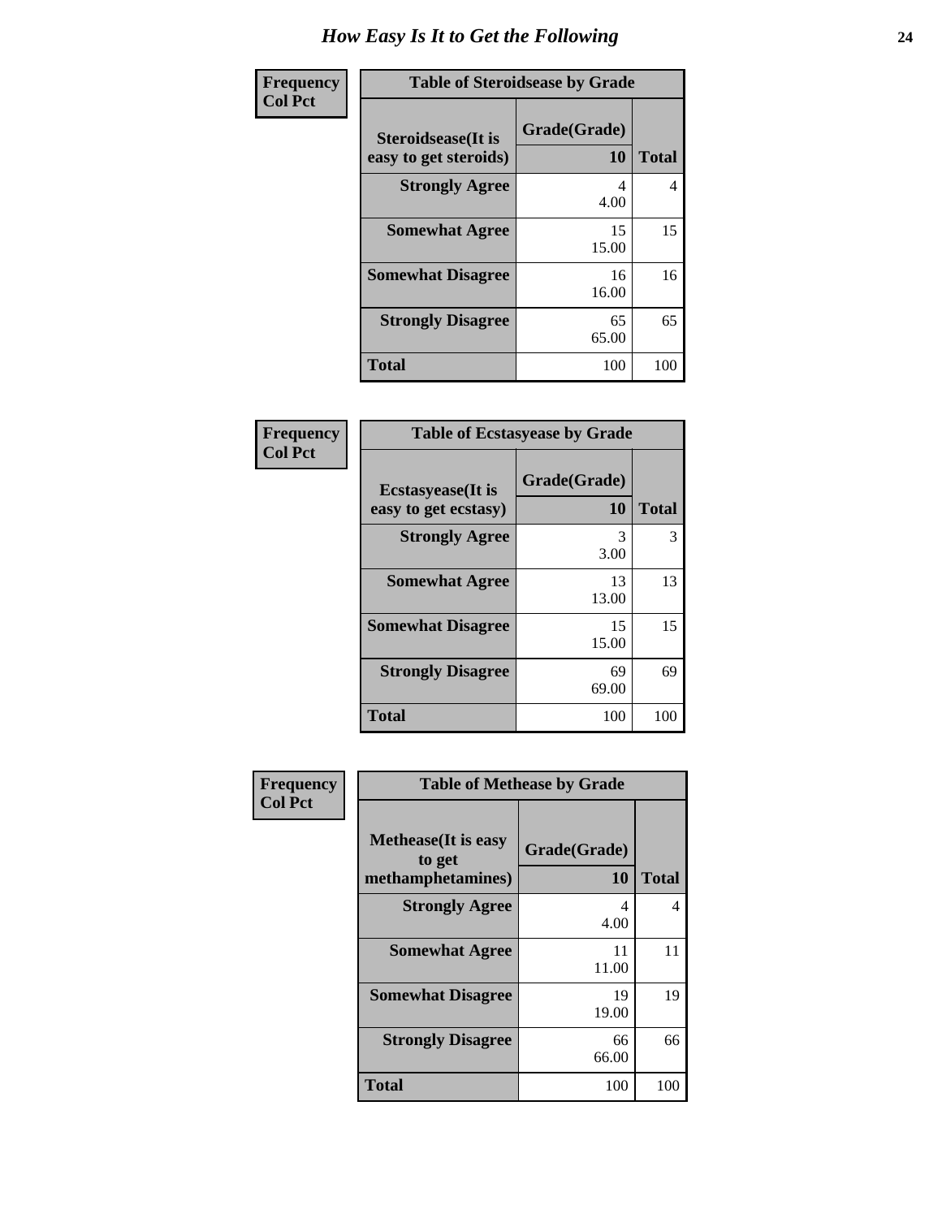# How Easy Is It to Get the Following

**Frequency**
**Col Pct**

| Table of Steroidsease by Grade | | |
|---|---|---|
| Steroidsease(It is easy to get steroids) | Grade(Grade) 10 | Total |
| **Strongly Agree** | 4<br>4.00 | 4 |
| **Somewhat Agree** | 15<br>15.00 | 15 |
| **Somewhat Disagree** | 16<br>16.00 | 16 |
| **Strongly Disagree** | 65<br>65.00 | 65 |
| **Total** | 100 | 100 |

**Frequency**
**Col Pct**

| Table of Ecstasyease by Grade | | |
|---|---|---|
| Ecstasyease(It is easy to get ecstasy) | Grade(Grade) 10 | Total |
| **Strongly Agree** | 3<br>3.00 | 3 |
| **Somewhat Agree** | 13<br>13.00 | 13 |
| **Somewhat Disagree** | 15<br>15.00 | 15 |
| **Strongly Disagree** | 69<br>69.00 | 69 |
| **Total** | 100 | 100 |

**Frequency**
**Col Pct**

| Table of Methease by Grade | | |
|---|---|---|
| Methease(It is easy to get methamphetamines) | Grade(Grade) 10 | Total |
| **Strongly Agree** | 4<br>4.00 | 4 |
| **Somewhat Agree** | 11<br>11.00 | 11 |
| **Somewhat Disagree** | 19<br>19.00 | 19 |
| **Strongly Disagree** | 66<br>66.00 | 66 |
| **Total** | 100 | 100 |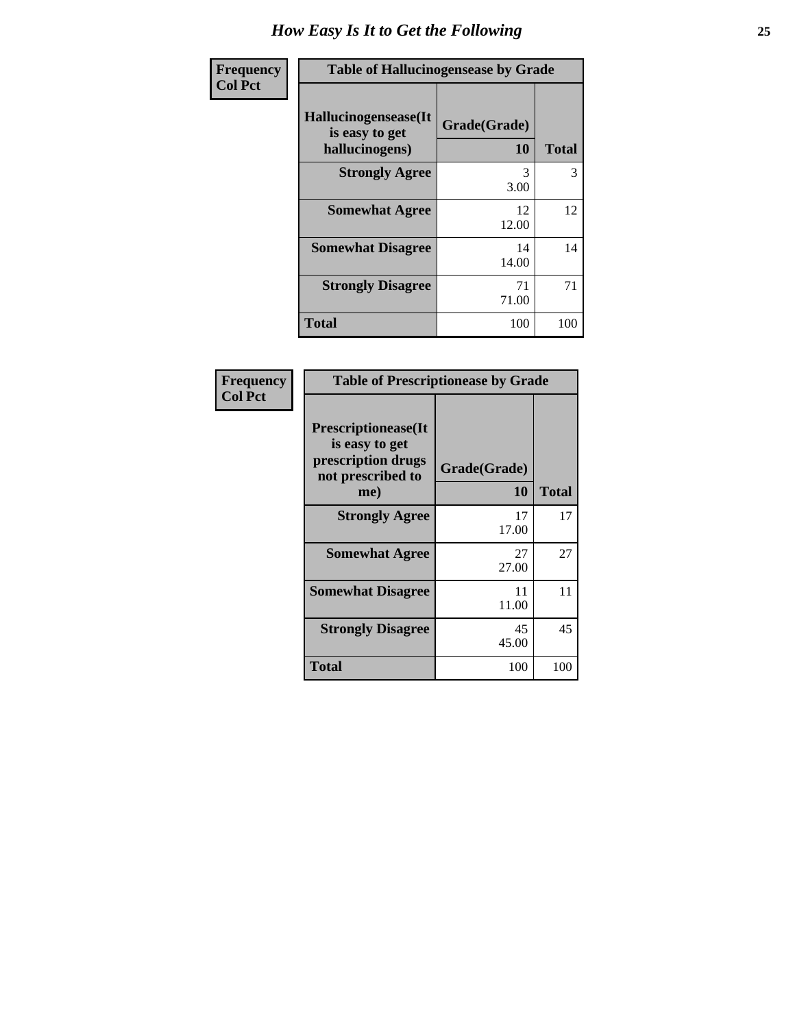# How Easy Is It to Get the Following

**Frequency**
**Col Pct**

| Table of Hallucinogensease by Grade | | |
|---|---|---|
| **Hallucinogensease(It is easy to get hallucinogens)** | **Grade(Grade)** **10** | **Total** |
| **Strongly Agree** | 3<br>3.00 | 3 |
| **Somewhat Agree** | 12<br>12.00 | 12 |
| **Somewhat Disagree** | 14<br>14.00 | 14 |
| **Strongly Disagree** | 71<br>71.00 | 71 |
| **Total** | 100 | 100 |

**Frequency**
**Col Pct**

| Table of Prescriptionease by Grade | | |
|---|---|---|
| **Prescriptionease(It is easy to get prescription drugs not prescribed to me)** | **Grade(Grade)** **10** | **Total** |
| **Strongly Agree** | 17<br>17.00 | 17 |
| **Somewhat Agree** | 27<br>27.00 | 27 |
| **Somewhat Disagree** | 11<br>11.00 | 11 |
| **Strongly Disagree** | 45<br>45.00 | 45 |
| **Total** | 100 | 100 |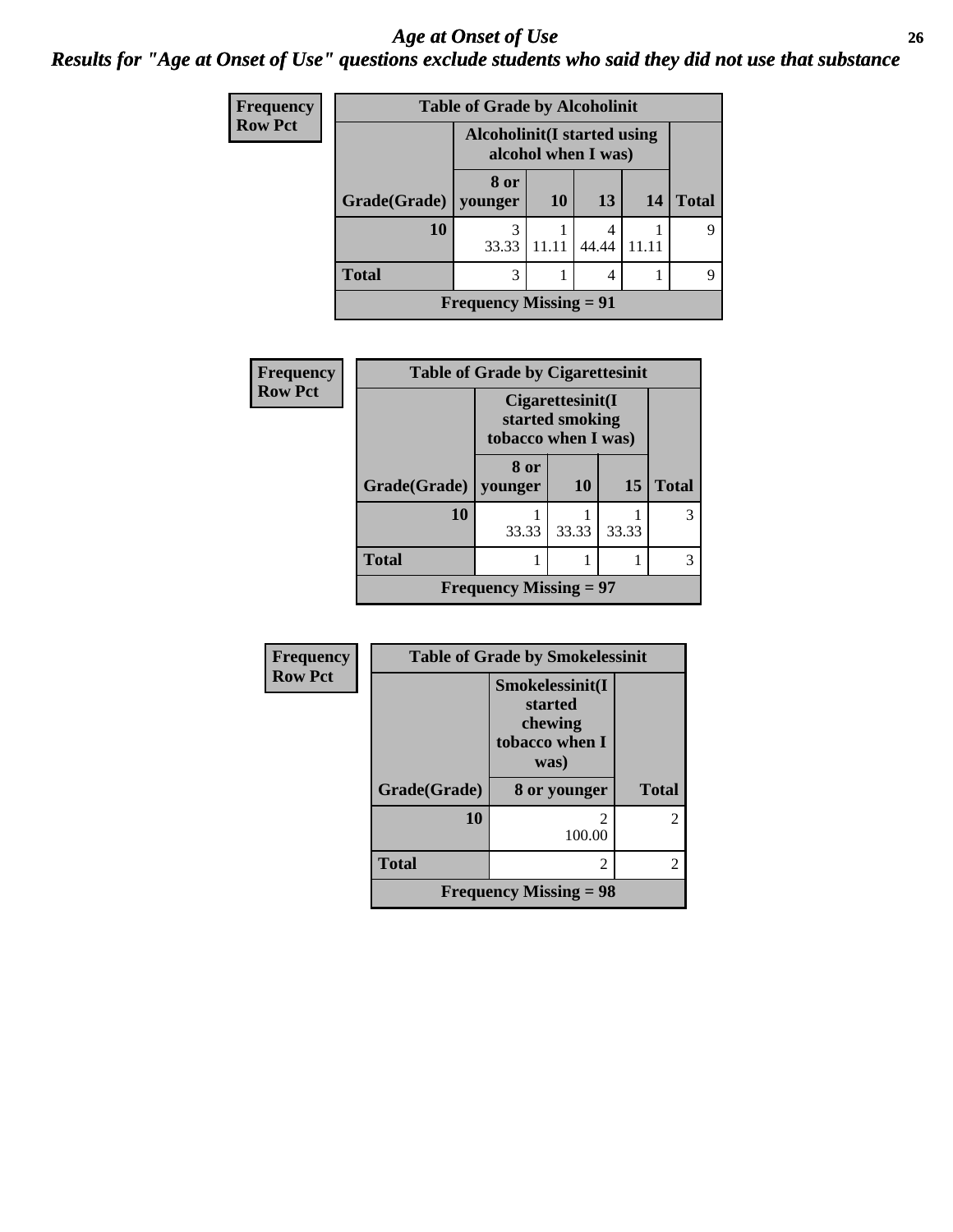# *Age at Onset of Use*

## *Results for "Age at Onset of Use" questions exclude students who said they did not use that substance*

**Frequency**
**Row Pct**

| Table of Grade by Alcoholinit | | | | | |
|---|---|---|---|---|---|
| | Alcoholinit(I started using alcohol when I was) | | | | |
| Grade(Grade) | 8 or younger | 10 | 13 | 14 | Total |
| **10** | 3<br>33.33 | 1<br>11.11 | 4<br>44.44 | 1<br>11.11 | 9 |
| **Total** | 3 | 1 | 4 | 1 | 9 |
| Frequency Missing = 91 | | | | | |

**Frequency**
**Row Pct**

| Table of Grade by Cigarettesinit | | | | |
|---|---|---|---|---|
| | Cigarettesinit(I started smoking tobacco when I was) | | | |
| Grade(Grade) | 8 or younger | 10 | 15 | Total |
| **10** | 1<br>33.33 | 1<br>33.33 | 1<br>33.33 | 3 |
| **Total** | 1 | 1 | 1 | 3 |
| Frequency Missing = 97 | | | | |

**Frequency**
**Row Pct**

| Table of Grade by Smokelessinit | | |
|---|---|---|
| | Smokelessinit(I started chewing tobacco when I was) | |
| Grade(Grade) | 8 or younger | Total |
| **10** | 2<br>100.00 | 2 |
| **Total** | 2 | 2 |
| Frequency Missing = 98 | | |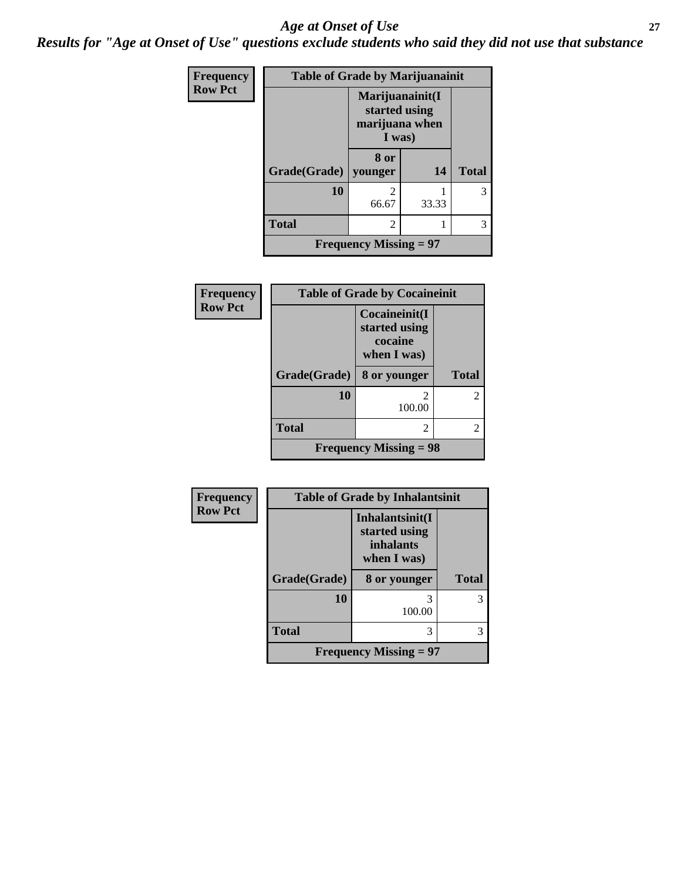# *Age at Onset of Use*

***Results for "Age at Onset of Use" questions exclude students who said they did not use that substance***

**Frequency**
**Row Pct**

| Table of Grade by Marijuanainit | | | |
|---|---|---|---|
| | Marijuanainit(I started using marijuana when I was) | | |
| Grade(Grade) | 8 or younger | 14 | Total |
| 10 | 2<br>66.67 | 1<br>33.33 | 3 |
| Total | 2 | 1 | 3 |
| Frequency Missing = 97 | | | |

**Frequency**
**Row Pct**

| Table of Grade by Cocaineinit | | |
|---|---|---|
| | Cocaineinit(I started using cocaine when I was) | |
| Grade(Grade) | 8 or younger | Total |
| 10 | 2<br>100.00 | 2 |
| Total | 2 | 2 |
| Frequency Missing = 98 | | |

**Frequency**
**Row Pct**

| Table of Grade by Inhalantsinit | | |
|---|---|---|
| | Inhalantsinit(I started using inhalants when I was) | |
| Grade(Grade) | 8 or younger | Total |
| 10 | 3<br>100.00 | 3 |
| Total | 3 | 3 |
| Frequency Missing = 97 | | |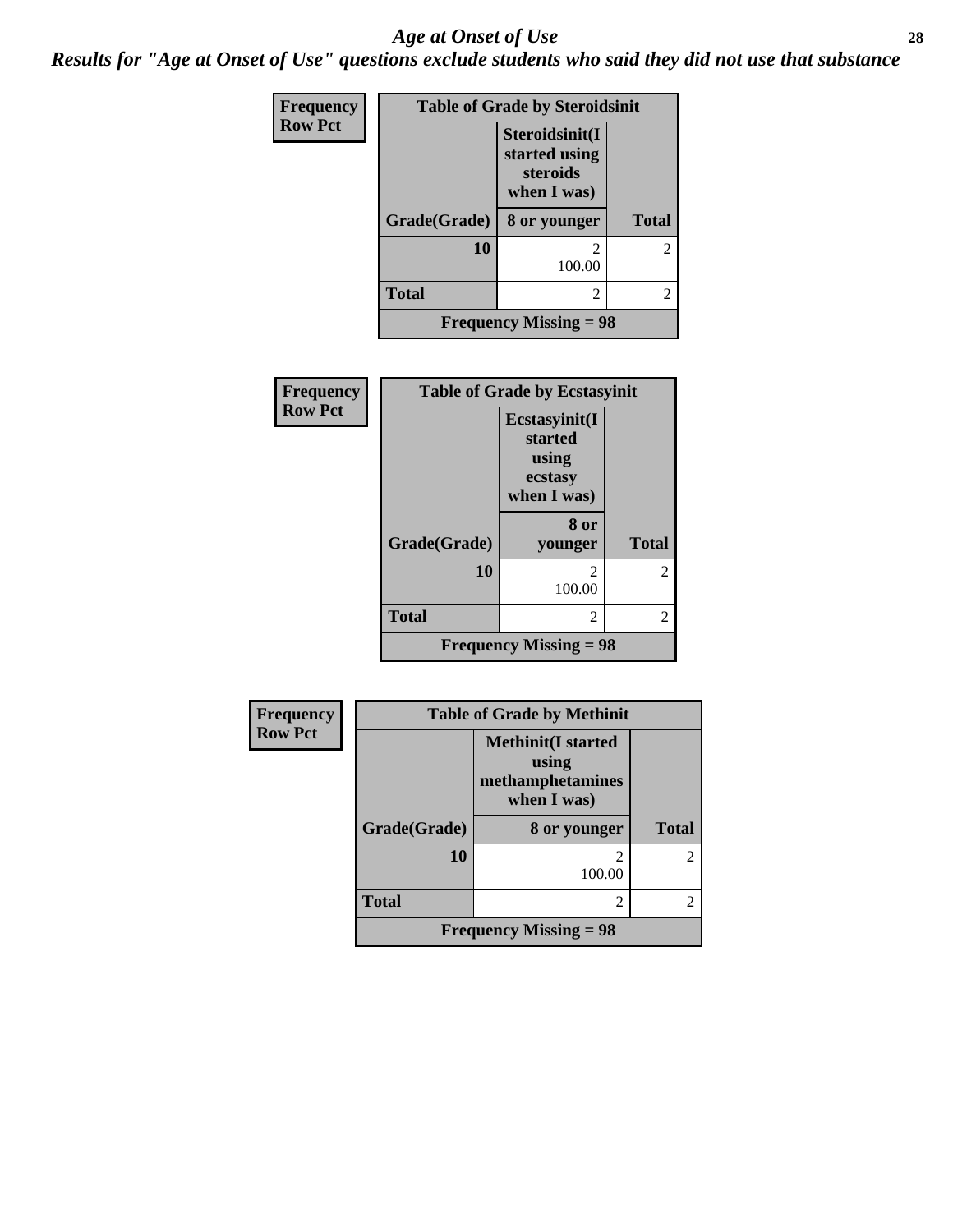# *Age at Onset of Use*

***Results for "Age at Onset of Use" questions exclude students who said they did not use that substance***

**Frequency**
**Row Pct**

| Table of Grade by Steroidsinit | | |
|---|---|---|
| | **Steroidsinit(I started using steroids when I was)** | |
| **Grade(Grade)** | **8 or younger** | **Total** |
| **10** | 2<br>100.00 | 2 |
| **Total** | 2 | 2 |
| **Frequency Missing = 98** | | |

**Frequency**
**Row Pct**

| Table of Grade by Ecstasyinit | | |
|---|---|---|
| | **Ecstasyinit(I started using ecstasy when I was)** | |
| **Grade(Grade)** | **8 or younger** | **Total** |
| **10** | 2<br>100.00 | 2 |
| **Total** | 2 | 2 |
| **Frequency Missing = 98** | | |

**Frequency**
**Row Pct**

| Table of Grade by Methinit | | |
|---|---|---|
| | **Methinit(I started using methamphetamines when I was)** | |
| **Grade(Grade)** | **8 or younger** | **Total** |
| **10** | 2<br>100.00 | 2 |
| **Total** | 2 | 2 |
| **Frequency Missing = 98** | | |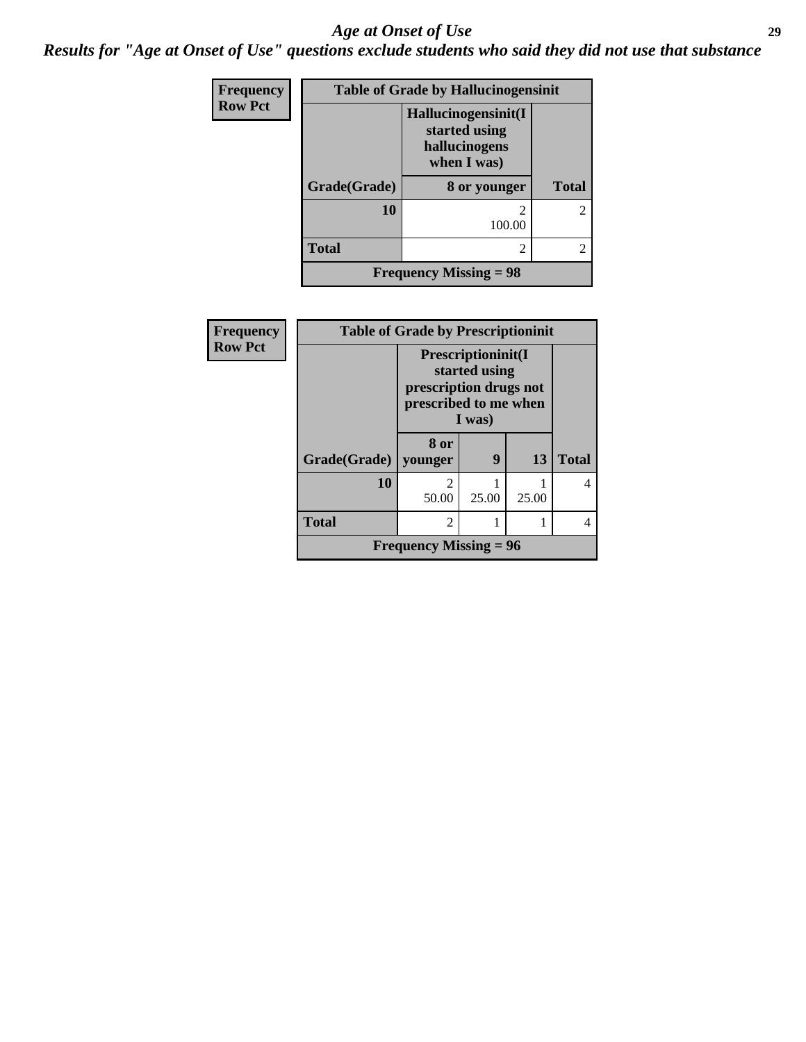# *Age at Onset of Use*

***Results for "Age at Onset of Use" questions exclude students who said they did not use that substance***

| Frequency<br>Row Pct | Table of Grade by Hallucinogensinit | |
|---|---|---|
| | **Hallucinogensinit(I started using hallucinogens when I was)** | |
| **Grade(Grade)** | **8 or younger** | **Total** |
| **10** | 2<br>100.00 | 2 |
| **Total** | 2 | 2 |
| **Frequency Missing = 98** | | |

| Frequency<br>Row Pct | Table of Grade by Prescriptioninit | | | |
|---|---|---|---|---|
| | **Prescriptioninit(I started using prescription drugs not prescribed to me when I was)** | | | |
| **Grade(Grade)** | **8 or younger** | **9** | **13** | **Total** |
| **10** | 2<br>50.00 | 1<br>25.00 | 1<br>25.00 | 4 |
| **Total** | 2 | 1 | 1 | 4 |
| **Frequency Missing = 96** | | | | |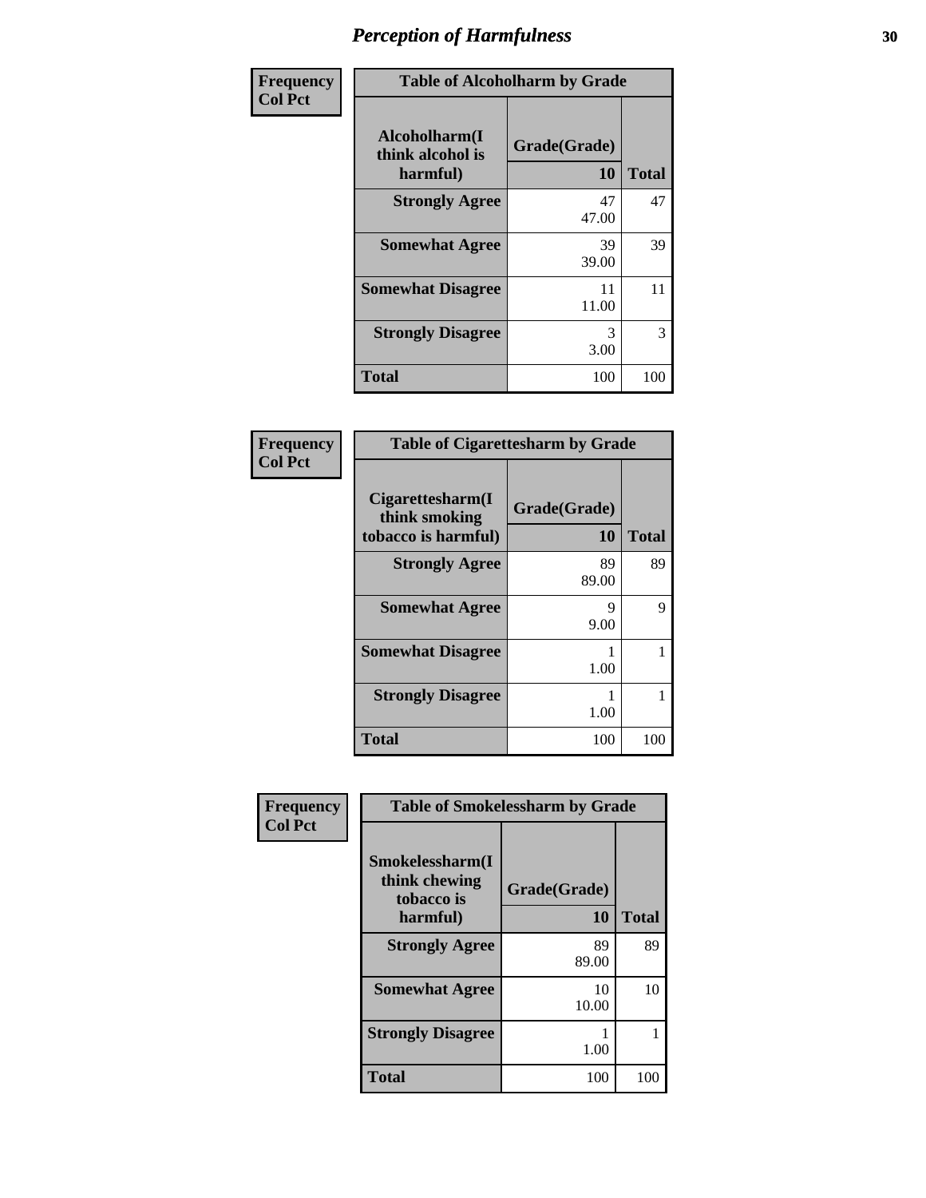# Perception of Harmfulness

**Frequency**
**Col Pct**

| Table of Alcoholharm by Grade | | |
|---|---|---|
| Alcoholharm(I think alcohol is harmful) | Grade(Grade) 10 | Total |
| **Strongly Agree** | 47<br>47.00 | 47 |
| **Somewhat Agree** | 39<br>39.00 | 39 |
| **Somewhat Disagree** | 11<br>11.00 | 11 |
| **Strongly Disagree** | 3<br>3.00 | 3 |
| **Total** | 100 | 100 |

**Frequency**
**Col Pct**

| Table of Cigarettesharm by Grade | | |
|---|---|---|
| Cigarettesharm(I think smoking tobacco is harmful) | Grade(Grade) 10 | Total |
| **Strongly Agree** | 89<br>89.00 | 89 |
| **Somewhat Agree** | 9<br>9.00 | 9 |
| **Somewhat Disagree** | 1<br>1.00 | 1 |
| **Strongly Disagree** | 1<br>1.00 | 1 |
| **Total** | 100 | 100 |

**Frequency**
**Col Pct**

| Table of Smokelessharm by Grade | | |
|---|---|---|
| Smokelessharm(I think chewing tobacco is harmful) | Grade(Grade) 10 | Total |
| **Strongly Agree** | 89<br>89.00 | 89 |
| **Somewhat Agree** | 10<br>10.00 | 10 |
| **Strongly Disagree** | 1<br>1.00 | 1 |
| **Total** | 100 | 100 |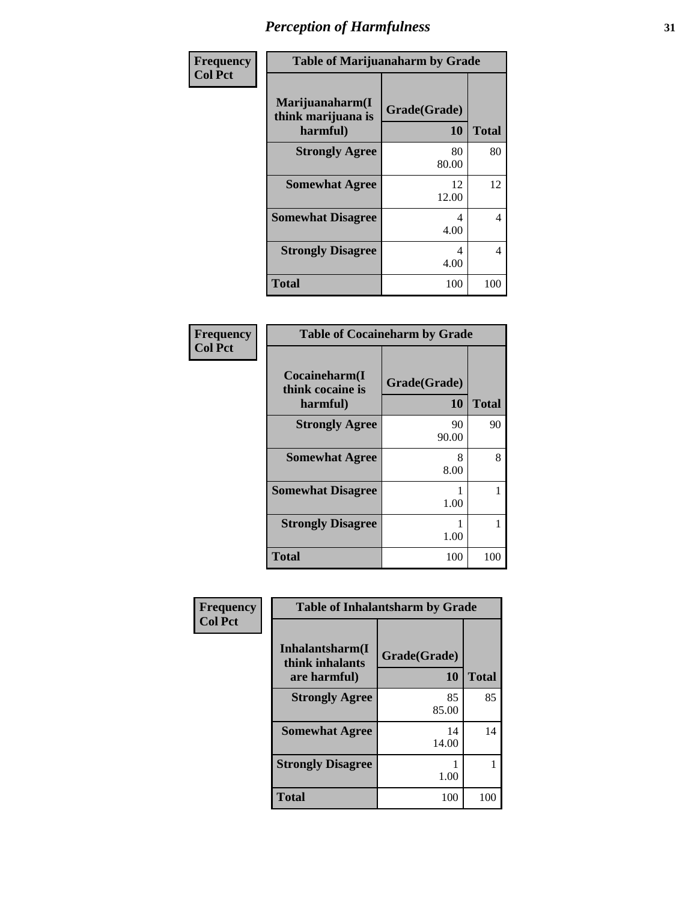# *Perception of Harmfulness*

| Frequency Col Pct | Table of Marijuanaharm by Grade | |
|---|---|---|
| Marijuanaharm(I think marijuana is harmful) | Grade(Grade) 10 | Total |
| Strongly Agree | 80 80.00 | 80 |
| Somewhat Agree | 12 12.00 | 12 |
| Somewhat Disagree | 4 4.00 | 4 |
| Strongly Disagree | 4 4.00 | 4 |
| Total | 100 | 100 |

| Frequency Col Pct | Table of Cocaineharm by Grade | |
|---|---|---|
| Cocaineharm(I think cocaine is harmful) | Grade(Grade) 10 | Total |
| Strongly Agree | 90 90.00 | 90 |
| Somewhat Agree | 8 8.00 | 8 |
| Somewhat Disagree | 1 1.00 | 1 |
| Strongly Disagree | 1 1.00 | 1 |
| Total | 100 | 100 |

| Frequency Col Pct | Table of Inhalantsharm by Grade | |
|---|---|---|
| Inhalantsharm(I think inhalants are harmful) | Grade(Grade) 10 | Total |
| Strongly Agree | 85 85.00 | 85 |
| Somewhat Agree | 14 14.00 | 14 |
| Strongly Disagree | 1 1.00 | 1 |
| Total | 100 | 100 |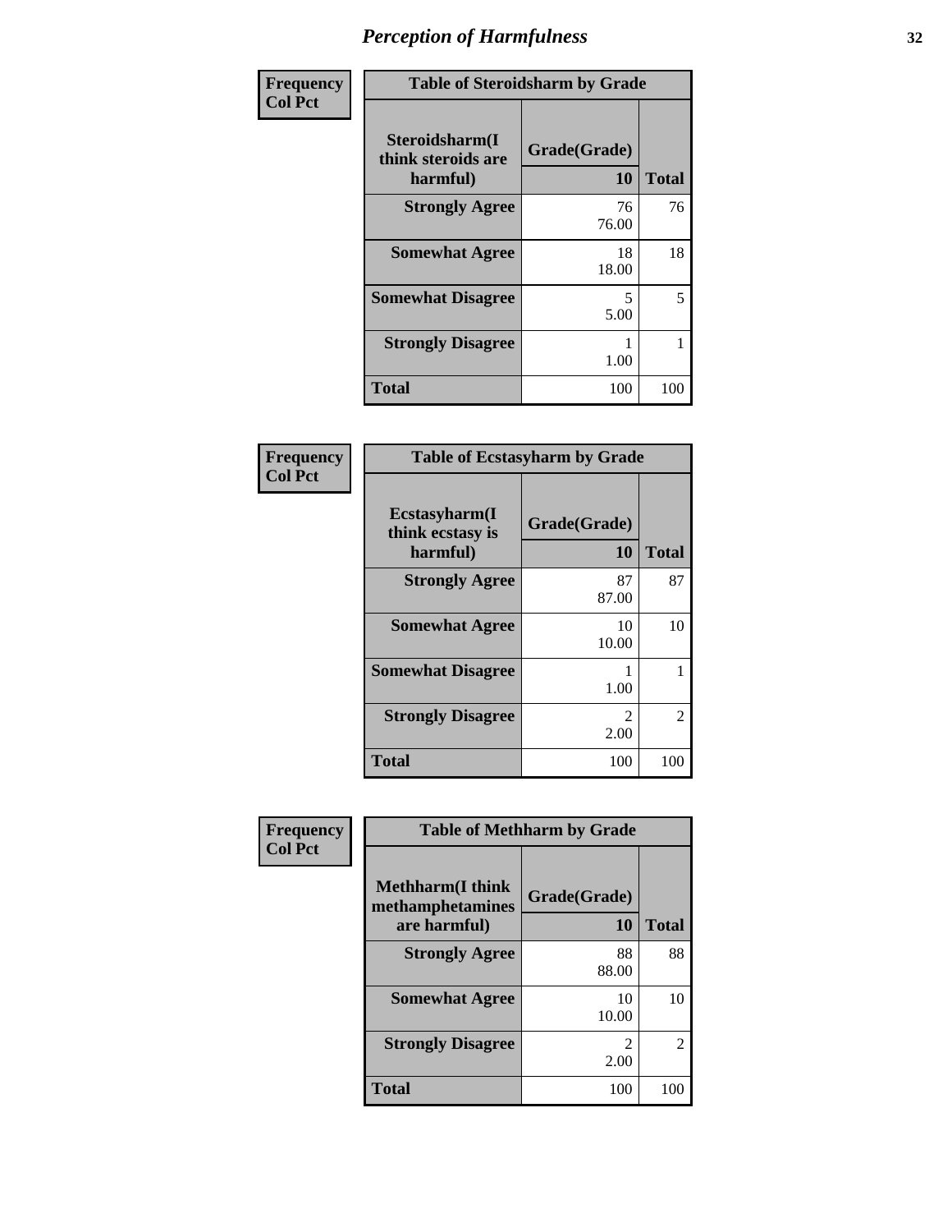# Perception of Harmfulness

**Frequency**
**Col Pct**

| Table of Steroidsharm by Grade | | |
|---|---|---|
| Steroidsharm(I think steroids are harmful) | Grade(Grade) 10 | Total |
| **Strongly Agree** | 76<br>76.00 | 76 |
| **Somewhat Agree** | 18<br>18.00 | 18 |
| **Somewhat Disagree** | 5<br>5.00 | 5 |
| **Strongly Disagree** | 1<br>1.00 | 1 |
| **Total** | 100 | 100 |

**Frequency**
**Col Pct**

| Table of Ecstasyharm by Grade | | |
|---|---|---|
| Ecstasyharm(I think ecstasy is harmful) | Grade(Grade) 10 | Total |
| **Strongly Agree** | 87<br>87.00 | 87 |
| **Somewhat Agree** | 10<br>10.00 | 10 |
| **Somewhat Disagree** | 1<br>1.00 | 1 |
| **Strongly Disagree** | 2<br>2.00 | 2 |
| **Total** | 100 | 100 |

**Frequency**
**Col Pct**

| Table of Methharm by Grade | | |
|---|---|---|
| Methharm(I think methamphetamines are harmful) | Grade(Grade) 10 | Total |
| **Strongly Agree** | 88<br>88.00 | 88 |
| **Somewhat Agree** | 10<br>10.00 | 10 |
| **Strongly Disagree** | 2<br>2.00 | 2 |
| **Total** | 100 | 100 |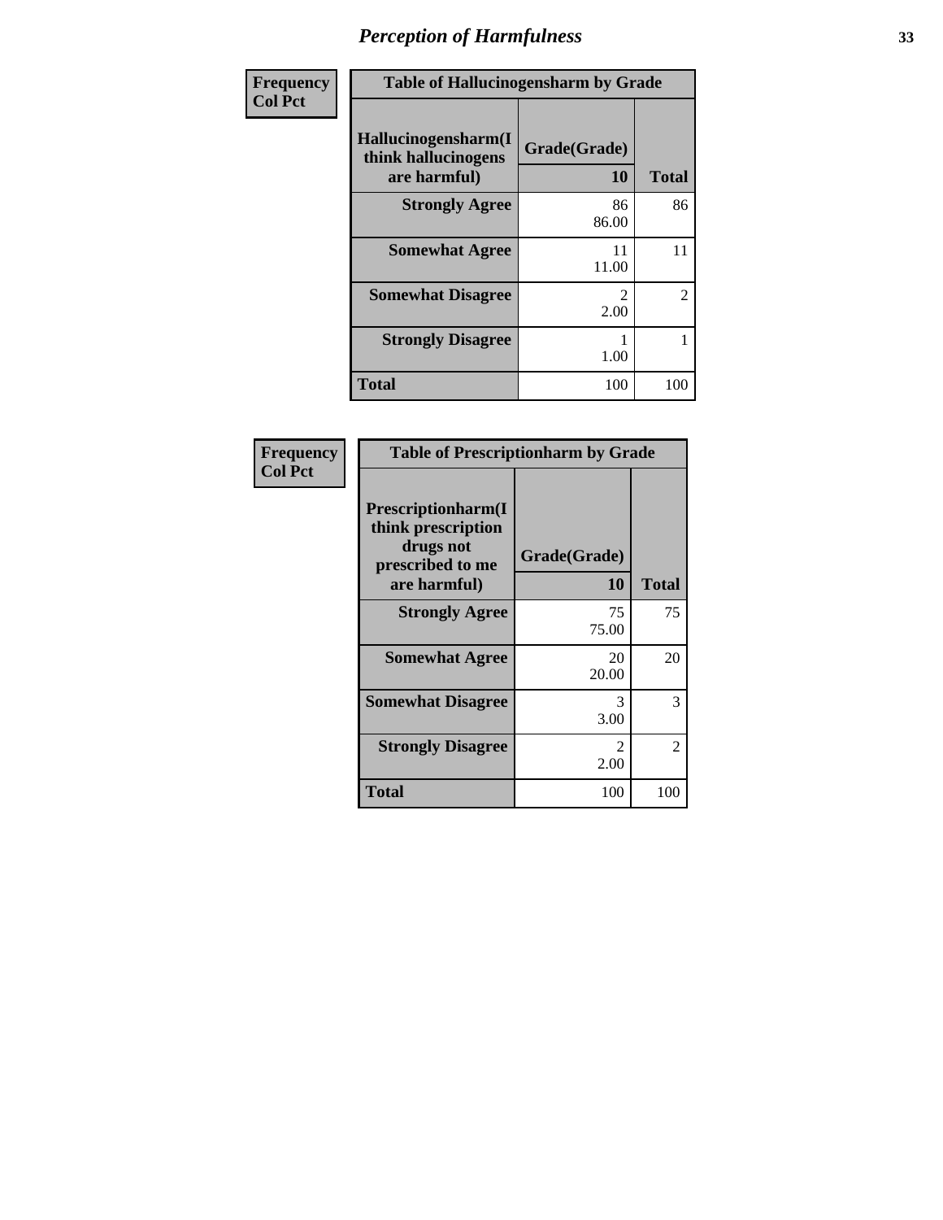# *Perception of Harmfulness*

| Frequency<br>Col Pct |
|---|

| Table of Hallucinogensharm by Grade | | |
|---|---|---|
| **Hallucinogensharm(I think hallucinogens are harmful)** | **Grade(Grade)**<br>**10** | **Total** |
| **Strongly Agree** | 86<br>86.00 | 86 |
| **Somewhat Agree** | 11<br>11.00 | 11 |
| **Somewhat Disagree** | 2<br>2.00 | 2 |
| **Strongly Disagree** | 1<br>1.00 | 1 |
| **Total** | 100 | 100 |

| Frequency<br>Col Pct |
|---|

| Table of Prescriptionharm by Grade | | |
|---|---|---|
| **Prescriptionharm(I think prescription drugs not prescribed to me are harmful)** | **Grade(Grade)**<br>**10** | **Total** |
| **Strongly Agree** | 75<br>75.00 | 75 |
| **Somewhat Agree** | 20<br>20.00 | 20 |
| **Somewhat Disagree** | 3<br>3.00 | 3 |
| **Strongly Disagree** | 2<br>2.00 | 2 |
| **Total** | 100 | 100 |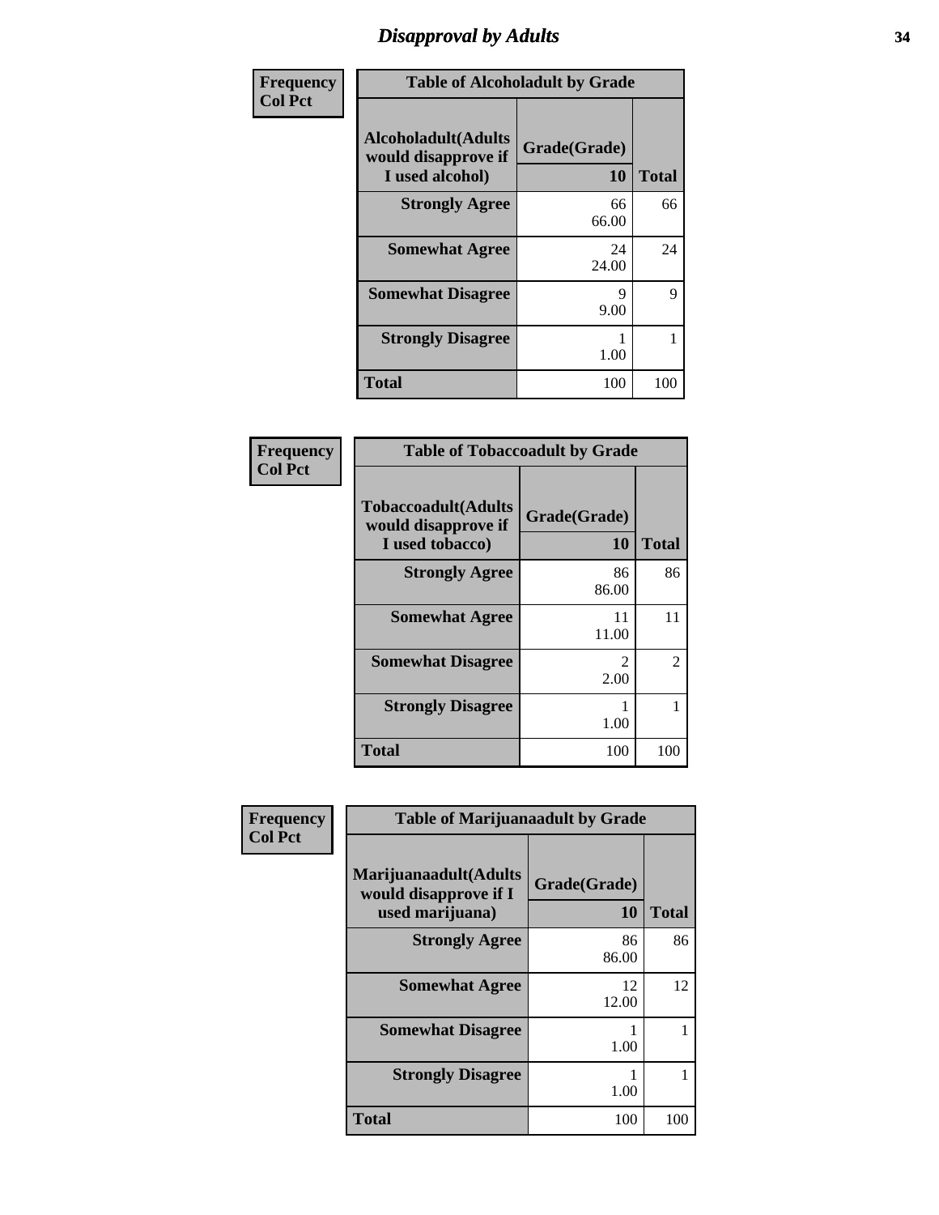# Disapproval by Adults

| Frequency<br>Col Pct | Table of Alcoholadult by Grade | |
|---|---|---|
| Alcoholadult(Adults would disapprove if I used alcohol) | Grade(Grade)<br>10 | Total |
| Strongly Agree | 66<br>66.00 | 66 |
| Somewhat Agree | 24<br>24.00 | 24 |
| Somewhat Disagree | 9<br>9.00 | 9 |
| Strongly Disagree | 1<br>1.00 | 1 |
| Total | 100 | 100 |

| Frequency<br>Col Pct | Table of Tobaccoadult by Grade | |
|---|---|---|
| Tobaccoadult(Adults would disapprove if I used tobacco) | Grade(Grade)<br>10 | Total |
| Strongly Agree | 86<br>86.00 | 86 |
| Somewhat Agree | 11<br>11.00 | 11 |
| Somewhat Disagree | 2<br>2.00 | 2 |
| Strongly Disagree | 1<br>1.00 | 1 |
| Total | 100 | 100 |

| Frequency<br>Col Pct | Table of Marijuanaadult by Grade | |
|---|---|---|
| Marijuanaadult(Adults would disapprove if I used marijuana) | Grade(Grade)<br>10 | Total |
| Strongly Agree | 86<br>86.00 | 86 |
| Somewhat Agree | 12<br>12.00 | 12 |
| Somewhat Disagree | 1<br>1.00 | 1 |
| Strongly Disagree | 1<br>1.00 | 1 |
| Total | 100 | 100 |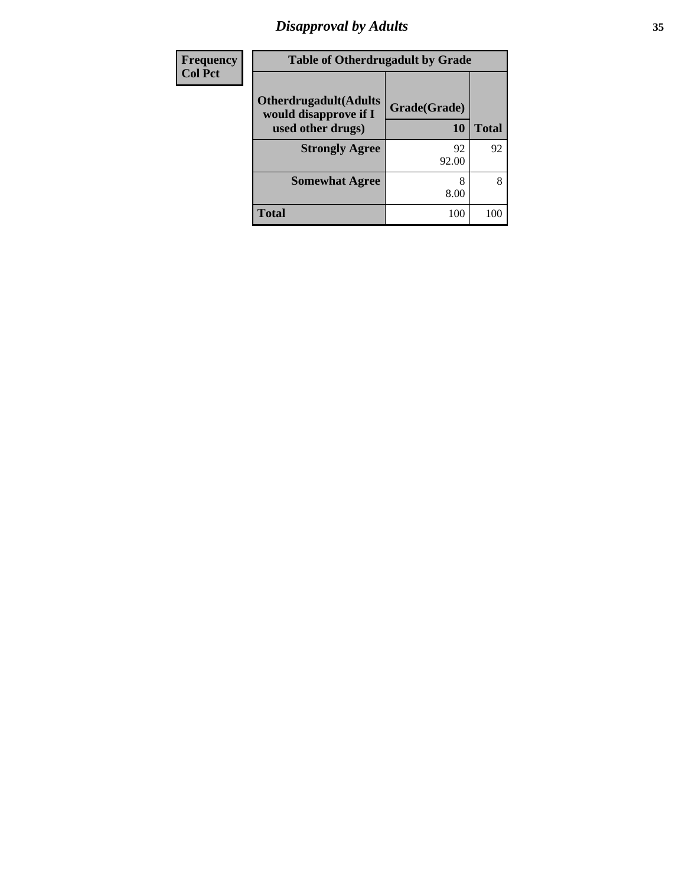# Disapproval by Adults

| Frequency<br>Col Pct |
|---|

**Table of Otherdrugadult by Grade**

| Otherdrugadult(Adults would disapprove if I used other drugs) | Grade(Grade) 10 | Total |
|---|---|---|
| **Strongly Agree** | 92<br>92.00 | 92 |
| **Somewhat Agree** | 8<br>8.00 | 8 |
| **Total** | 100 | 100 |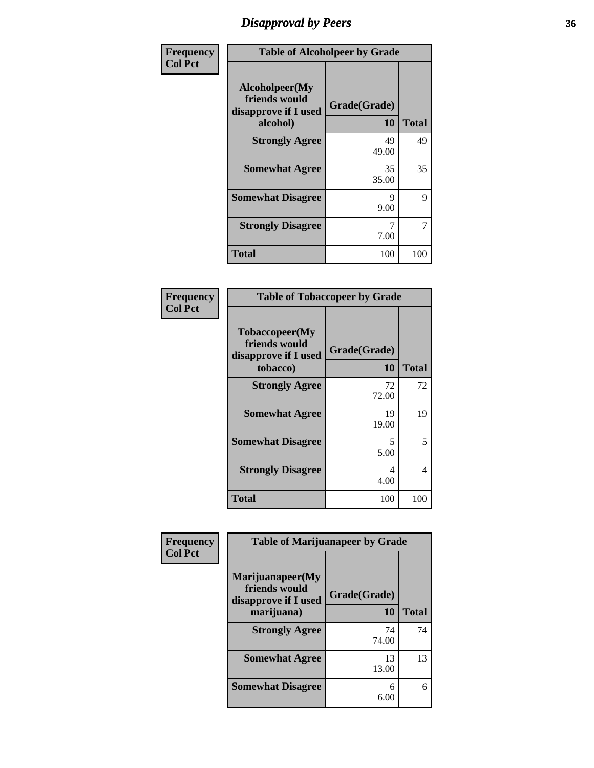# Disapproval by Peers

| Frequency<br>Col Pct | Table of Alcoholpeer by Grade | |
|---|---|---|
| Alcoholpeer(My friends would disapprove if I used alcohol) | Grade(Grade)<br>10 | Total |
| Strongly Agree | 49<br>49.00 | 49 |
| Somewhat Agree | 35<br>35.00 | 35 |
| Somewhat Disagree | 9<br>9.00 | 9 |
| Strongly Disagree | 7<br>7.00 | 7 |
| Total | 100 | 100 |

| Frequency<br>Col Pct | Table of Tobaccopeer by Grade | |
|---|---|---|
| Tobaccopeer(My friends would disapprove if I used tobacco) | Grade(Grade)<br>10 | Total |
| Strongly Agree | 72<br>72.00 | 72 |
| Somewhat Agree | 19<br>19.00 | 19 |
| Somewhat Disagree | 5<br>5.00 | 5 |
| Strongly Disagree | 4<br>4.00 | 4 |
| Total | 100 | 100 |

| Frequency<br>Col Pct | Table of Marijuanapeer by Grade | |
|---|---|---|
| Marijuanapeer(My friends would disapprove if I used marijuana) | Grade(Grade)<br>10 | Total |
| Strongly Agree | 74<br>74.00 | 74 |
| Somewhat Agree | 13<br>13.00 | 13 |
| Somewhat Disagree | 6<br>6.00 | 6 |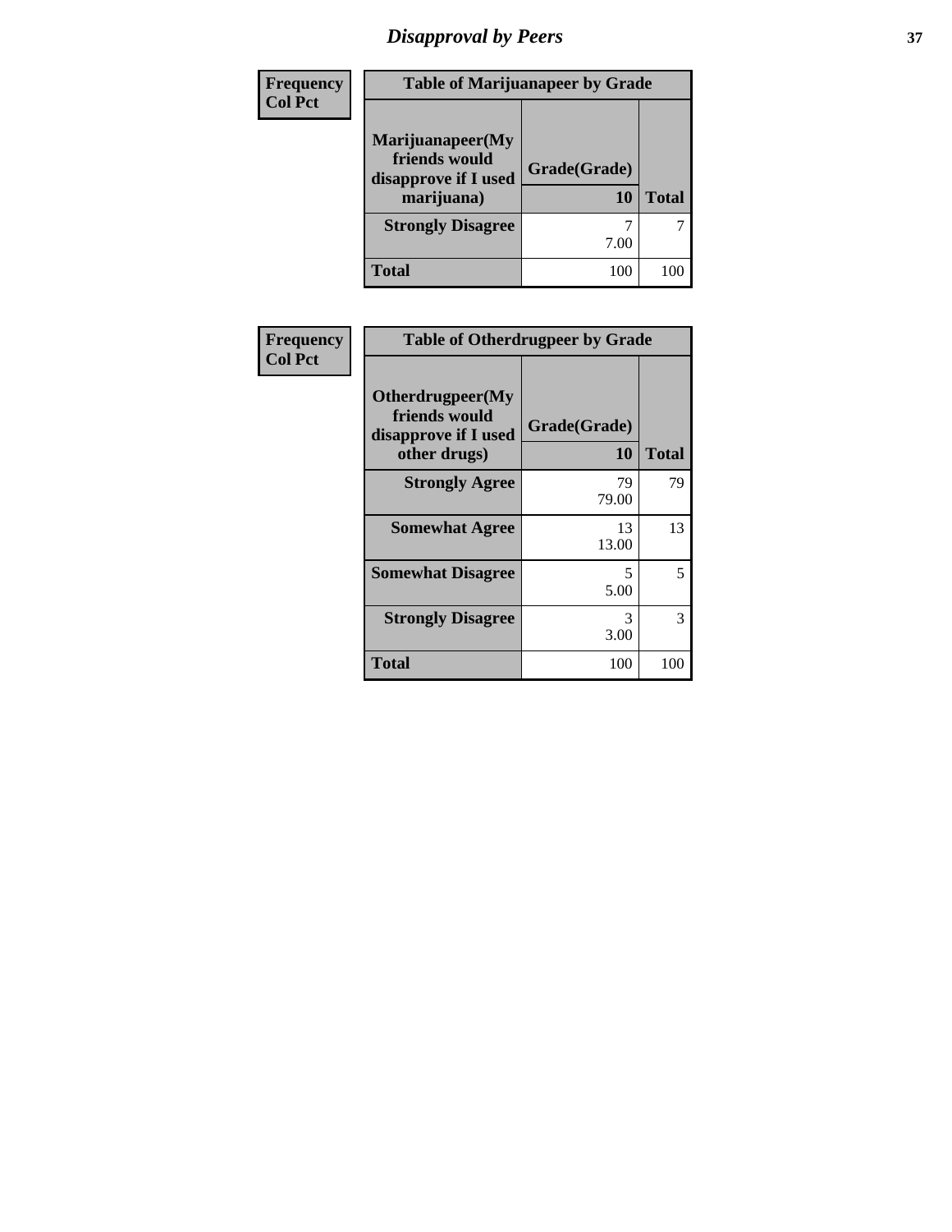# Disapproval by Peers

| Frequency Col Pct | Table of Marijuanapeer by Grade | |
|---|---|---|
| Marijuanapeer(My friends would disapprove if I used marijuana) | Grade(Grade) 10 | Total |
| Strongly Disagree | 7<br>7.00 | 7 |
| Total | 100 | 100 |

| Frequency Col Pct | Table of Otherdrugpeer by Grade | |
|---|---|---|
| Otherdrugpeer(My friends would disapprove if I used other drugs) | Grade(Grade) 10 | Total |
| Strongly Agree | 79<br>79.00 | 79 |
| Somewhat Agree | 13<br>13.00 | 13 |
| Somewhat Disagree | 5<br>5.00 | 5 |
| Strongly Disagree | 3<br>3.00 | 3 |
| Total | 100 | 100 |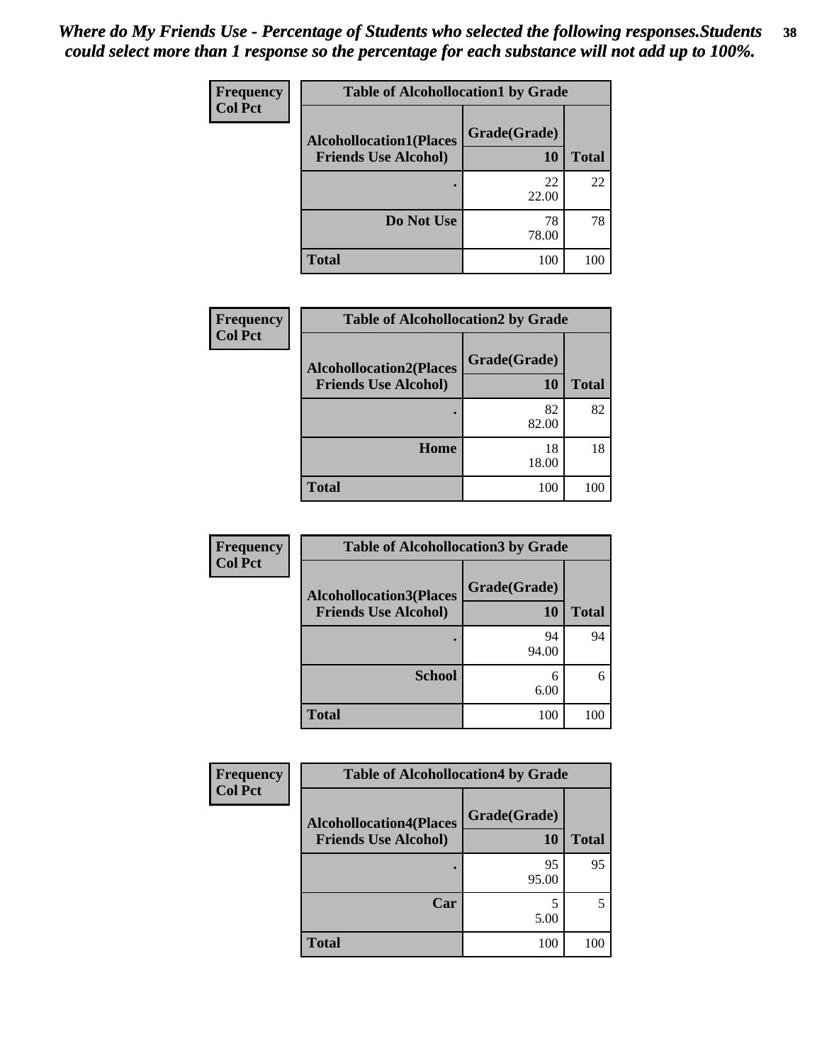*Where do My Friends Use - Percentage of Students who selected the following responses.Students could select more than 1 response so the percentage for each substance will not add up to 100%.*

| Frequency<br>Col Pct | Table of Alcohollocation1 by Grade | |
|---|---|---|
| Alcohollocation1(Places Friends Use Alcohol) | Grade(Grade) 10 | Total |
| . | 22<br>22.00 | 22 |
| Do Not Use | 78<br>78.00 | 78 |
| Total | 100 | 100 |

| Frequency<br>Col Pct | Table of Alcohollocation2 by Grade | |
|---|---|---|
| Alcohollocation2(Places Friends Use Alcohol) | Grade(Grade) 10 | Total |
| . | 82<br>82.00 | 82 |
| Home | 18<br>18.00 | 18 |
| Total | 100 | 100 |

| Frequency<br>Col Pct | Table of Alcohollocation3 by Grade | |
|---|---|---|
| Alcohollocation3(Places Friends Use Alcohol) | Grade(Grade) 10 | Total |
| . | 94<br>94.00 | 94 |
| School | 6<br>6.00 | 6 |
| Total | 100 | 100 |

| Frequency<br>Col Pct | Table of Alcohollocation4 by Grade | |
|---|---|---|
| Alcohollocation4(Places Friends Use Alcohol) | Grade(Grade) 10 | Total |
| . | 95<br>95.00 | 95 |
| Car | 5<br>5.00 | 5 |
| Total | 100 | 100 |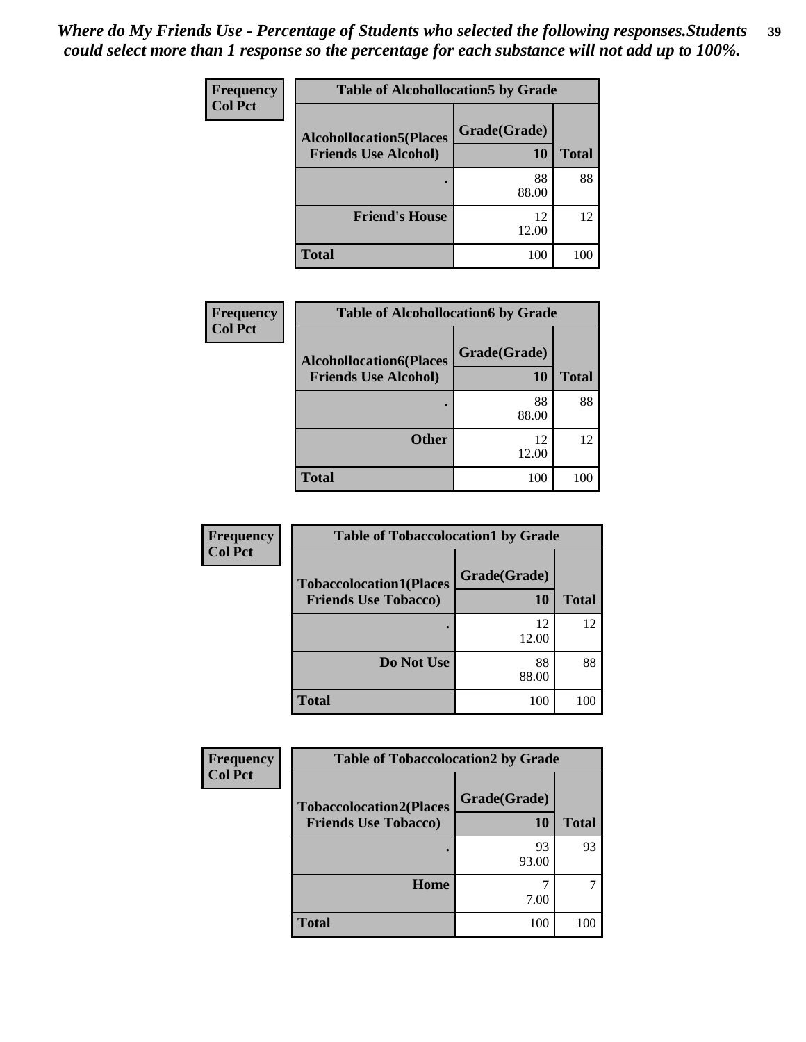*Where do My Friends Use - Percentage of Students who selected the following responses.Students could select more than 1 response so the percentage for each substance will not add up to 100%.*

**Frequency**
**Col Pct**

| Table of Alcohollocation5 by Grade | | |
|---|---|---|
| **Alcohollocation5(Places Friends Use Alcohol)** | **Grade(Grade)** **10** | **Total** |
| **.** | 88<br>88.00 | 88 |
| **Friend's House** | 12<br>12.00 | 12 |
| **Total** | 100 | 100 |

**Frequency**
**Col Pct**

| Table of Alcohollocation6 by Grade | | |
|---|---|---|
| **Alcohollocation6(Places Friends Use Alcohol)** | **Grade(Grade)** **10** | **Total** |
| **.** | 88<br>88.00 | 88 |
| **Other** | 12<br>12.00 | 12 |
| **Total** | 100 | 100 |

**Frequency**
**Col Pct**

| Table of Tobaccolocation1 by Grade | | |
|---|---|---|
| **Tobaccolocation1(Places Friends Use Tobacco)** | **Grade(Grade)** **10** | **Total** |
| **.** | 12<br>12.00 | 12 |
| **Do Not Use** | 88<br>88.00 | 88 |
| **Total** | 100 | 100 |

**Frequency**
**Col Pct**

| Table of Tobaccolocation2 by Grade | | |
|---|---|---|
| **Tobaccolocation2(Places Friends Use Tobacco)** | **Grade(Grade)** **10** | **Total** |
| **.** | 93<br>93.00 | 93 |
| **Home** | 7<br>7.00 | 7 |
| **Total** | 100 | 100 |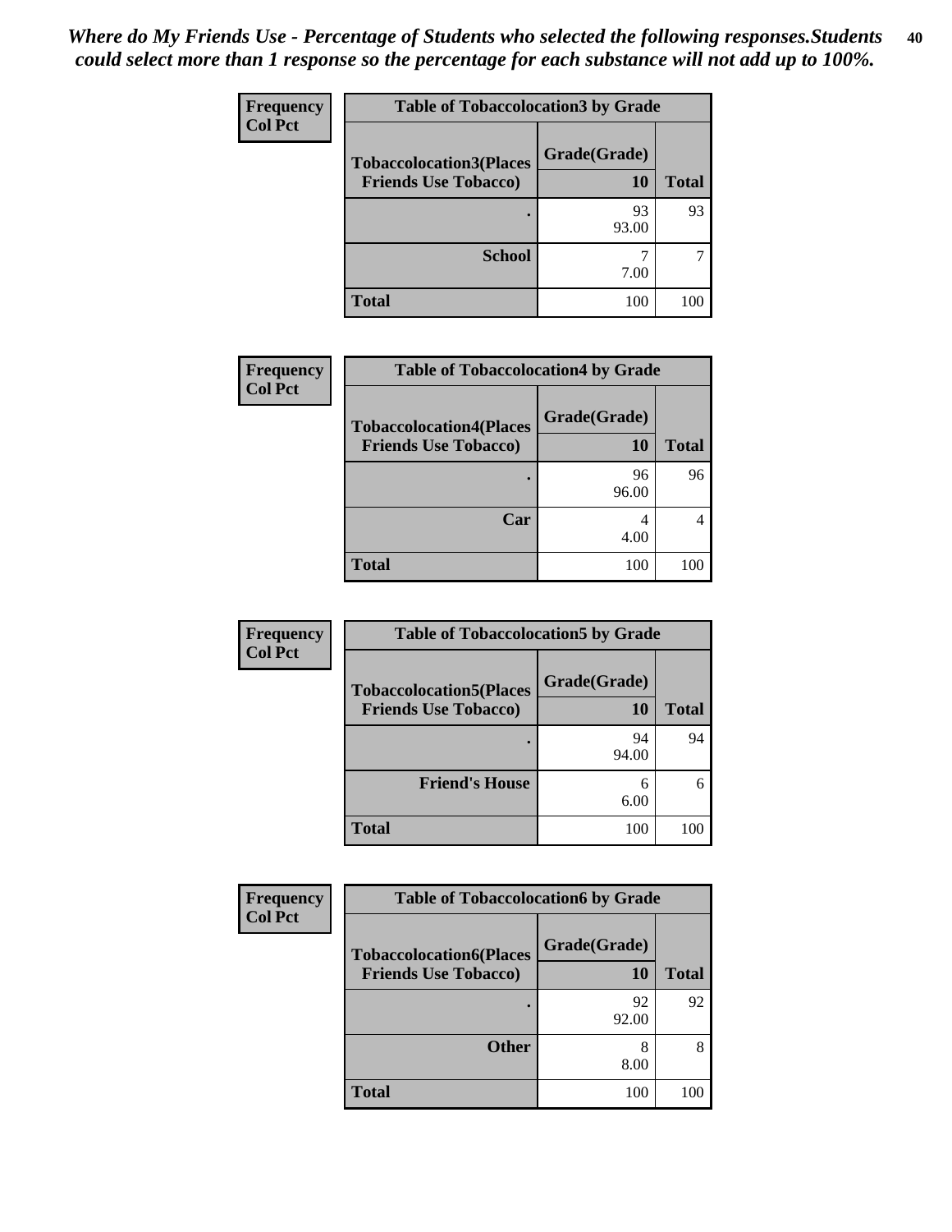*Where do My Friends Use - Percentage of Students who selected the following responses.Students could select more than 1 response so the percentage for each substance will not add up to 100%.*

**Frequency**
**Col Pct**

| Table of Tobaccolocation3 by Grade | | |
|---|---|---|
| **Tobaccolocation3(Places Friends Use Tobacco)** | **Grade(Grade)** | |
| | **10** | **Total** |
| **.** | 93<br>93.00 | 93 |
| **School** | 7<br>7.00 | 7 |
| **Total** | 100 | 100 |

**Frequency**
**Col Pct**

| Table of Tobaccolocation4 by Grade | | |
|---|---|---|
| **Tobaccolocation4(Places Friends Use Tobacco)** | **Grade(Grade)** | |
| | **10** | **Total** |
| **.** | 96<br>96.00 | 96 |
| **Car** | 4<br>4.00 | 4 |
| **Total** | 100 | 100 |

**Frequency**
**Col Pct**

| Table of Tobaccolocation5 by Grade | | |
|---|---|---|
| **Tobaccolocation5(Places Friends Use Tobacco)** | **Grade(Grade)** | |
| | **10** | **Total** |
| **.** | 94<br>94.00 | 94 |
| **Friend's House** | 6<br>6.00 | 6 |
| **Total** | 100 | 100 |

**Frequency**
**Col Pct**

| Table of Tobaccolocation6 by Grade | | |
|---|---|---|
| **Tobaccolocation6(Places Friends Use Tobacco)** | **Grade(Grade)** | |
| | **10** | **Total** |
| **.** | 92<br>92.00 | 92 |
| **Other** | 8<br>8.00 | 8 |
| **Total** | 100 | 100 |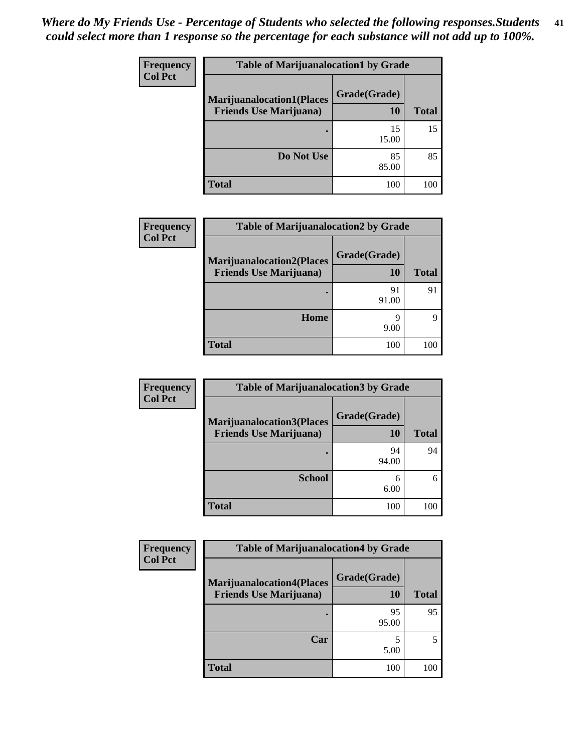*Where do My Friends Use - Percentage of Students who selected the following responses.Students could select more than 1 response so the percentage for each substance will not add up to 100%.*

**Frequency**
**Col Pct**

| Table of Marijuanalocation1 by Grade | | |
|---|---|---|
| **Marijuanalocation1(Places Friends Use Marijuana)** | **Grade(Grade)** | |
| | **10** | **Total** |
| **.** | 15<br>15.00 | 15 |
| **Do Not Use** | 85<br>85.00 | 85 |
| **Total** | 100 | 100 |

**Frequency**
**Col Pct**

| Table of Marijuanalocation2 by Grade | | |
|---|---|---|
| **Marijuanalocation2(Places Friends Use Marijuana)** | **Grade(Grade)** | |
| | **10** | **Total** |
| **.** | 91<br>91.00 | 91 |
| **Home** | 9<br>9.00 | 9 |
| **Total** | 100 | 100 |

**Frequency**
**Col Pct**

| Table of Marijuanalocation3 by Grade | | |
|---|---|---|
| **Marijuanalocation3(Places Friends Use Marijuana)** | **Grade(Grade)** | |
| | **10** | **Total** |
| **.** | 94<br>94.00 | 94 |
| **School** | 6<br>6.00 | 6 |
| **Total** | 100 | 100 |

**Frequency**
**Col Pct**

| Table of Marijuanalocation4 by Grade | | |
|---|---|---|
| **Marijuanalocation4(Places Friends Use Marijuana)** | **Grade(Grade)** | |
| | **10** | **Total** |
| **.** | 95<br>95.00 | 95 |
| **Car** | 5<br>5.00 | 5 |
| **Total** | 100 | 100 |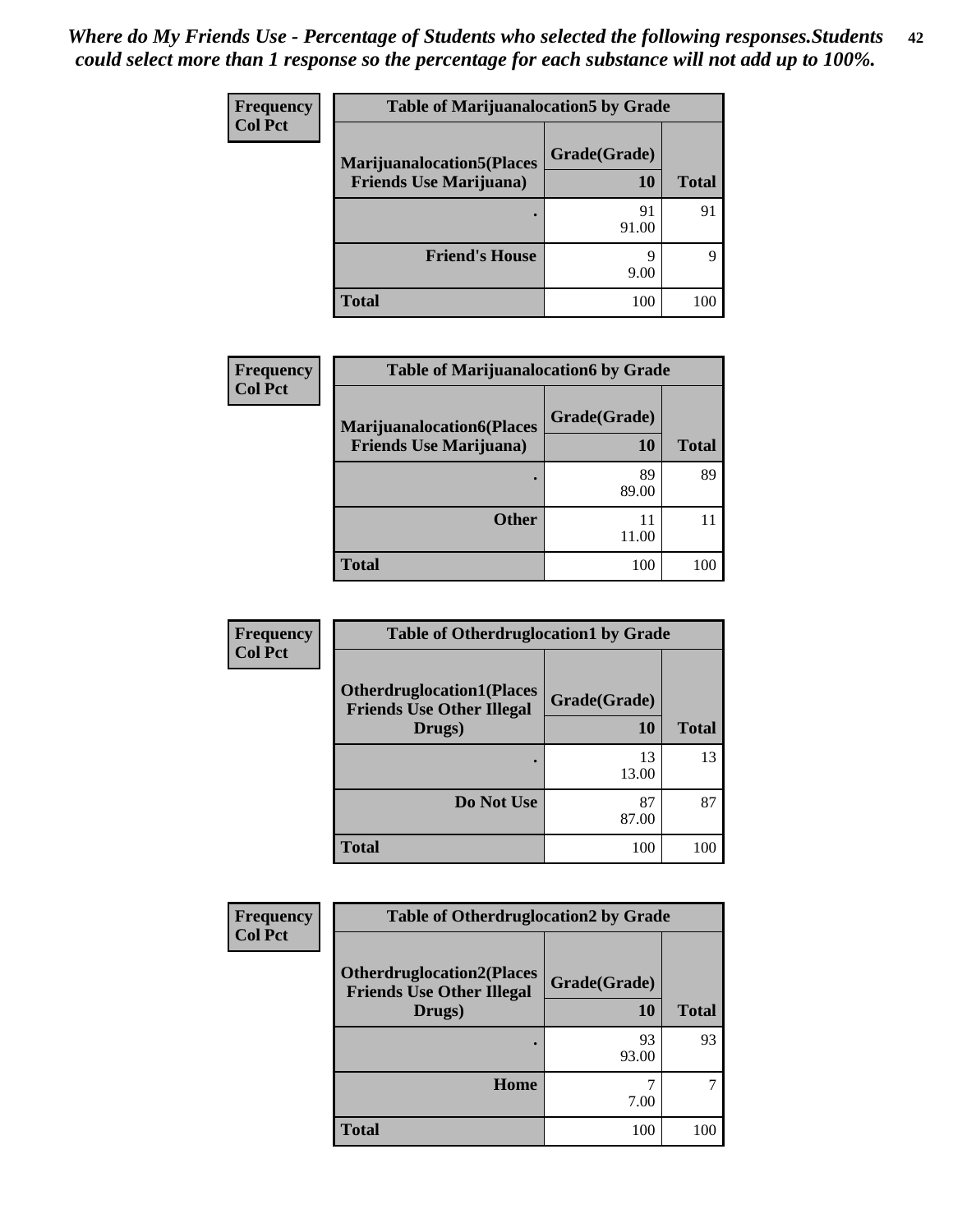*Where do My Friends Use - Percentage of Students who selected the following responses.Students could select more than 1 response so the percentage for each substance will not add up to 100%.*

| Frequency<br>Col Pct | Table of Marijuanalocation5 by Grade | |
|---|---|---|
| Marijuanalocation5(Places Friends Use Marijuana) | Grade(Grade)<br>10 | Total |
| . | 91<br>91.00 | 91 |
| Friend's House | 9<br>9.00 | 9 |
| Total | 100 | 100 |

| Frequency<br>Col Pct | Table of Marijuanalocation6 by Grade | |
|---|---|---|
| Marijuanalocation6(Places Friends Use Marijuana) | Grade(Grade)<br>10 | Total |
| . | 89<br>89.00 | 89 |
| Other | 11<br>11.00 | 11 |
| Total | 100 | 100 |

| Frequency<br>Col Pct | Table of Otherdruglocation1 by Grade | |
|---|---|---|
| Otherdruglocation1(Places Friends Use Other Illegal Drugs) | Grade(Grade)<br>10 | Total |
| . | 13<br>13.00 | 13 |
| Do Not Use | 87<br>87.00 | 87 |
| Total | 100 | 100 |

| Frequency<br>Col Pct | Table of Otherdruglocation2 by Grade | |
|---|---|---|
| Otherdruglocation2(Places Friends Use Other Illegal Drugs) | Grade(Grade)<br>10 | Total |
| . | 93<br>93.00 | 93 |
| Home | 7<br>7.00 | 7 |
| Total | 100 | 100 |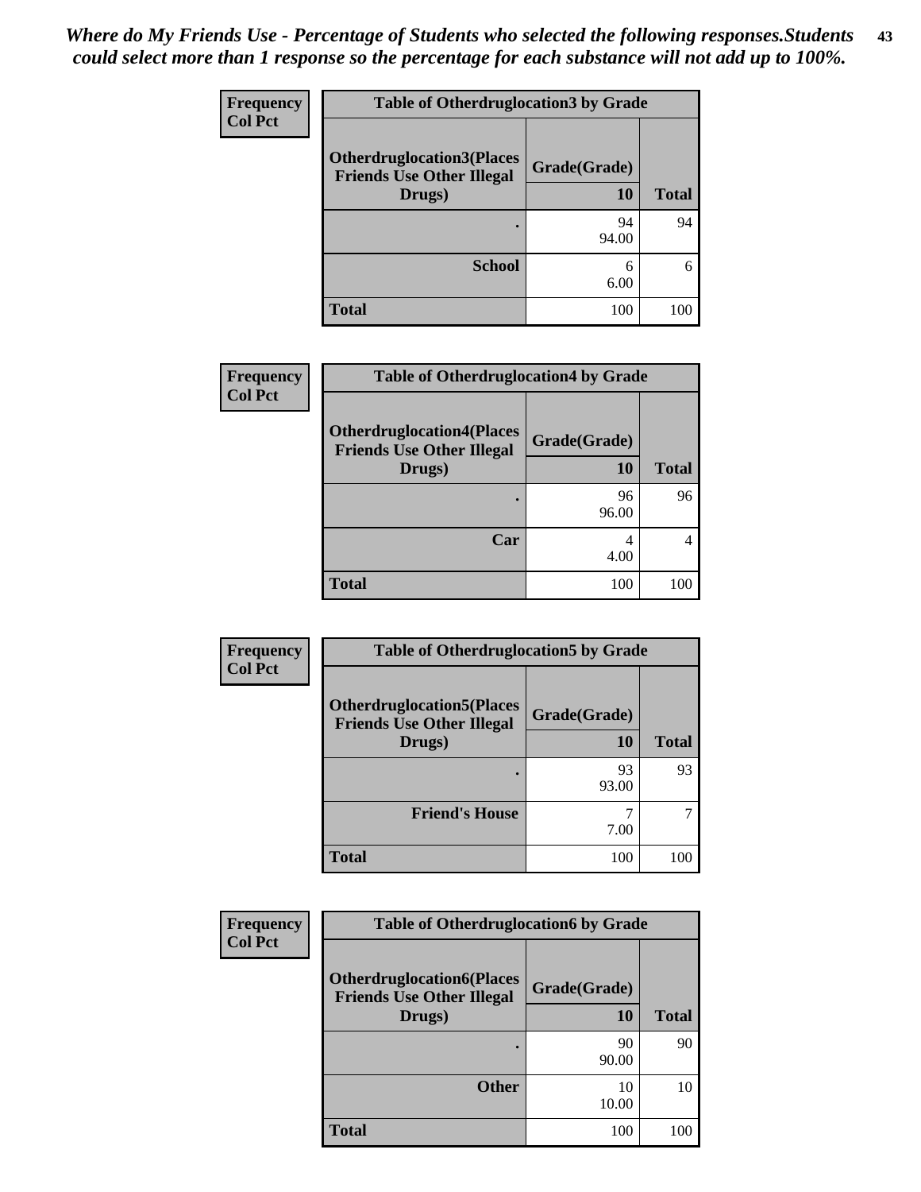*Where do My Friends Use - Percentage of Students who selected the following responses.Students could select more than 1 response so the percentage for each substance will not add up to 100%.*

**Frequency**
**Col Pct**

| Table of Otherdruglocation3 by Grade | | |
|---|---|---|
| Otherdruglocation3(Places Friends Use Other Illegal Drugs) | Grade(Grade) 10 | Total |
| . | 94<br>94.00 | 94 |
| School | 6<br>6.00 | 6 |
| Total | 100 | 100 |

**Frequency**
**Col Pct**

| Table of Otherdruglocation4 by Grade | | |
|---|---|---|
| Otherdruglocation4(Places Friends Use Other Illegal Drugs) | Grade(Grade) 10 | Total |
| . | 96<br>96.00 | 96 |
| Car | 4<br>4.00 | 4 |
| Total | 100 | 100 |

**Frequency**
**Col Pct**

| Table of Otherdruglocation5 by Grade | | |
|---|---|---|
| Otherdruglocation5(Places Friends Use Other Illegal Drugs) | Grade(Grade) 10 | Total |
| . | 93<br>93.00 | 93 |
| Friend's House | 7<br>7.00 | 7 |
| Total | 100 | 100 |

**Frequency**
**Col Pct**

| Table of Otherdruglocation6 by Grade | | |
|---|---|---|
| Otherdruglocation6(Places Friends Use Other Illegal Drugs) | Grade(Grade) 10 | Total |
| . | 90<br>90.00 | 90 |
| Other | 10<br>10.00 | 10 |
| Total | 100 | 100 |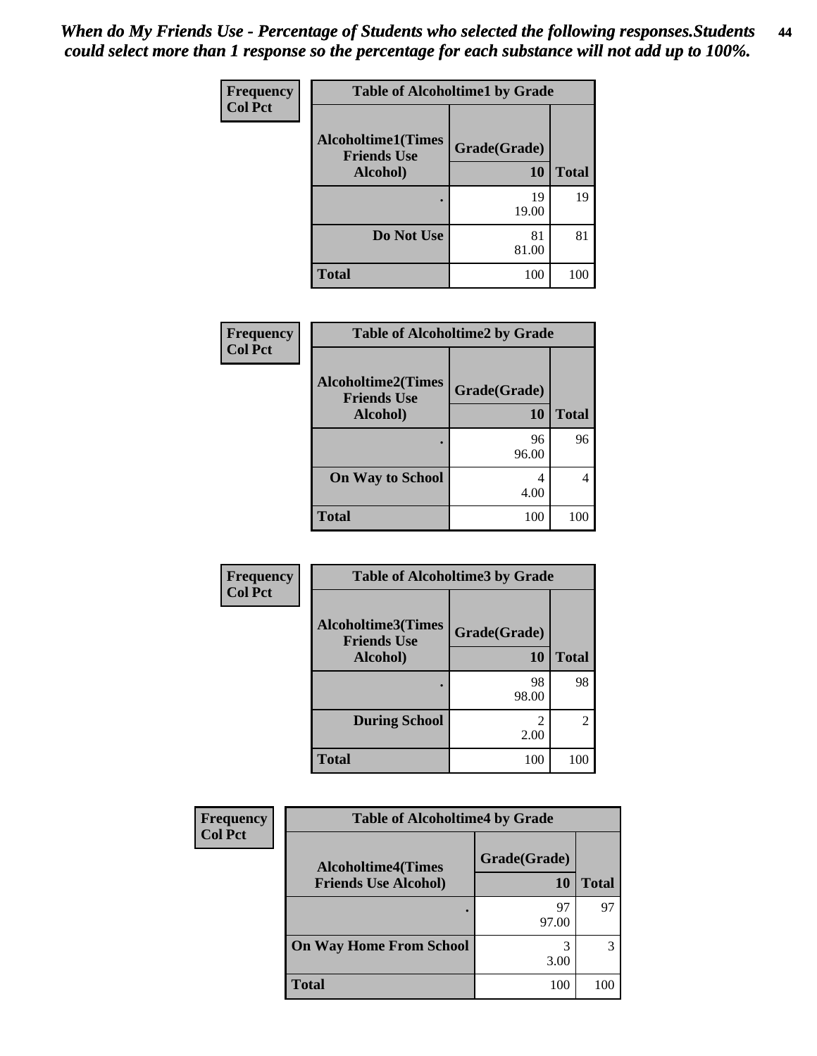*When do My Friends Use - Percentage of Students who selected the following responses.Students could select more than 1 response so the percentage for each substance will not add up to 100%.*

| Frequency Col Pct | Table of Alcoholtime1 by Grade | |
|---|---|---|
| Alcoholtime1(Times Friends Use Alcohol) | Grade(Grade) 10 | Total |
| . | 19 19.00 | 19 |
| Do Not Use | 81 81.00 | 81 |
| Total | 100 | 100 |

| Frequency Col Pct | Table of Alcoholtime2 by Grade | |
|---|---|---|
| Alcoholtime2(Times Friends Use Alcohol) | Grade(Grade) 10 | Total |
| . | 96 96.00 | 96 |
| On Way to School | 4 4.00 | 4 |
| Total | 100 | 100 |

| Frequency Col Pct | Table of Alcoholtime3 by Grade | |
|---|---|---|
| Alcoholtime3(Times Friends Use Alcohol) | Grade(Grade) 10 | Total |
| . | 98 98.00 | 98 |
| During School | 2 2.00 | 2 |
| Total | 100 | 100 |

| Frequency Col Pct | Table of Alcoholtime4 by Grade | |
|---|---|---|
| Alcoholtime4(Times Friends Use Alcohol) | Grade(Grade) 10 | Total |
| . | 97 97.00 | 97 |
| On Way Home From School | 3 3.00 | 3 |
| Total | 100 | 100 |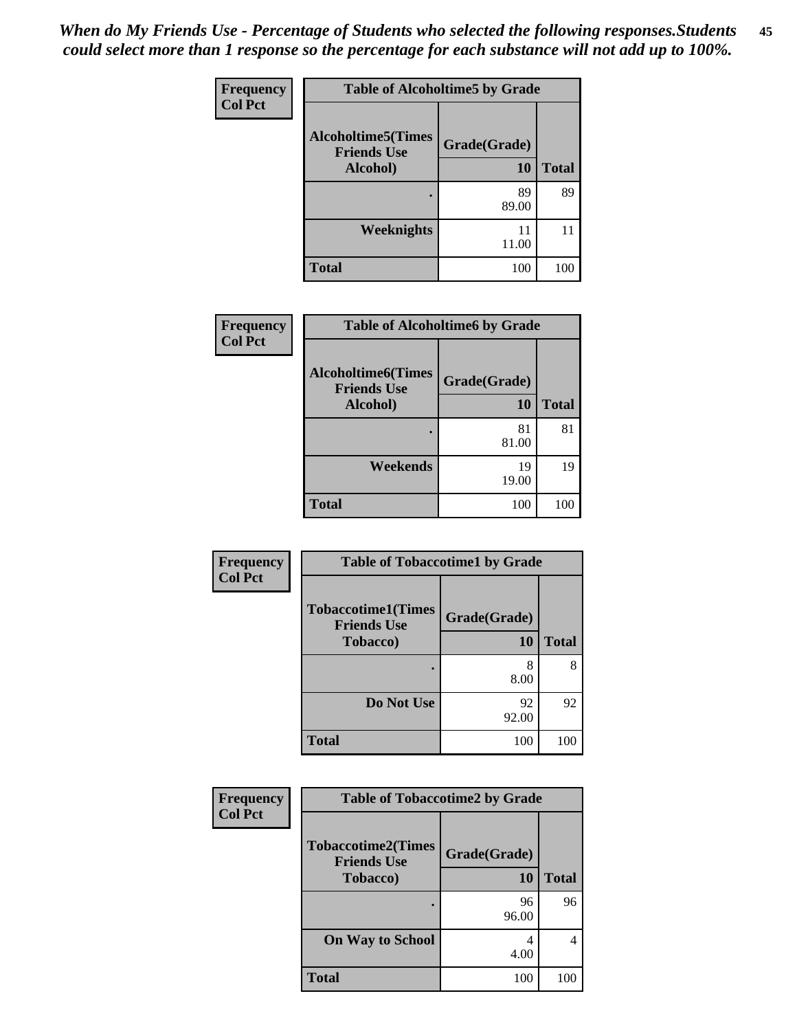*When do My Friends Use - Percentage of Students who selected the following responses.Students could select more than 1 response so the percentage for each substance will not add up to 100%.*

**Frequency**
**Col Pct**

| Table of Alcoholtime5 by Grade | | |
|---|---|---|
| Alcoholtime5(Times Friends Use Alcohol) | Grade(Grade) 10 | Total |
| . | 89<br>89.00 | 89 |
| Weeknights | 11<br>11.00 | 11 |
| Total | 100 | 100 |

**Frequency**
**Col Pct**

| Table of Alcoholtime6 by Grade | | |
|---|---|---|
| Alcoholtime6(Times Friends Use Alcohol) | Grade(Grade) 10 | Total |
| . | 81<br>81.00 | 81 |
| Weekends | 19<br>19.00 | 19 |
| Total | 100 | 100 |

**Frequency**
**Col Pct**

| Table of Tobaccotime1 by Grade | | |
|---|---|---|
| Tobaccotime1(Times Friends Use Tobacco) | Grade(Grade) 10 | Total |
| . | 8<br>8.00 | 8 |
| Do Not Use | 92<br>92.00 | 92 |
| Total | 100 | 100 |

**Frequency**
**Col Pct**

| Table of Tobaccotime2 by Grade | | |
|---|---|---|
| Tobaccotime2(Times Friends Use Tobacco) | Grade(Grade) 10 | Total |
| . | 96<br>96.00 | 96 |
| On Way to School | 4<br>4.00 | 4 |
| Total | 100 | 100 |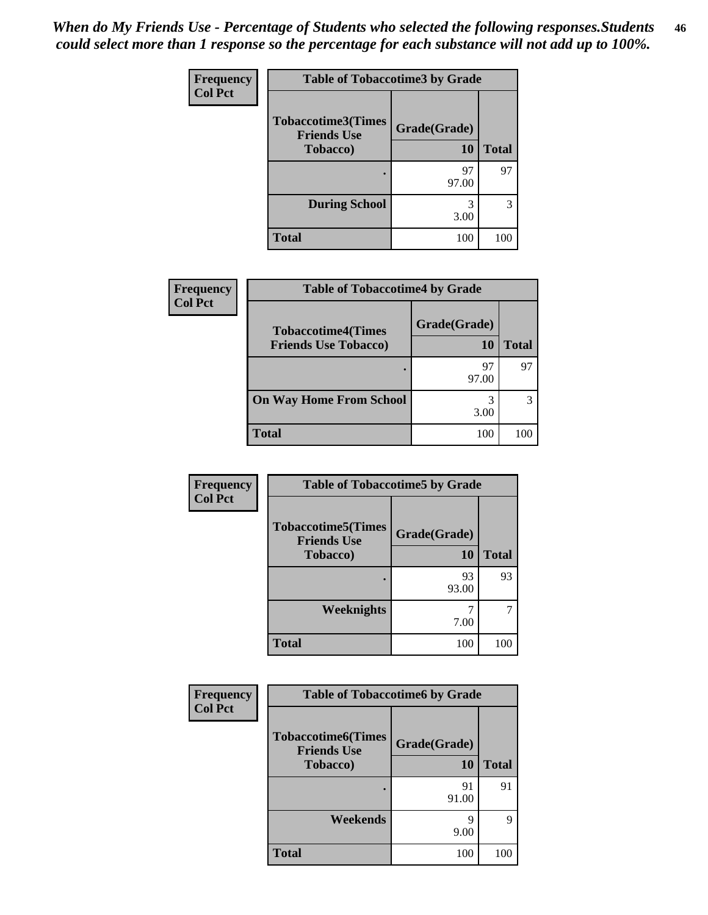*When do My Friends Use - Percentage of Students who selected the following responses.Students could select more than 1 response so the percentage for each substance will not add up to 100%.*

| Frequency Col Pct | Table of Tobaccotime3 by Grade | | |
|---|---|---|---|
| | Tobaccotime3(Times Friends Use Tobacco) | Grade(Grade) 10 | Total |
| | . | 97<br>97.00 | 97 |
| | During School | 3<br>3.00 | 3 |
| | Total | 100 | 100 |

| Frequency Col Pct | Table of Tobaccotime4 by Grade | | |
|---|---|---|---|
| | Tobaccotime4(Times Friends Use Tobacco) | Grade(Grade) 10 | Total |
| | . | 97<br>97.00 | 97 |
| | On Way Home From School | 3<br>3.00 | 3 |
| | Total | 100 | 100 |

| Frequency Col Pct | Table of Tobaccotime5 by Grade | | |
|---|---|---|---|
| | Tobaccotime5(Times Friends Use Tobacco) | Grade(Grade) 10 | Total |
| | . | 93<br>93.00 | 93 |
| | Weeknights | 7<br>7.00 | 7 |
| | Total | 100 | 100 |

| Frequency Col Pct | Table of Tobaccotime6 by Grade | | |
|---|---|---|---|
| | Tobaccotime6(Times Friends Use Tobacco) | Grade(Grade) 10 | Total |
| | . | 91<br>91.00 | 91 |
| | Weekends | 9<br>9.00 | 9 |
| | Total | 100 | 100 |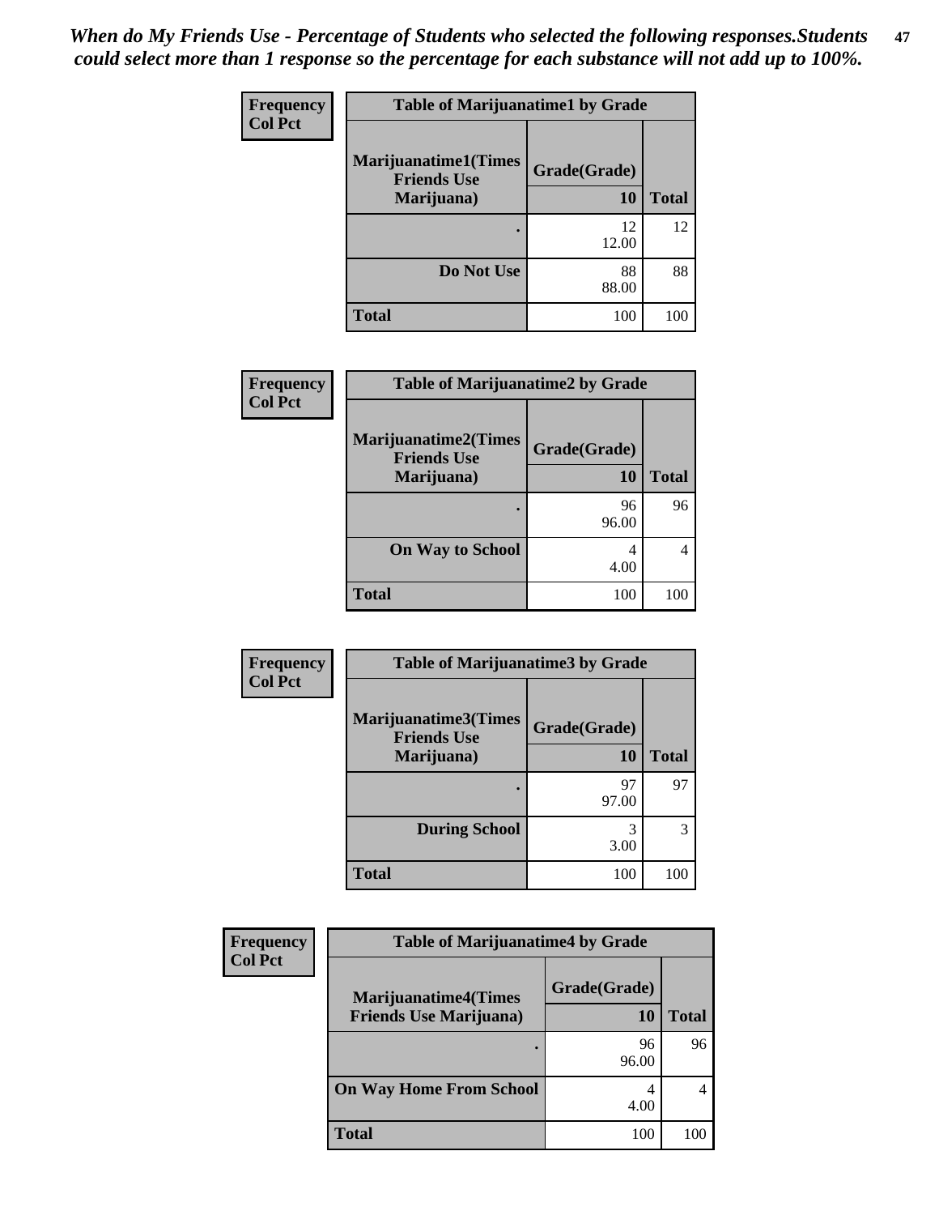*When do My Friends Use - Percentage of Students who selected the following responses.Students could select more than 1 response so the percentage for each substance will not add up to 100%.*

**Frequency**
**Col Pct**

| Table of Marijuanatime1 by Grade | | |
|---|---|---|
| **Marijuanatime1(Times Friends Use Marijuana)** | **Grade(Grade)** | |
| | **10** | **Total** |
| **.** | 12<br>12.00 | 12 |
| **Do Not Use** | 88<br>88.00 | 88 |
| **Total** | 100 | 100 |

**Frequency**
**Col Pct**

| Table of Marijuanatime2 by Grade | | |
|---|---|---|
| **Marijuanatime2(Times Friends Use Marijuana)** | **Grade(Grade)** | |
| | **10** | **Total** |
| **.** | 96<br>96.00 | 96 |
| **On Way to School** | 4<br>4.00 | 4 |
| **Total** | 100 | 100 |

**Frequency**
**Col Pct**

| Table of Marijuanatime3 by Grade | | |
|---|---|---|
| **Marijuanatime3(Times Friends Use Marijuana)** | **Grade(Grade)** | |
| | **10** | **Total** |
| **.** | 97<br>97.00 | 97 |
| **During School** | 3<br>3.00 | 3 |
| **Total** | 100 | 100 |

**Frequency**
**Col Pct**

| Table of Marijuanatime4 by Grade | | |
|---|---|---|
| **Marijuanatime4(Times Friends Use Marijuana)** | **Grade(Grade)** | |
| | **10** | **Total** |
| **.** | 96<br>96.00 | 96 |
| **On Way Home From School** | 4<br>4.00 | 4 |
| **Total** | 100 | 100 |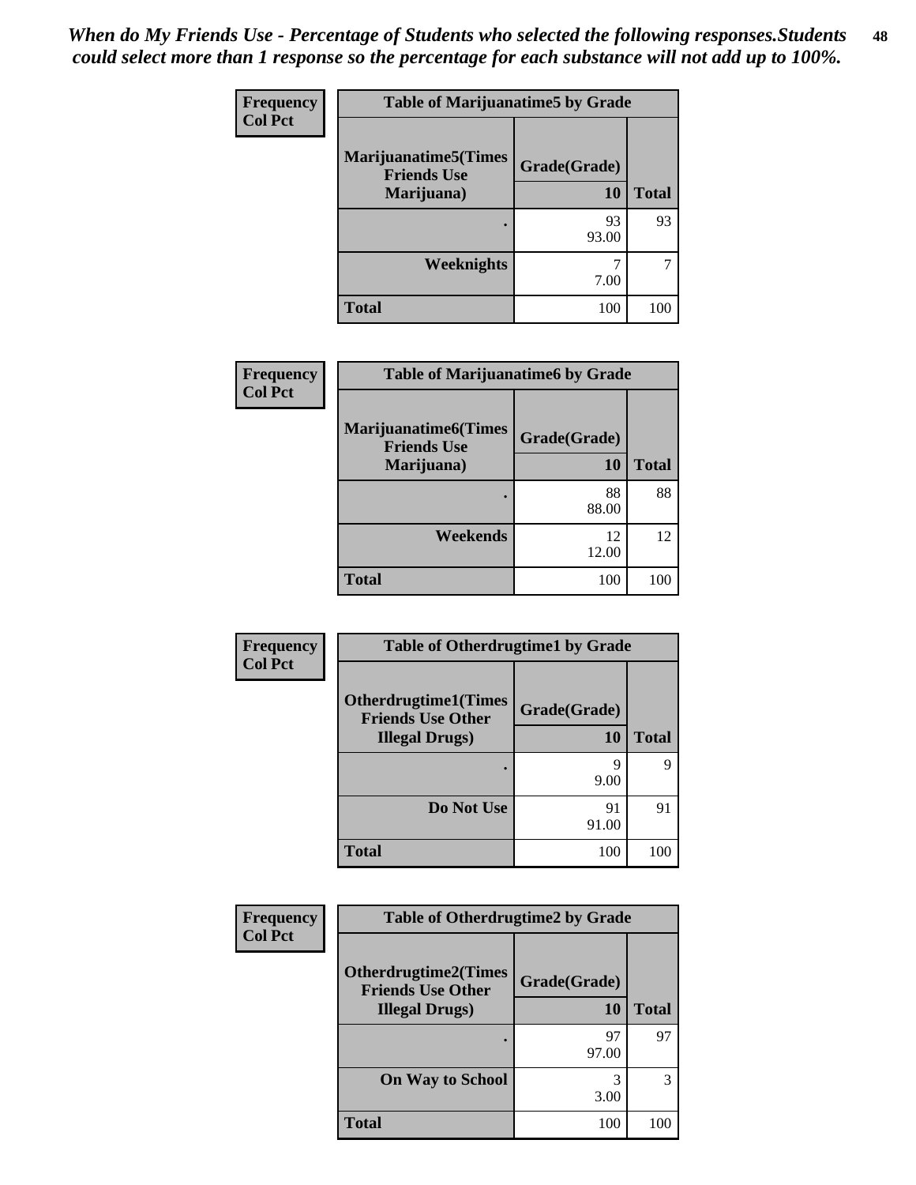*When do My Friends Use - Percentage of Students who selected the following responses.Students could select more than 1 response so the percentage for each substance will not add up to 100%.*

| Frequency<br>Col Pct | Table of Marijuanatime5 by Grade | |
|---|---|---|
| Marijuanatime5(Times Friends Use Marijuana) | Grade(Grade)<br>10 | Total |
| . | 93<br>93.00 | 93 |
| Weeknights | 7<br>7.00 | 7 |
| Total | 100 | 100 |

| Frequency<br>Col Pct | Table of Marijuanatime6 by Grade | |
|---|---|---|
| Marijuanatime6(Times Friends Use Marijuana) | Grade(Grade)<br>10 | Total |
| . | 88<br>88.00 | 88 |
| Weekends | 12<br>12.00 | 12 |
| Total | 100 | 100 |

| Frequency<br>Col Pct | Table of Otherdrugtime1 by Grade | |
|---|---|---|
| Otherdrugtime1(Times Friends Use Other Illegal Drugs) | Grade(Grade)<br>10 | Total |
| . | 9<br>9.00 | 9 |
| Do Not Use | 91<br>91.00 | 91 |
| Total | 100 | 100 |

| Frequency<br>Col Pct | Table of Otherdrugtime2 by Grade | |
|---|---|---|
| Otherdrugtime2(Times Friends Use Other Illegal Drugs) | Grade(Grade)<br>10 | Total |
| . | 97<br>97.00 | 97 |
| On Way to School | 3<br>3.00 | 3 |
| Total | 100 | 100 |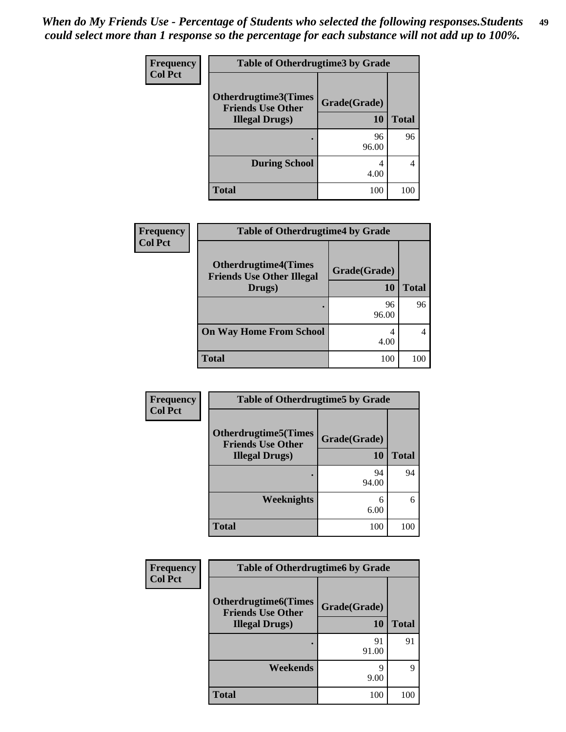*When do My Friends Use - Percentage of Students who selected the following responses.Students could select more than 1 response so the percentage for each substance will not add up to 100%.*

**Frequency**
**Col Pct**

| Table of Otherdrugtime3 by Grade | | |
|---|---|---|
| Otherdrugtime3(Times Friends Use Other Illegal Drugs) | Grade(Grade) 10 | Total |
| . | 96 96.00 | 96 |
| During School | 4 4.00 | 4 |
| Total | 100 | 100 |

**Frequency**
**Col Pct**

| Table of Otherdrugtime4 by Grade | | |
|---|---|---|
| Otherdrugtime4(Times Friends Use Other Illegal Drugs) | Grade(Grade) 10 | Total |
| . | 96 96.00 | 96 |
| On Way Home From School | 4 4.00 | 4 |
| Total | 100 | 100 |

**Frequency**
**Col Pct**

| Table of Otherdrugtime5 by Grade | | |
|---|---|---|
| Otherdrugtime5(Times Friends Use Other Illegal Drugs) | Grade(Grade) 10 | Total |
| . | 94 94.00 | 94 |
| Weeknights | 6 6.00 | 6 |
| Total | 100 | 100 |

**Frequency**
**Col Pct**

| Table of Otherdrugtime6 by Grade | | |
|---|---|---|
| Otherdrugtime6(Times Friends Use Other Illegal Drugs) | Grade(Grade) 10 | Total |
| . | 91 91.00 | 91 |
| Weekends | 9 9.00 | 9 |
| Total | 100 | 100 |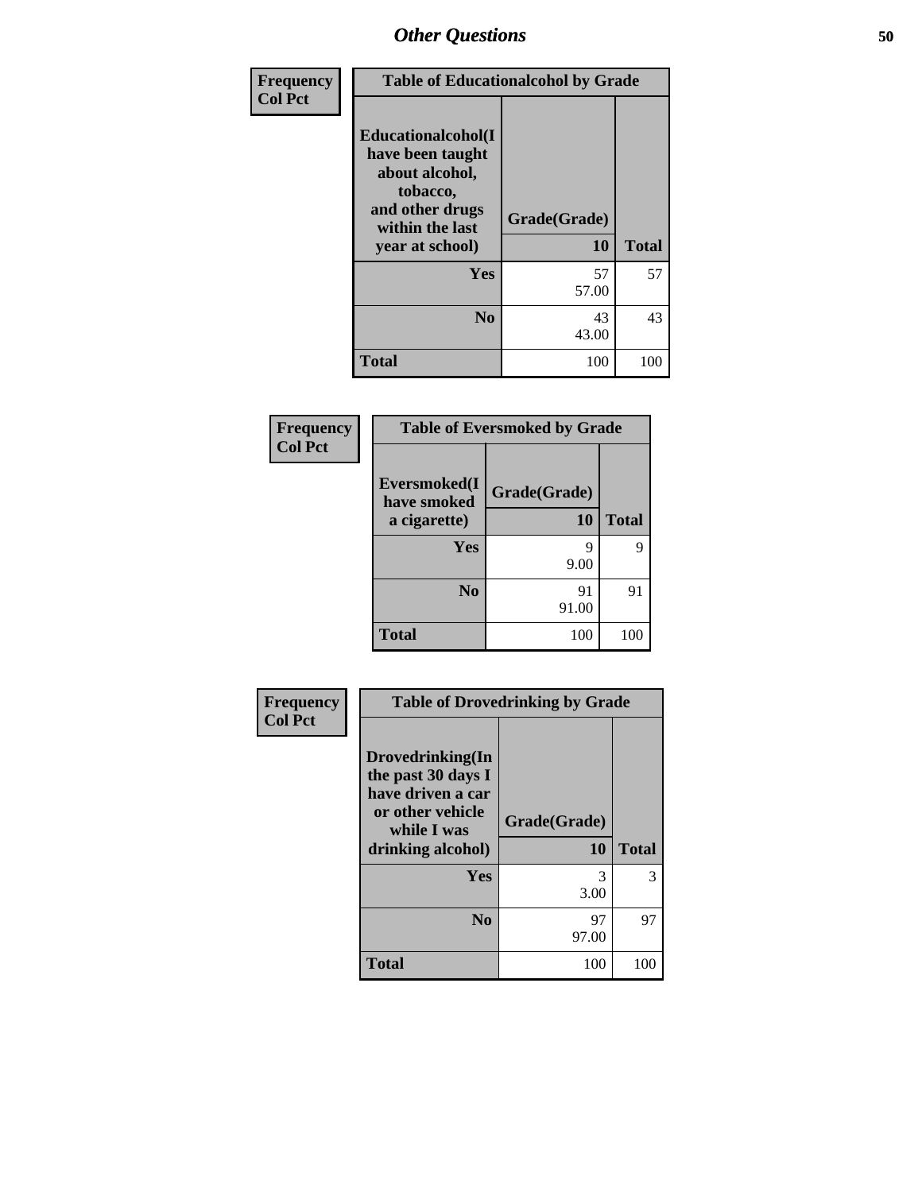# Other Questions

| Frequency<br>Col Pct | Table of Educationalcohol by Grade | |
|---|---|---|
| Educationalcohol(I have been taught about alcohol, tobacco, and other drugs within the last year at school) | Grade(Grade)<br>10 | Total |
| Yes | 57<br>57.00 | 57 |
| No | 43<br>43.00 | 43 |
| Total | 100 | 100 |

| Frequency<br>Col Pct | Table of Eversmoked by Grade | |
|---|---|---|
| Eversmoked(I have smoked a cigarette) | Grade(Grade)<br>10 | Total |
| Yes | 9<br>9.00 | 9 |
| No | 91<br>91.00 | 91 |
| Total | 100 | 100 |

| Frequency<br>Col Pct | Table of Drovedrinking by Grade | |
|---|---|---|
| Drovedrinking(In the past 30 days I have driven a car or other vehicle while I was drinking alcohol) | Grade(Grade)<br>10 | Total |
| Yes | 3<br>3.00 | 3 |
| No | 97<br>97.00 | 97 |
| Total | 100 | 100 |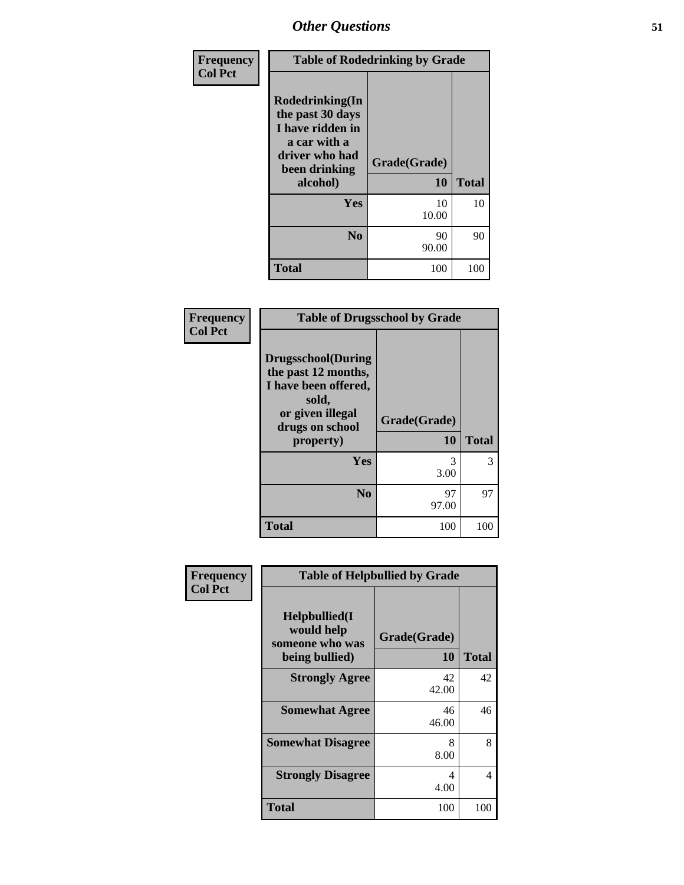## Other Questions

**Frequency**
**Col Pct**

| Table of Rodedrinking by Grade | | |
|---|---|---|
| **Rodedrinking(In the past 30 days I have ridden in a car with a driver who had been drinking alcohol)** | **Grade(Grade)** | |
| | **10** | **Total** |
| **Yes** | 10<br>10.00 | 10 |
| **No** | 90<br>90.00 | 90 |
| **Total** | 100 | 100 |

**Frequency**
**Col Pct**

| Table of Drugsschool by Grade | | |
|---|---|---|
| **Drugsschool(During the past 12 months, I have been offered, sold, or given illegal drugs on school property)** | **Grade(Grade)** | |
| | **10** | **Total** |
| **Yes** | 3<br>3.00 | 3 |
| **No** | 97<br>97.00 | 97 |
| **Total** | 100 | 100 |

**Frequency**
**Col Pct**

| Table of Helpbullied by Grade | | |
|---|---|---|
| **Helpbullied(I would help someone who was being bullied)** | **Grade(Grade)** | |
| | **10** | **Total** |
| **Strongly Agree** | 42<br>42.00 | 42 |
| **Somewhat Agree** | 46<br>46.00 | 46 |
| **Somewhat Disagree** | 8<br>8.00 | 8 |
| **Strongly Disagree** | 4<br>4.00 | 4 |
| **Total** | 100 | 100 |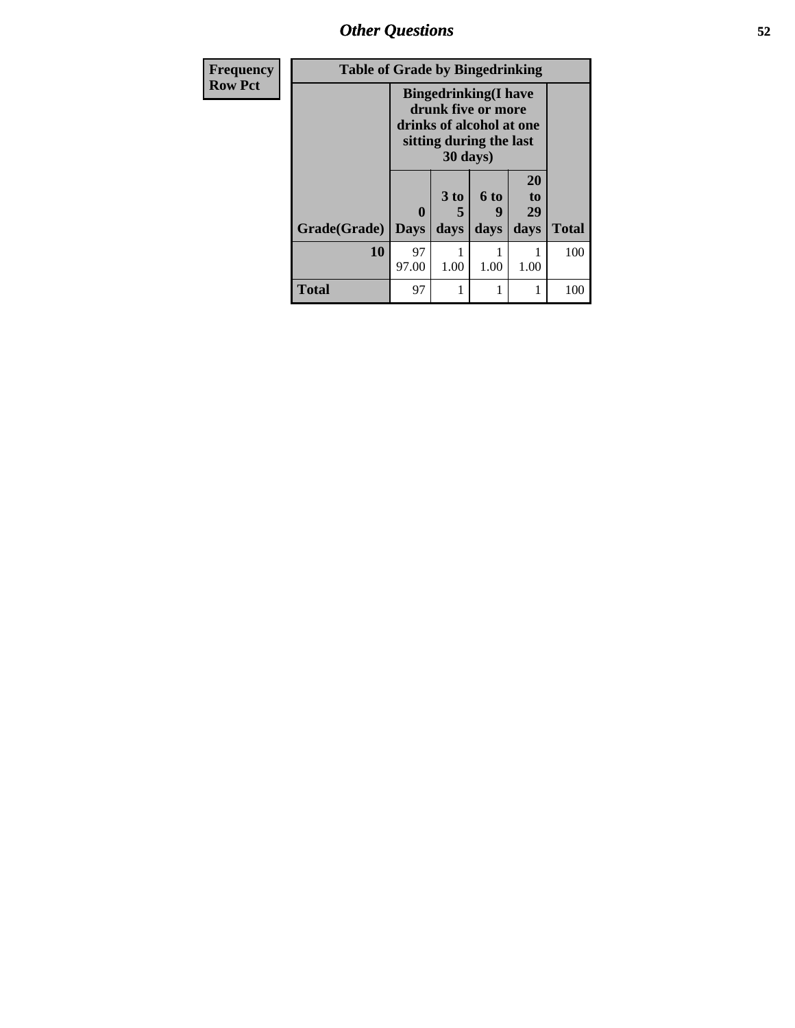## Other Questions

| Frequency<br>Row Pct |
|---|

| Table of Grade by Bingedrinking | | | | | |
|---|---|---|---|---|---|
| | Bingedrinking(I have drunk five or more drinks of alcohol at one sitting during the last 30 days) | | | | |
| Grade(Grade) | 0 Days | 3 to 5 days | 6 to 9 days | 20 to 29 days | Total |
| 10 | 97<br>97.00 | 1<br>1.00 | 1<br>1.00 | 1<br>1.00 | 100 |
| Total | 97 | 1 | 1 | 1 | 100 |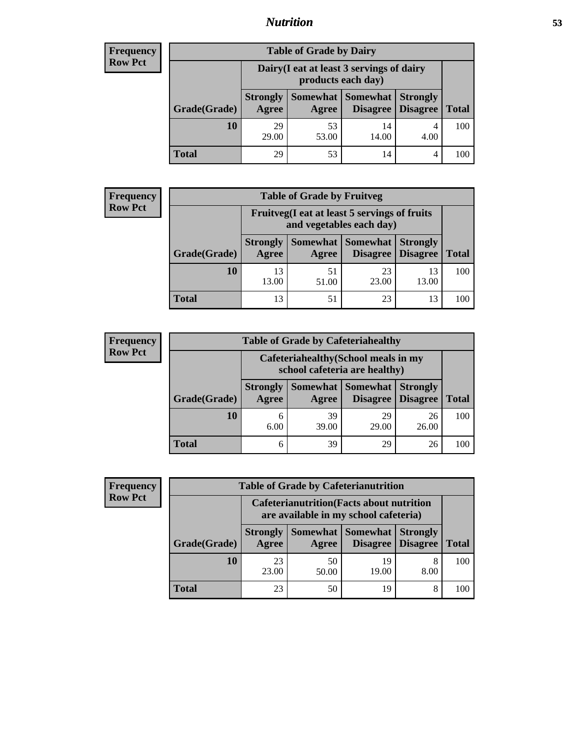| Frequency<br>Row Pct | | | | | |
|---|---|---|---|---|---|
| **Table of Grade by Dairy** | | | | | |
| | Dairy(I eat at least 3 servings of dairy products each day) | | | | |
| Grade(Grade) | Strongly Agree | Somewhat Agree | Somewhat Disagree | Strongly Disagree | Total |
| **10** | 29<br>29.00 | 53<br>53.00 | 14<br>14.00 | 4<br>4.00 | 100 |
| **Total** | 29 | 53 | 14 | 4 | 100 |

| Frequency<br>Row Pct | | | | | |
|---|---|---|---|---|---|
| **Table of Grade by Fruitveg** | | | | | |
| | Fruitveg(I eat at least 5 servings of fruits and vegetables each day) | | | | |
| Grade(Grade) | Strongly Agree | Somewhat Agree | Somewhat Disagree | Strongly Disagree | Total |
| **10** | 13<br>13.00 | 51<br>51.00 | 23<br>23.00 | 13<br>13.00 | 100 |
| **Total** | 13 | 51 | 23 | 13 | 100 |

| Frequency<br>Row Pct | | | | | |
|---|---|---|---|---|---|
| **Table of Grade by Cafeteriahealthy** | | | | | |
| | Cafeteriahealthy(School meals in my school cafeteria are healthy) | | | | |
| Grade(Grade) | Strongly Agree | Somewhat Agree | Somewhat Disagree | Strongly Disagree | Total |
| **10** | 6<br>6.00 | 39<br>39.00 | 29<br>29.00 | 26<br>26.00 | 100 |
| **Total** | 6 | 39 | 29 | 26 | 100 |

| Frequency<br>Row Pct | | | | | |
|---|---|---|---|---|---|
| **Table of Grade by Cafeterianutrition** | | | | | |
| | Cafeterianutrition(Facts about nutrition are available in my school cafeteria) | | | | |
| Grade(Grade) | Strongly Agree | Somewhat Agree | Somewhat Disagree | Strongly Disagree | Total |
| **10** | 23<br>23.00 | 50<br>50.00 | 19<br>19.00 | 8<br>8.00 | 100 |
| **Total** | 23 | 50 | 19 | 8 | 100 |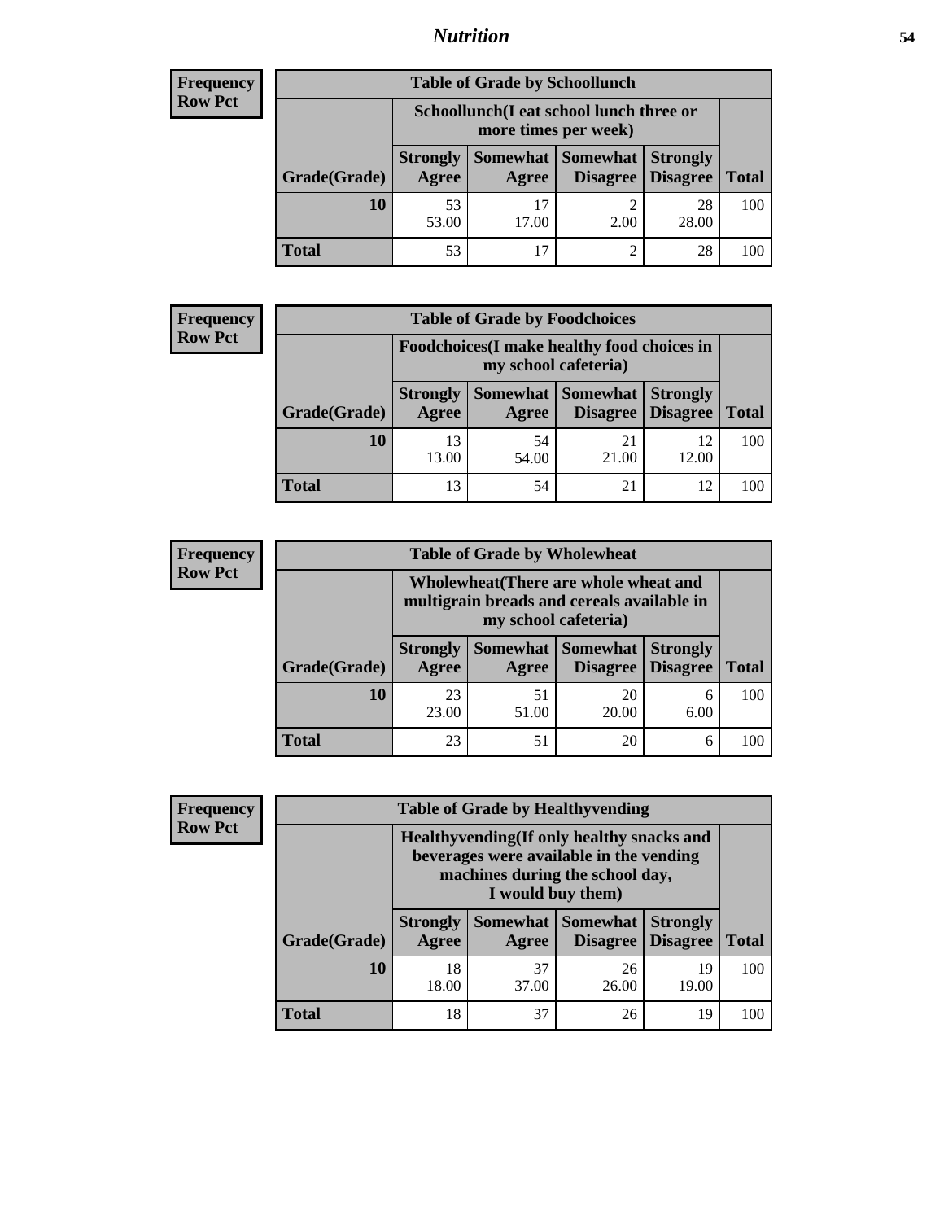## Nutrition

**Frequency**
**Row Pct**

| Table of Grade by Schoollunch | | | | | |
|---|---|---|---|---|---|
| | Schoollunch(I eat school lunch three or more times per week) | | | | |
| Grade(Grade) | Strongly Agree | Somewhat Agree | Somewhat Disagree | Strongly Disagree | Total |
| 10 | 53<br>53.00 | 17<br>17.00 | 2<br>2.00 | 28<br>28.00 | 100 |
| Total | 53 | 17 | 2 | 28 | 100 |

**Frequency**
**Row Pct**

| Table of Grade by Foodchoices | | | | | |
|---|---|---|---|---|---|
| | Foodchoices(I make healthy food choices in my school cafeteria) | | | | |
| Grade(Grade) | Strongly Agree | Somewhat Agree | Somewhat Disagree | Strongly Disagree | Total |
| 10 | 13<br>13.00 | 54<br>54.00 | 21<br>21.00 | 12<br>12.00 | 100 |
| Total | 13 | 54 | 21 | 12 | 100 |

**Frequency**
**Row Pct**

| Table of Grade by Wholewheat | | | | | |
|---|---|---|---|---|---|
| | Wholewheat(There are whole wheat and multigrain breads and cereals available in my school cafeteria) | | | | |
| Grade(Grade) | Strongly Agree | Somewhat Agree | Somewhat Disagree | Strongly Disagree | Total |
| 10 | 23<br>23.00 | 51<br>51.00 | 20<br>20.00 | 6<br>6.00 | 100 |
| Total | 23 | 51 | 20 | 6 | 100 |

**Frequency**
**Row Pct**

| Table of Grade by Healthyvending | | | | | |
|---|---|---|---|---|---|
| | Healthyvending(If only healthy snacks and beverages were available in the vending machines during the school day, I would buy them) | | | | |
| Grade(Grade) | Strongly Agree | Somewhat Agree | Somewhat Disagree | Strongly Disagree | Total |
| 10 | 18<br>18.00 | 37<br>37.00 | 26<br>26.00 | 19<br>19.00 | 100 |
| Total | 18 | 37 | 26 | 19 | 100 |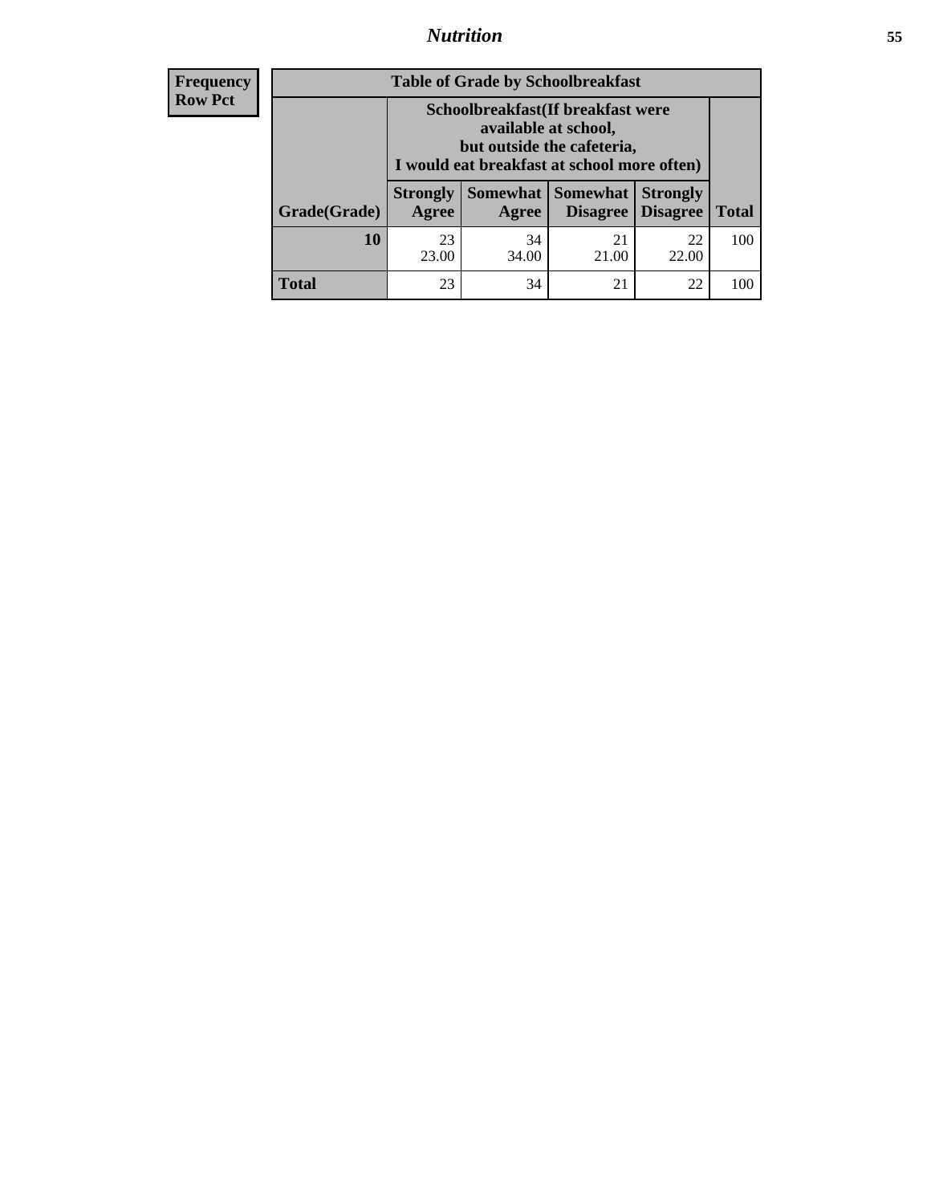| Frequency Row Pct | Table of Grade by Schoolbreakfast | | | | |
|---|---|---|---|---|---|
| | Schoolbreakfast(If breakfast were available at school, but outside the cafeteria, I would eat breakfast at school more often) | | | | |
| Grade(Grade) | Strongly Agree | Somewhat Agree | Somewhat Disagree | Strongly Disagree | Total |
| 10 | 23<br>23.00 | 34<br>34.00 | 21<br>21.00 | 22<br>22.00 | 100 |
| Total | 23 | 34 | 21 | 22 | 100 |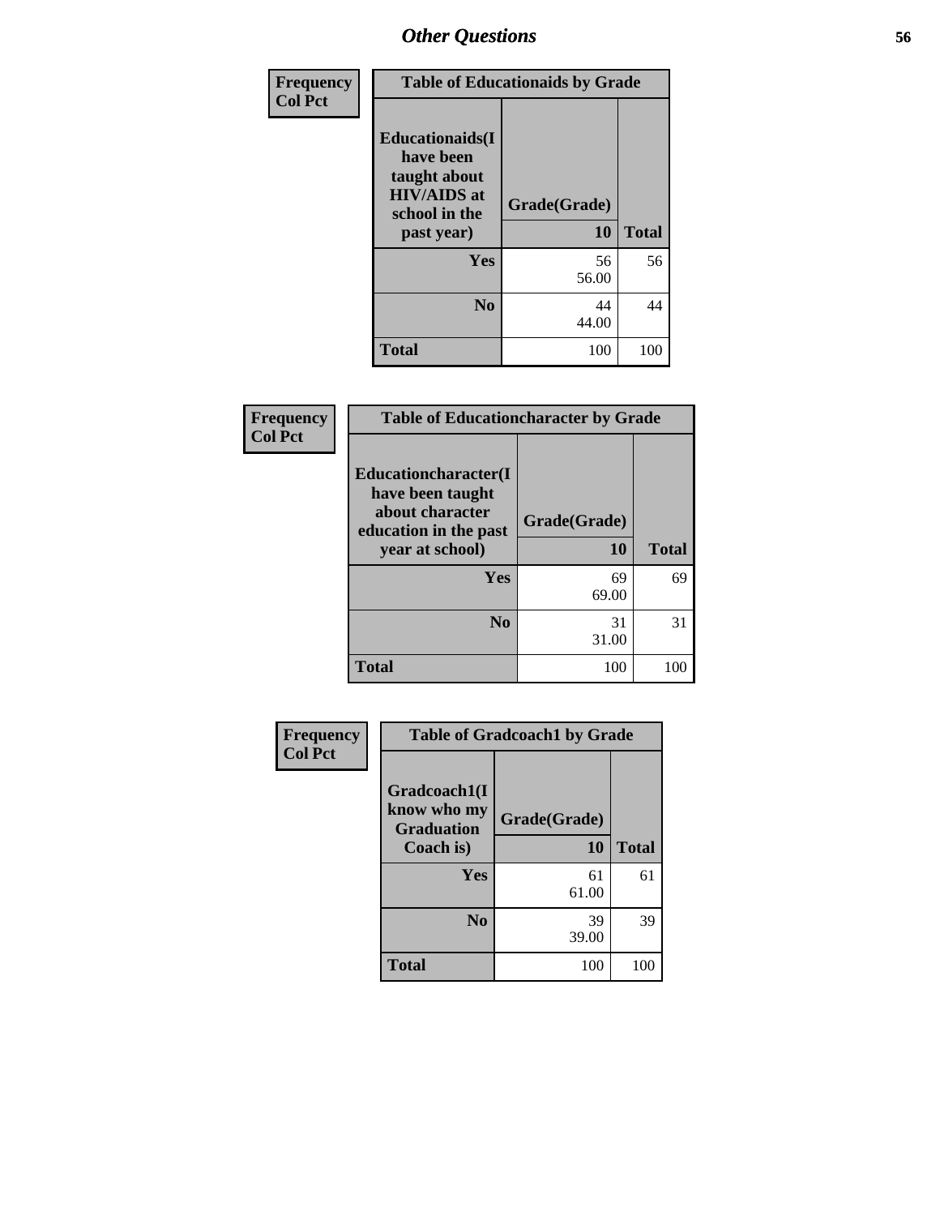## Other Questions

| Frequency<br>Col Pct |
|---|

**Table of Educationaids by Grade**

| Educationaids(I have been taught about HIV/AIDS at school in the past year) | Grade(Grade)<br>10 | Total |
|---|---|---|
| Yes | 56<br>56.00 | 56 |
| No | 44<br>44.00 | 44 |
| Total | 100 | 100 |

| Frequency<br>Col Pct |
|---|

**Table of Educationcharacter by Grade**

| Educationcharacter(I have been taught about character education in the past year at school) | Grade(Grade)<br>10 | Total |
|---|---|---|
| Yes | 69<br>69.00 | 69 |
| No | 31<br>31.00 | 31 |
| Total | 100 | 100 |

| Frequency<br>Col Pct |
|---|

**Table of Gradcoach1 by Grade**

| Gradcoach1(I know who my Graduation Coach is) | Grade(Grade)<br>10 | Total |
|---|---|---|
| Yes | 61<br>61.00 | 61 |
| No | 39<br>39.00 | 39 |
| Total | 100 | 100 |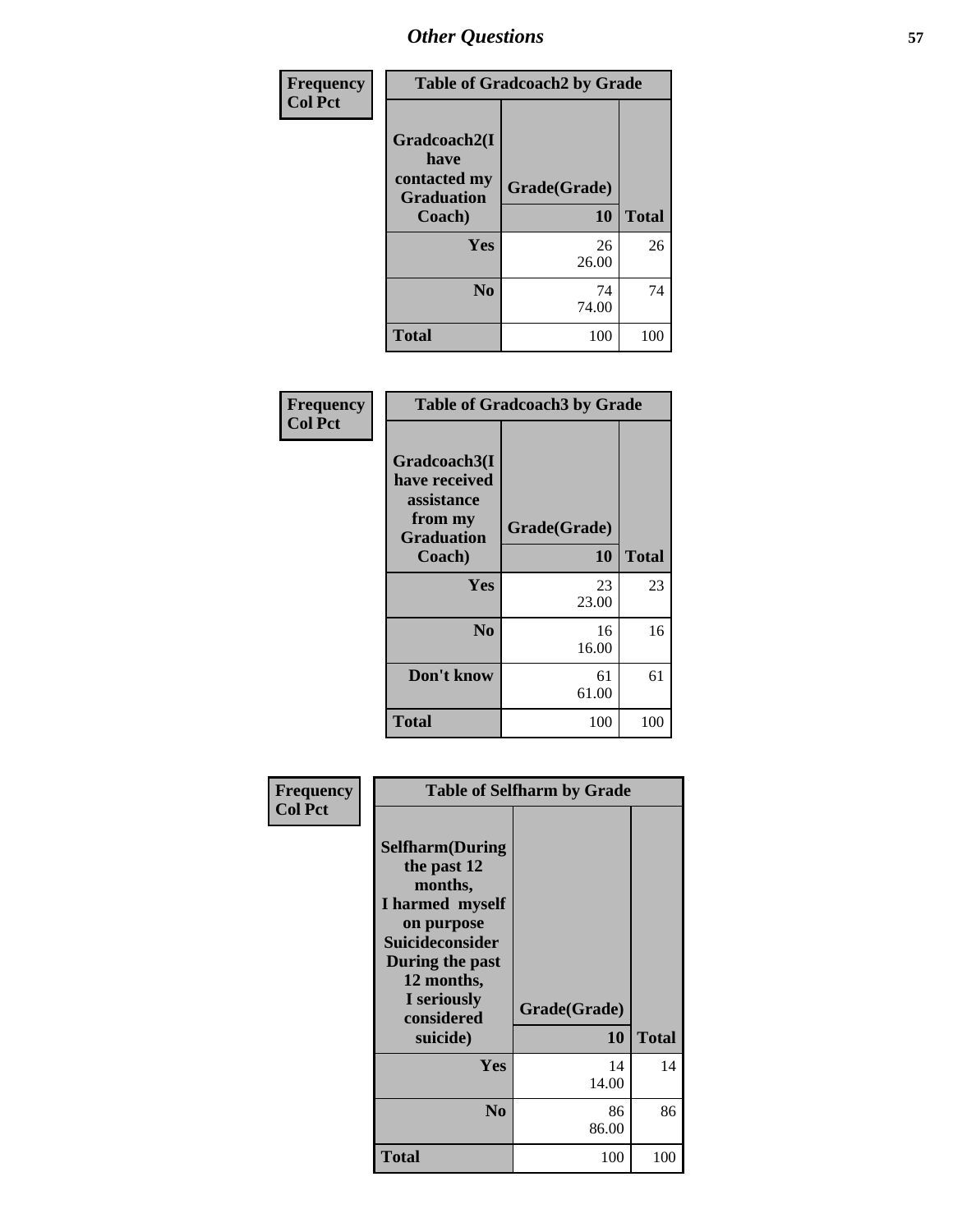# Other Questions

| Frequency<br>Col Pct | Table of Gradcoach2 by Grade | |
|---|---|---|
| Gradcoach2(I have contacted my Graduation Coach) | Grade(Grade)<br>10 | Total |
| Yes | 26<br>26.00 | 26 |
| No | 74<br>74.00 | 74 |
| Total | 100 | 100 |

| Frequency<br>Col Pct | Table of Gradcoach3 by Grade | |
|---|---|---|
| Gradcoach3(I have received assistance from my Graduation Coach) | Grade(Grade)<br>10 | Total |
| Yes | 23<br>23.00 | 23 |
| No | 16<br>16.00 | 16 |
| Don't know | 61<br>61.00 | 61 |
| Total | 100 | 100 |

| Frequency<br>Col Pct | Table of Selfharm by Grade | |
|---|---|---|
| Selfharm(During the past 12 months, I harmed myself on purpose Suicideconsider During the past 12 months, I seriously considered suicide) | Grade(Grade)<br>10 | Total |
| Yes | 14<br>14.00 | 14 |
| No | 86<br>86.00 | 86 |
| Total | 100 | 100 |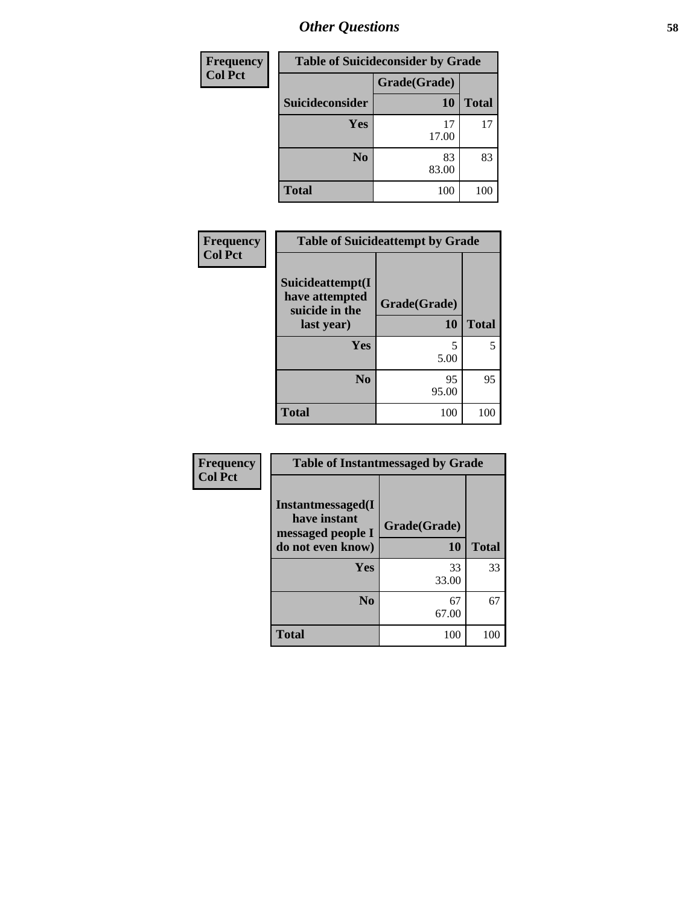# Other Questions

| Frequency<br>Col Pct | Table of Suicideconsider by Grade | |
|---|---|---|
| | Grade(Grade) | |
| Suicideconsider | 10 | Total |
| Yes | 17<br>17.00 | 17 |
| No | 83<br>83.00 | 83 |
| Total | 100 | 100 |

| Frequency<br>Col Pct | Table of Suicideattempt by Grade | |
|---|---|---|
| Suicideattempt(I have attempted suicide in the last year) | Grade(Grade)<br>10 | Total |
| Yes | 5<br>5.00 | 5 |
| No | 95<br>95.00 | 95 |
| Total | 100 | 100 |

| Frequency<br>Col Pct | Table of Instantmessaged by Grade | |
|---|---|---|
| Instantmessaged(I have instant messaged people I do not even know) | Grade(Grade)<br>10 | Total |
| Yes | 33<br>33.00 | 33 |
| No | 67<br>67.00 | 67 |
| Total | 100 | 100 |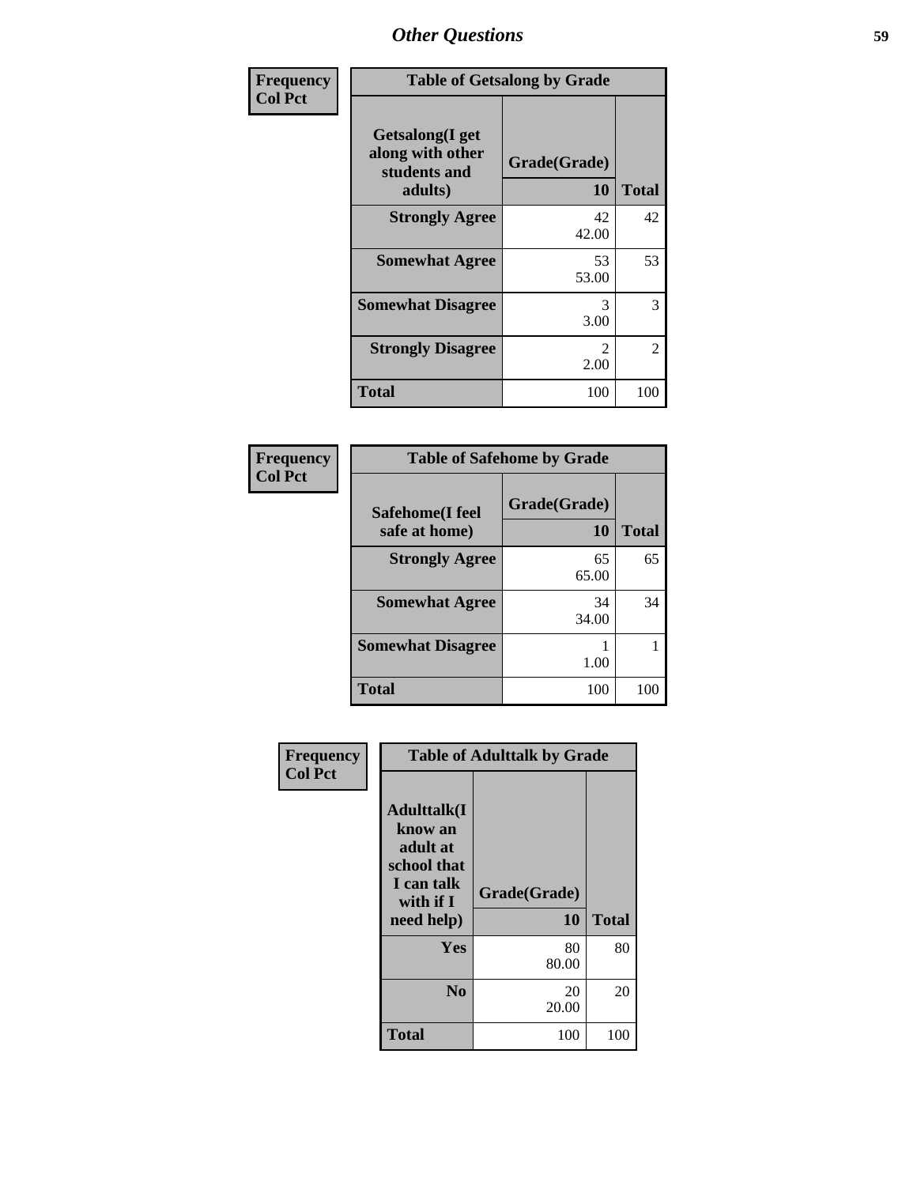# Other Questions

| Frequency<br>Col Pct | Table of Getsalong by Grade | |
|---|---|---|
| **Getsalong(I get along with other students and adults)** | **Grade(Grade)**<br>**10** | **Total** |
| **Strongly Agree** | 42<br>42.00 | 42 |
| **Somewhat Agree** | 53<br>53.00 | 53 |
| **Somewhat Disagree** | 3<br>3.00 | 3 |
| **Strongly Disagree** | 2<br>2.00 | 2 |
| **Total** | 100 | 100 |

| Frequency<br>Col Pct | Table of Safehome by Grade | |
|---|---|---|
| **Safehome(I feel safe at home)** | **Grade(Grade)**<br>**10** | **Total** |
| **Strongly Agree** | 65<br>65.00 | 65 |
| **Somewhat Agree** | 34<br>34.00 | 34 |
| **Somewhat Disagree** | 1<br>1.00 | 1 |
| **Total** | 100 | 100 |

| Frequency<br>Col Pct | Table of Adulttalk by Grade | |
|---|---|---|
| **Adulttalk(I know an adult at school that I can talk with if I need help)** | **Grade(Grade)**<br>**10** | **Total** |
| **Yes** | 80<br>80.00 | 80 |
| **No** | 20<br>20.00 | 20 |
| **Total** | 100 | 100 |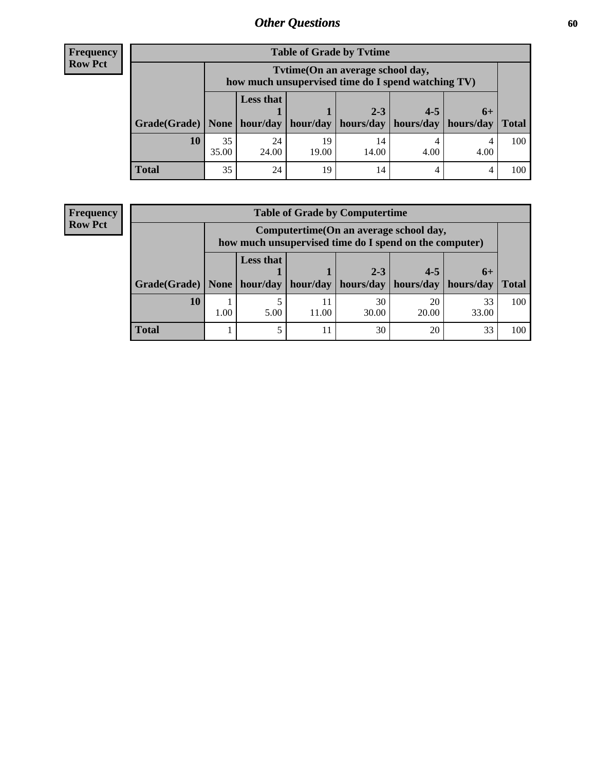# Other Questions

**Frequency**
**Row Pct**

| Table of Grade by Tvtime | | | | | | | |
|---|---|---|---|---|---|---|---|
| | Tvtime(On an average school day, how much unsupervised time do I spend watching TV) | | | | | | |
| Grade(Grade) | None | Less that 1 hour/day | 1 hour/day | 2-3 hours/day | 4-5 hours/day | 6+ hours/day | Total |
| **10** | 35<br>35.00 | 24<br>24.00 | 19<br>19.00 | 14<br>14.00 | 4<br>4.00 | 4<br>4.00 | 100 |
| **Total** | 35 | 24 | 19 | 14 | 4 | 4 | 100 |

**Frequency**
**Row Pct**

| Table of Grade by Computertime | | | | | | | |
|---|---|---|---|---|---|---|---|
| | Computertime(On an average school day, how much unsupervised time do I spend on the computer) | | | | | | |
| Grade(Grade) | None | Less that 1 hour/day | 1 hour/day | 2-3 hours/day | 4-5 hours/day | 6+ hours/day | Total |
| **10** | 1<br>1.00 | 5<br>5.00 | 11<br>11.00 | 30<br>30.00 | 20<br>20.00 | 33<br>33.00 | 100 |
| **Total** | 1 | 5 | 11 | 30 | 20 | 33 | 100 |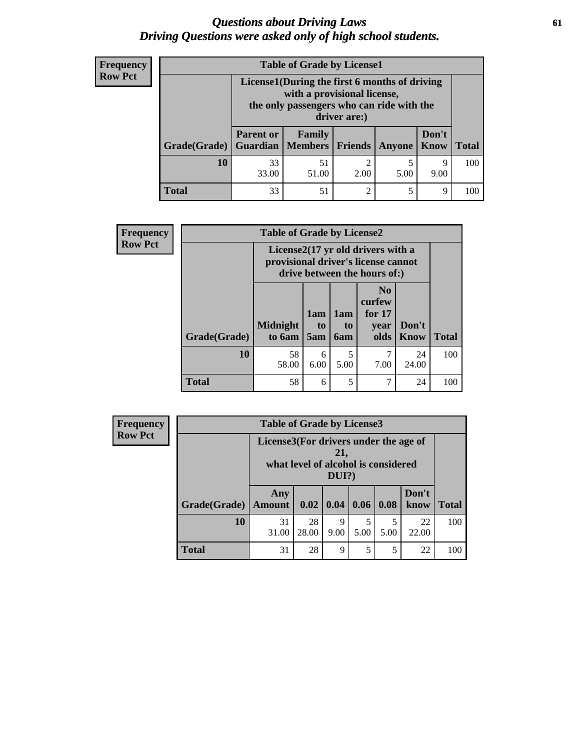# *Questions about Driving Laws*
## *Driving Questions were asked only of high school students.*

**Frequency**
**Row Pct**

| Table of Grade by License1 | | | | | | |
|---|---|---|---|---|---|---|
| | License1(During the first 6 months of driving with a provisional license, the only passengers who can ride with the driver are:) | | | | | |
| Grade(Grade) | Parent or Guardian | Family Members | Friends | Anyone | Don't Know | Total |
| 10 | 33<br>33.00 | 51<br>51.00 | 2<br>2.00 | 5<br>5.00 | 9<br>9.00 | 100 |
| Total | 33 | 51 | 2 | 5 | 9 | 100 |

**Frequency**
**Row Pct**

| Table of Grade by License2 | | | | | | |
|---|---|---|---|---|---|---|
| | License2(17 yr old drivers with a provisional driver's license cannot drive between the hours of:) | | | | | |
| Grade(Grade) | Midnight to 6am | 1am to 5am | 1am to 6am | No curfew for 17 year olds | Don't Know | Total |
| 10 | 58<br>58.00 | 6<br>6.00 | 5<br>5.00 | 7<br>7.00 | 24<br>24.00 | 100 |
| Total | 58 | 6 | 5 | 7 | 24 | 100 |

**Frequency**
**Row Pct**

| Table of Grade by License3 | | | | | | | |
|---|---|---|---|---|---|---|---|
| | License3(For drivers under the age of 21, what level of alcohol is considered DUI?) | | | | | | |
| Grade(Grade) | Any Amount | 0.02 | 0.04 | 0.06 | 0.08 | Don't know | Total |
| 10 | 31<br>31.00 | 28<br>28.00 | 9<br>9.00 | 5<br>5.00 | 5<br>5.00 | 22<br>22.00 | 100 |
| Total | 31 | 28 | 9 | 5 | 5 | 22 | 100 |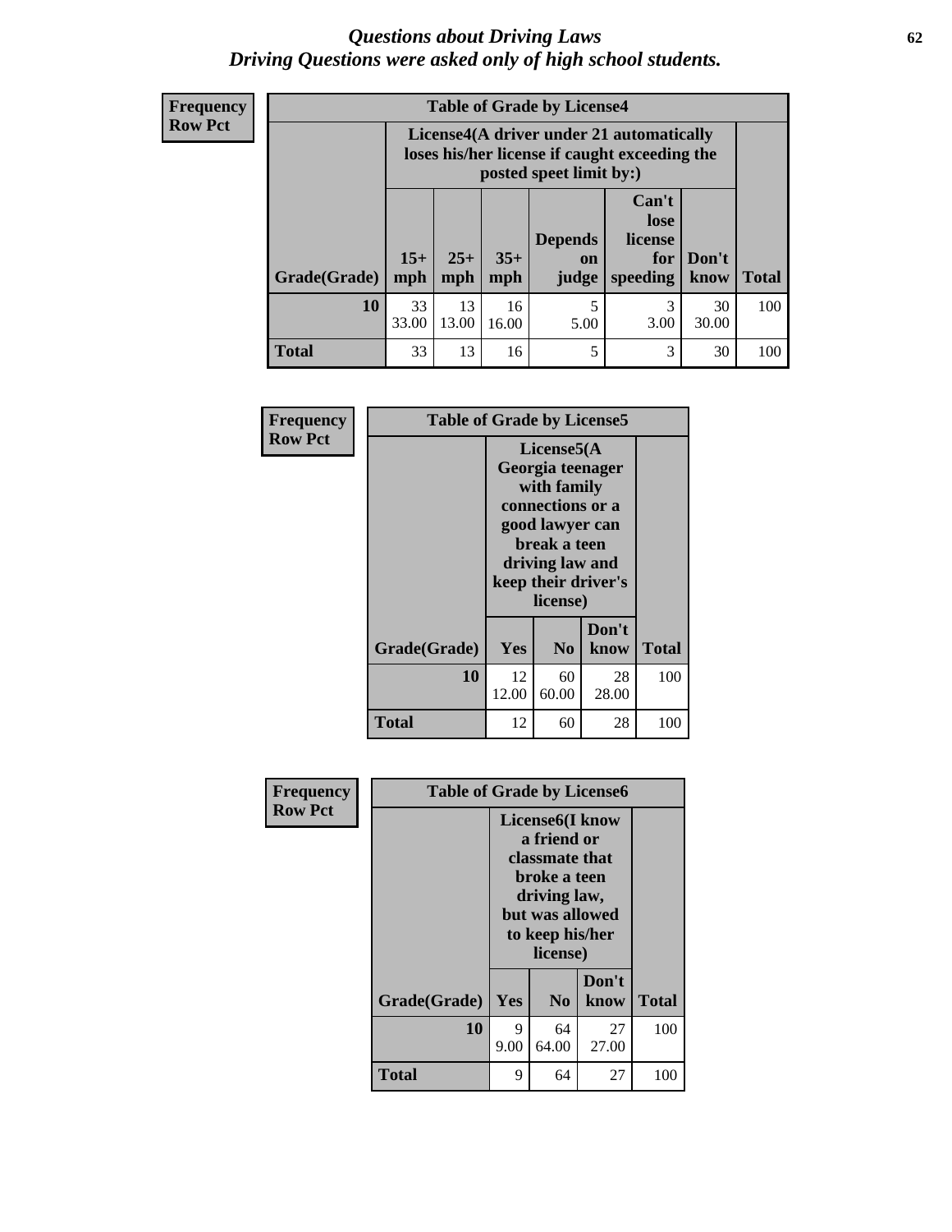# *Questions about Driving Laws*
# *Driving Questions were asked only of high school students.*

**Frequency**
**Row Pct**

**Table of Grade by License4**

| Grade(Grade) | License4(A driver under 21 automatically loses his/her license if caught exceeding the posted speet limit by:) | | | | | | Total |
|---|---|---|---|---|---|---|---|
| | 15+ mph | 25+ mph | 35+ mph | Depends on judge | Can't lose license for speeding | Don't know | |
| **10** | 33<br>33.00 | 13<br>13.00 | 16<br>16.00 | 5<br>5.00 | 3<br>3.00 | 30<br>30.00 | 100 |
| **Total** | 33 | 13 | 16 | 5 | 3 | 30 | 100 |

**Frequency**
**Row Pct**

**Table of Grade by License5**

| Grade(Grade) | License5(A Georgia teenager with family connections or a good lawyer can break a teen driving law and keep their driver's license) | | | Total |
|---|---|---|---|---|
| | Yes | No | Don't know | |
| **10** | 12<br>12.00 | 60<br>60.00 | 28<br>28.00 | 100 |
| **Total** | 12 | 60 | 28 | 100 |

**Frequency**
**Row Pct**

**Table of Grade by License6**

| Grade(Grade) | License6(I know a friend or classmate that broke a teen driving law, but was allowed to keep his/her license) | | | Total |
|---|---|---|---|---|
| | Yes | No | Don't know | |
| **10** | 9<br>9.00 | 64<br>64.00 | 27<br>27.00 | 100 |
| **Total** | 9 | 64 | 27 | 100 |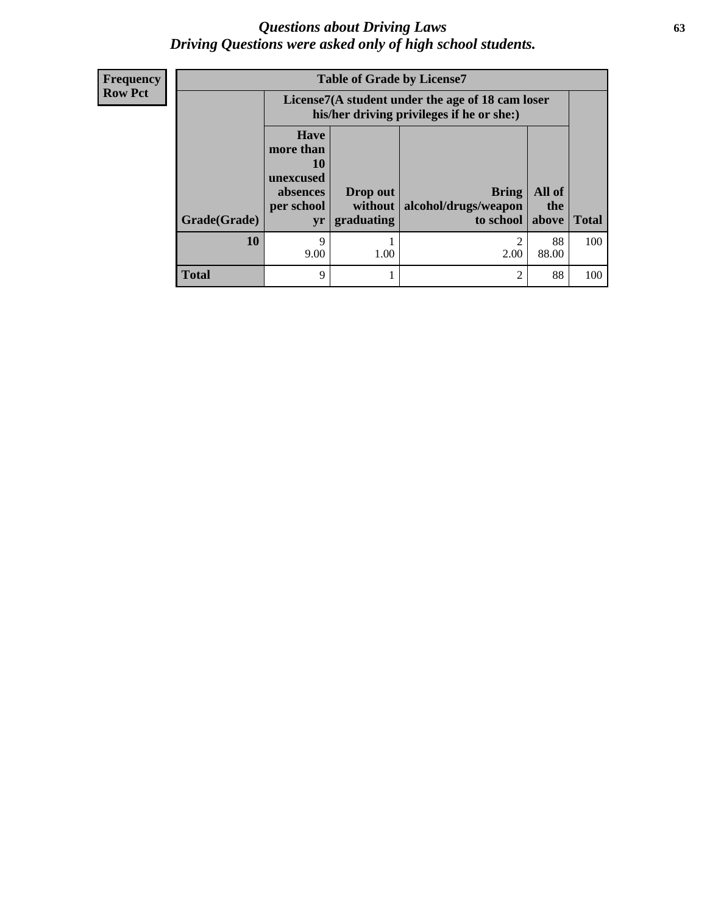# *Questions about Driving Laws*
## *Driving Questions were asked only of high school students.*

**Frequency**
**Row Pct**

| Table of Grade by License7 | | | | | |
|---|---|---|---|---|---|
| | License7(A student under the age of 18 cam loser his/her driving privileges if he or she:) | | | | |
| Grade(Grade) | Have more than 10 unexcused absences per school yr | Drop out without graduating | Bring alcohol/drugs/weapon to school | All of the above | Total |
| 10 | 9<br>9.00 | 1<br>1.00 | 2<br>2.00 | 88<br>88.00 | 100 |
| Total | 9 | 1 | 2 | 88 | 100 |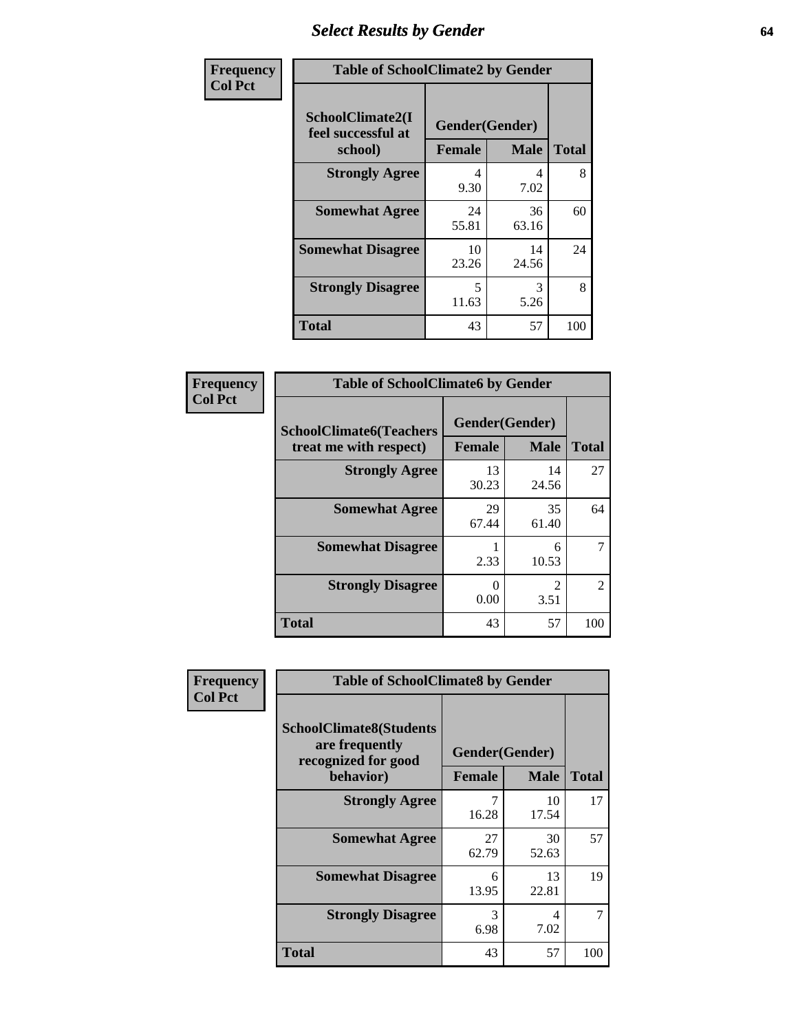# Select Results by Gender

**Frequency**
**Col Pct**

| Table of SchoolClimate2 by Gender | | | |
|---|---|---|---|
| SchoolClimate2(I feel successful at school) | Gender(Gender) | | |
| | Female | Male | Total |
| Strongly Agree | 4<br>9.30 | 4<br>7.02 | 8 |
| Somewhat Agree | 24<br>55.81 | 36<br>63.16 | 60 |
| Somewhat Disagree | 10<br>23.26 | 14<br>24.56 | 24 |
| Strongly Disagree | 5<br>11.63 | 3<br>5.26 | 8 |
| Total | 43 | 57 | 100 |

**Frequency**
**Col Pct**

| Table of SchoolClimate6 by Gender | | | |
|---|---|---|---|
| SchoolClimate6(Teachers treat me with respect) | Gender(Gender) | | |
| | Female | Male | Total |
| Strongly Agree | 13<br>30.23 | 14<br>24.56 | 27 |
| Somewhat Agree | 29<br>67.44 | 35<br>61.40 | 64 |
| Somewhat Disagree | 1<br>2.33 | 6<br>10.53 | 7 |
| Strongly Disagree | 0<br>0.00 | 2<br>3.51 | 2 |
| Total | 43 | 57 | 100 |

**Frequency**
**Col Pct**

| Table of SchoolClimate8 by Gender | | | |
|---|---|---|---|
| SchoolClimate8(Students are frequently recognized for good behavior) | Gender(Gender) | | |
| | Female | Male | Total |
| Strongly Agree | 7<br>16.28 | 10<br>17.54 | 17 |
| Somewhat Agree | 27<br>62.79 | 30<br>52.63 | 57 |
| Somewhat Disagree | 6<br>13.95 | 13<br>22.81 | 19 |
| Strongly Disagree | 3<br>6.98 | 4<br>7.02 | 7 |
| Total | 43 | 57 | 100 |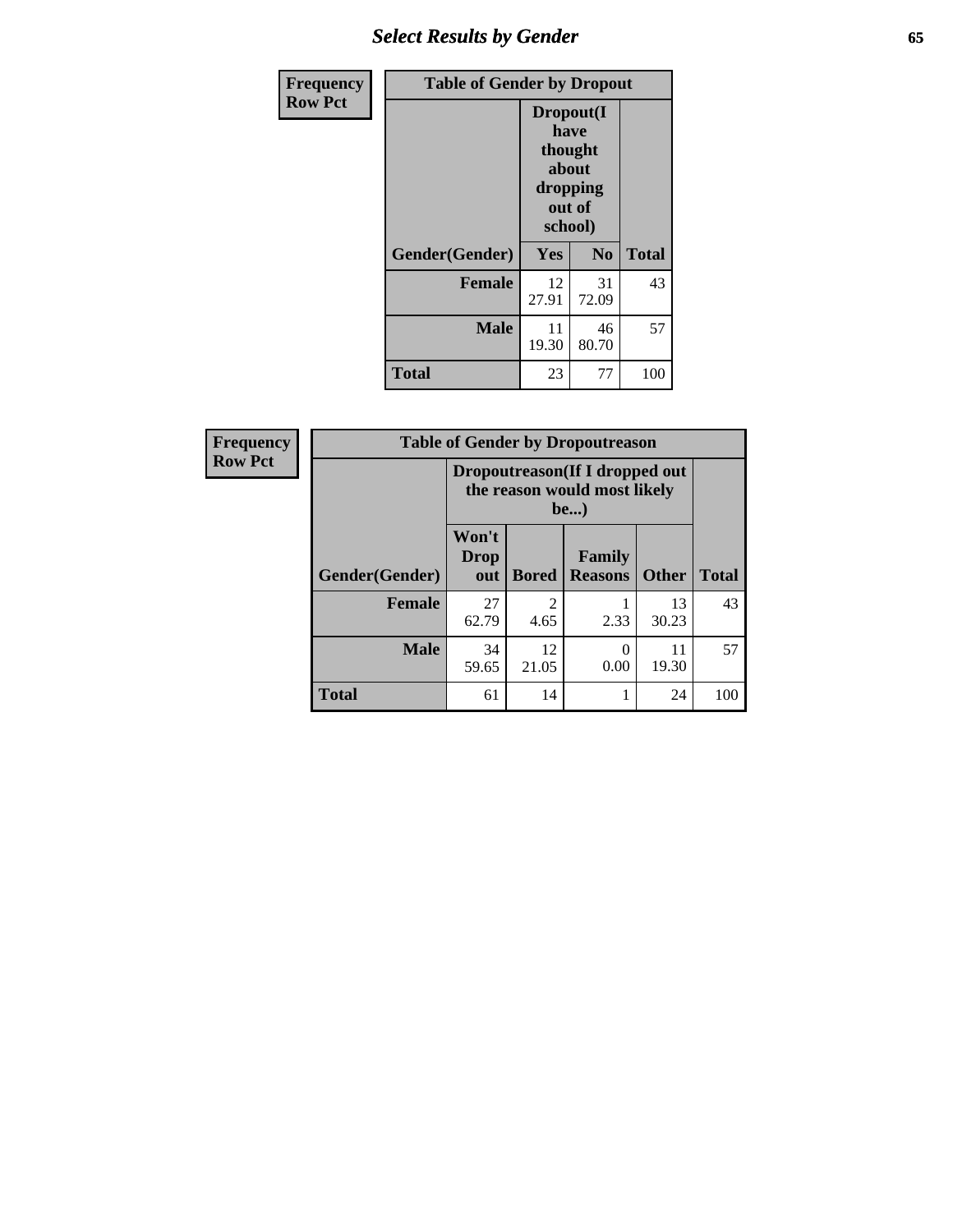## Select Results by Gender

**Frequency / Row Pct**

**Table of Gender by Dropout**

| Gender(Gender) | Dropout(I have thought about dropping out of school) | | Total |
|---|---|---|---|
| | Yes | No | |
| **Female** | 12<br>27.91 | 31<br>72.09 | 43 |
| **Male** | 11<br>19.30 | 46<br>80.70 | 57 |
| **Total** | 23 | 77 | 100 |

**Frequency / Row Pct**

**Table of Gender by Dropoutreason**

| Gender(Gender) | Dropoutreason(If I dropped out the reason would most likely be...) | | | | Total |
|---|---|---|---|---|---|
| | Won't Drop out | Bored | Family Reasons | Other | |
| **Female** | 27<br>62.79 | 2<br>4.65 | 1<br>2.33 | 13<br>30.23 | 43 |
| **Male** | 34<br>59.65 | 12<br>21.05 | 0<br>0.00 | 11<br>19.30 | 57 |
| **Total** | 61 | 14 | 1 | 24 | 100 |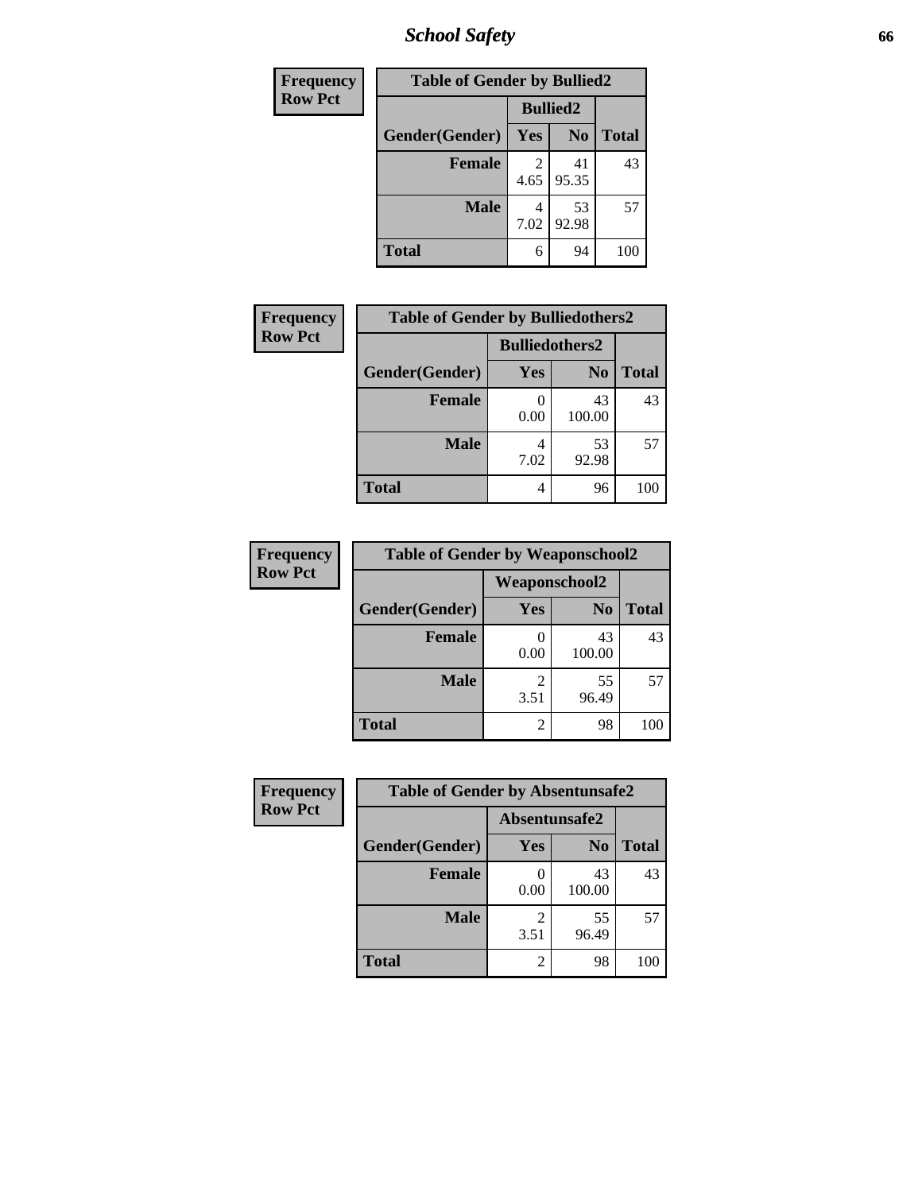## School Safety

| Frequency<br>Row Pct | | | |
|---|---|---|---|
| **Table of Gender by Bullied2** | | | |
| | **Bullied2** | | |
| **Gender(Gender)** | **Yes** | **No** | **Total** |
| **Female** | 2<br>4.65 | 41<br>95.35 | 43 |
| **Male** | 4<br>7.02 | 53<br>92.98 | 57 |
| **Total** | 6 | 94 | 100 |

| Frequency<br>Row Pct | | | |
|---|---|---|---|
| **Table of Gender by Bulliedothers2** | | | |
| | **Bulliedothers2** | | |
| **Gender(Gender)** | **Yes** | **No** | **Total** |
| **Female** | 0<br>0.00 | 43<br>100.00 | 43 |
| **Male** | 4<br>7.02 | 53<br>92.98 | 57 |
| **Total** | 4 | 96 | 100 |

| Frequency<br>Row Pct | | | |
|---|---|---|---|
| **Table of Gender by Weaponschool2** | | | |
| | **Weaponschool2** | | |
| **Gender(Gender)** | **Yes** | **No** | **Total** |
| **Female** | 0<br>0.00 | 43<br>100.00 | 43 |
| **Male** | 2<br>3.51 | 55<br>96.49 | 57 |
| **Total** | 2 | 98 | 100 |

| Frequency<br>Row Pct | | | |
|---|---|---|---|
| **Table of Gender by Absentunsafe2** | | | |
| | **Absentunsafe2** | | |
| **Gender(Gender)** | **Yes** | **No** | **Total** |
| **Female** | 0<br>0.00 | 43<br>100.00 | 43 |
| **Male** | 2<br>3.51 | 55<br>96.49 | 57 |
| **Total** | 2 | 98 | 100 |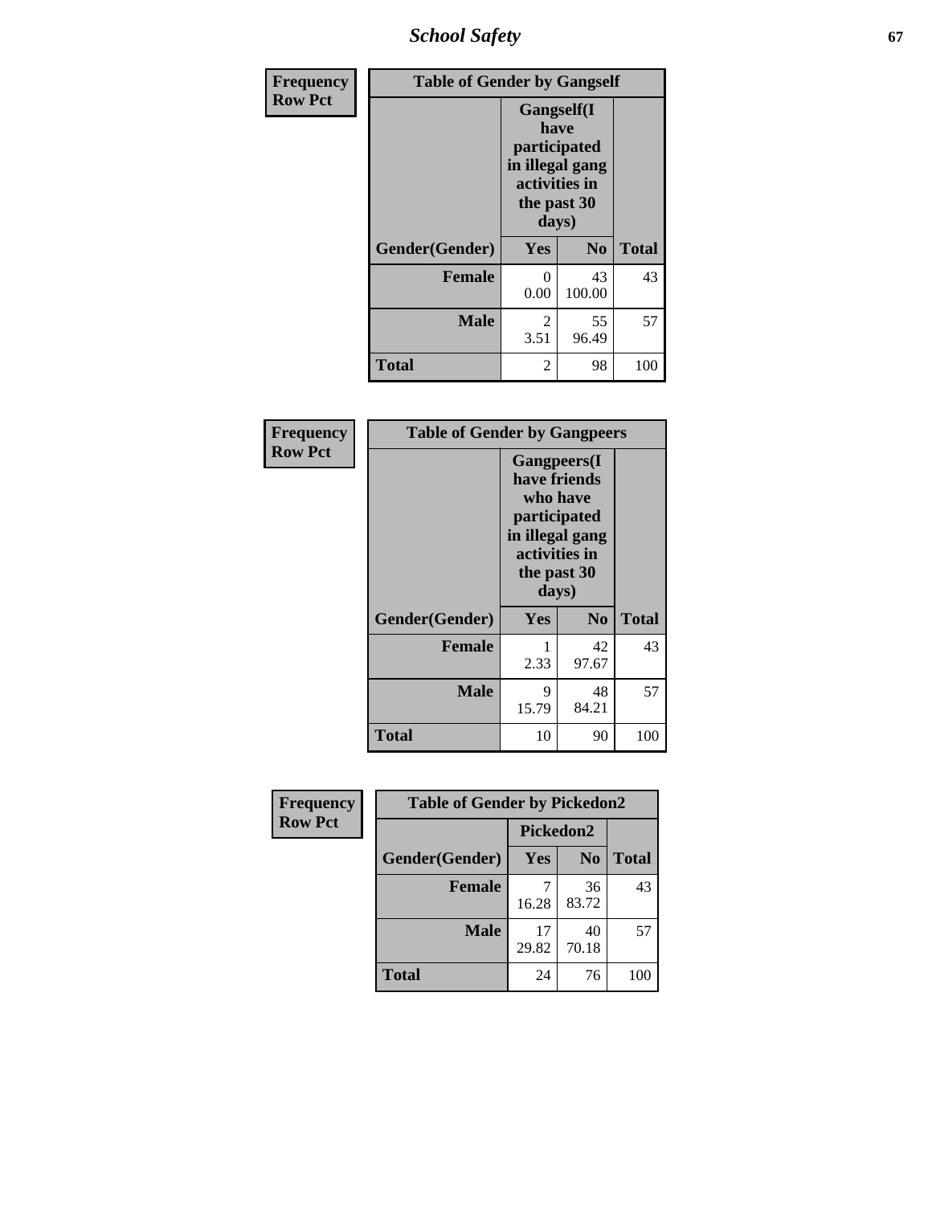| Frequency<br>Row Pct | Table of Gender by Gangself | | |
|---|---|---|---|
| | Gangself(I have participated in illegal gang activities in the past 30 days) | | |
| Gender(Gender) | Yes | No | Total |
| Female | 0<br>0.00 | 43<br>100.00 | 43 |
| Male | 2<br>3.51 | 55<br>96.49 | 57 |
| Total | 2 | 98 | 100 |

| Frequency<br>Row Pct | Table of Gender by Gangpeers | | |
|---|---|---|---|
| | Gangpeers(I have friends who have participated in illegal gang activities in the past 30 days) | | |
| Gender(Gender) | Yes | No | Total |
| Female | 1<br>2.33 | 42<br>97.67 | 43 |
| Male | 9<br>15.79 | 48<br>84.21 | 57 |
| Total | 10 | 90 | 100 |

| Frequency<br>Row Pct | Table of Gender by Pickedon2 | | |
|---|---|---|---|
| | Pickedon2 | | |
| Gender(Gender) | Yes | No | Total |
| Female | 7<br>16.28 | 36<br>83.72 | 43 |
| Male | 17<br>29.82 | 40<br>70.18 | 57 |
| Total | 24 | 76 | 100 |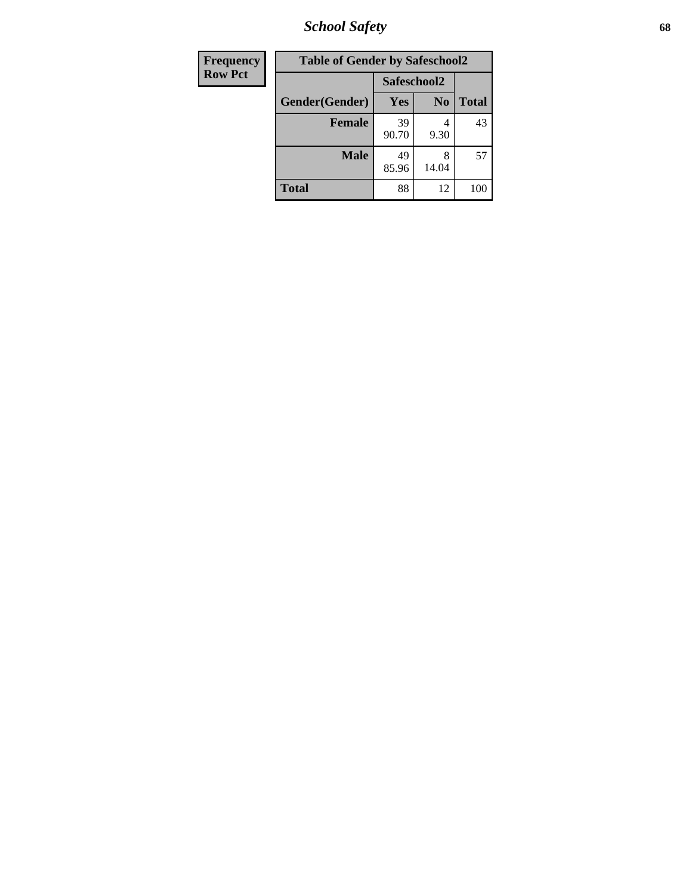| Frequency<br>Row Pct |
|---|

**Table of Gender by Safeschool2**

| Gender(Gender) | Safeschool2 | | Total |
|---|---|---|---|
| | Yes | No | |
| Female | 39<br>90.70 | 4<br>9.30 | 43 |
| Male | 49<br>85.96 | 8<br>14.04 | 57 |
| Total | 88 | 12 | 100 |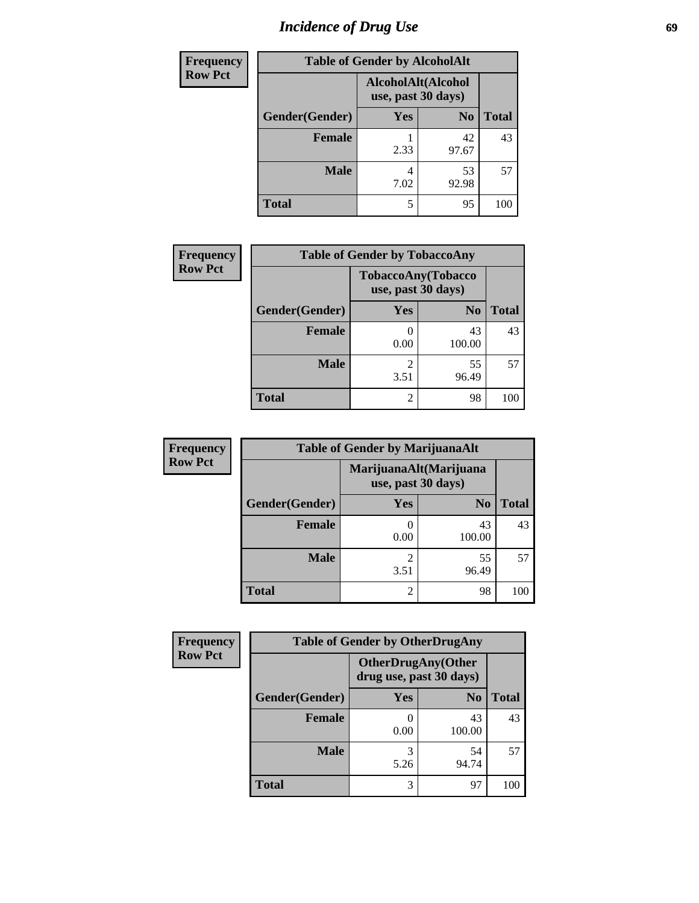# Incidence of Drug Use

**Frequency**
**Row Pct**

| Table of Gender by AlcoholAlt | | | |
|---|---|---|---|
| | AlcoholAlt(Alcohol use, past 30 days) | | |
| Gender(Gender) | Yes | No | Total |
| Female | 1<br>2.33 | 42<br>97.67 | 43 |
| Male | 4<br>7.02 | 53<br>92.98 | 57 |
| Total | 5 | 95 | 100 |

**Frequency**
**Row Pct**

| Table of Gender by TobaccoAny | | | |
|---|---|---|---|
| | TobaccoAny(Tobacco use, past 30 days) | | |
| Gender(Gender) | Yes | No | Total |
| Female | 0<br>0.00 | 43<br>100.00 | 43 |
| Male | 2<br>3.51 | 55<br>96.49 | 57 |
| Total | 2 | 98 | 100 |

**Frequency**
**Row Pct**

| Table of Gender by MarijuanaAlt | | | |
|---|---|---|---|
| | MarijuanaAlt(Marijuana use, past 30 days) | | |
| Gender(Gender) | Yes | No | Total |
| Female | 0<br>0.00 | 43<br>100.00 | 43 |
| Male | 2<br>3.51 | 55<br>96.49 | 57 |
| Total | 2 | 98 | 100 |

**Frequency**
**Row Pct**

| Table of Gender by OtherDrugAny | | | |
|---|---|---|---|
| | OtherDrugAny(Other drug use, past 30 days) | | |
| Gender(Gender) | Yes | No | Total |
| Female | 0<br>0.00 | 43<br>100.00 | 43 |
| Male | 3<br>5.26 | 54<br>94.74 | 57 |
| Total | 3 | 97 | 100 |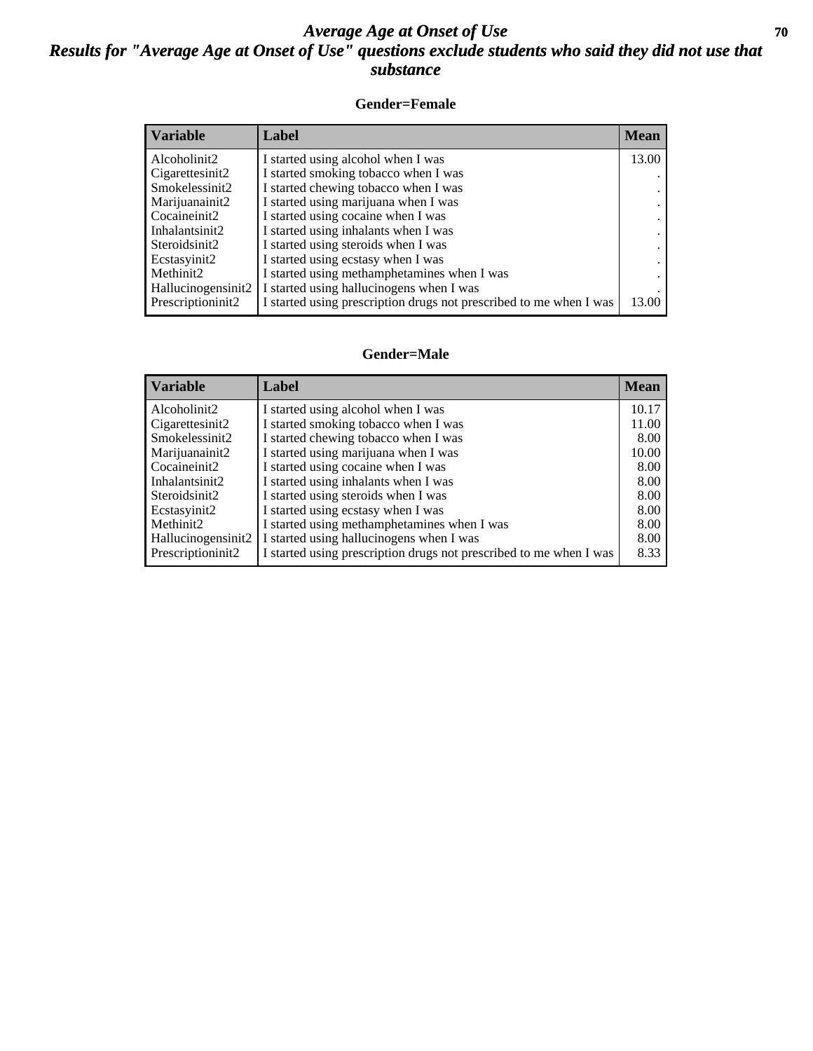# Average Age at Onset of Use

## Results for "Average Age at Onset of Use" questions exclude students who said they did not use that substance

### Gender=Female

| Variable | Label | Mean |
|---|---|---|
| Alcoholinit2 | I started using alcohol when I was | 13.00 |
| Cigarettesinit2 | I started smoking tobacco when I was | . |
| Smokelessinit2 | I started chewing tobacco when I was | . |
| Marijuanainit2 | I started using marijuana when I was | . |
| Cocaineinit2 | I started using cocaine when I was | . |
| Inhalantsinit2 | I started using inhalants when I was | . |
| Steroidsinit2 | I started using steroids when I was | . |
| Ecstasyinit2 | I started using ecstasy when I was | . |
| Methinit2 | I started using methamphetamines when I was | . |
| Hallucinogensinit2 | I started using hallucinogens when I was | . |
| Prescriptioninit2 | I started using prescription drugs not prescribed to me when I was | 13.00 |

### Gender=Male

| Variable | Label | Mean |
|---|---|---|
| Alcoholinit2 | I started using alcohol when I was | 10.17 |
| Cigarettesinit2 | I started smoking tobacco when I was | 11.00 |
| Smokelessinit2 | I started chewing tobacco when I was | 8.00 |
| Marijuanainit2 | I started using marijuana when I was | 10.00 |
| Cocaineinit2 | I started using cocaine when I was | 8.00 |
| Inhalantsinit2 | I started using inhalants when I was | 8.00 |
| Steroidsinit2 | I started using steroids when I was | 8.00 |
| Ecstasyinit2 | I started using ecstasy when I was | 8.00 |
| Methinit2 | I started using methamphetamines when I was | 8.00 |
| Hallucinogensinit2 | I started using hallucinogens when I was | 8.00 |
| Prescriptioninit2 | I started using prescription drugs not prescribed to me when I was | 8.33 |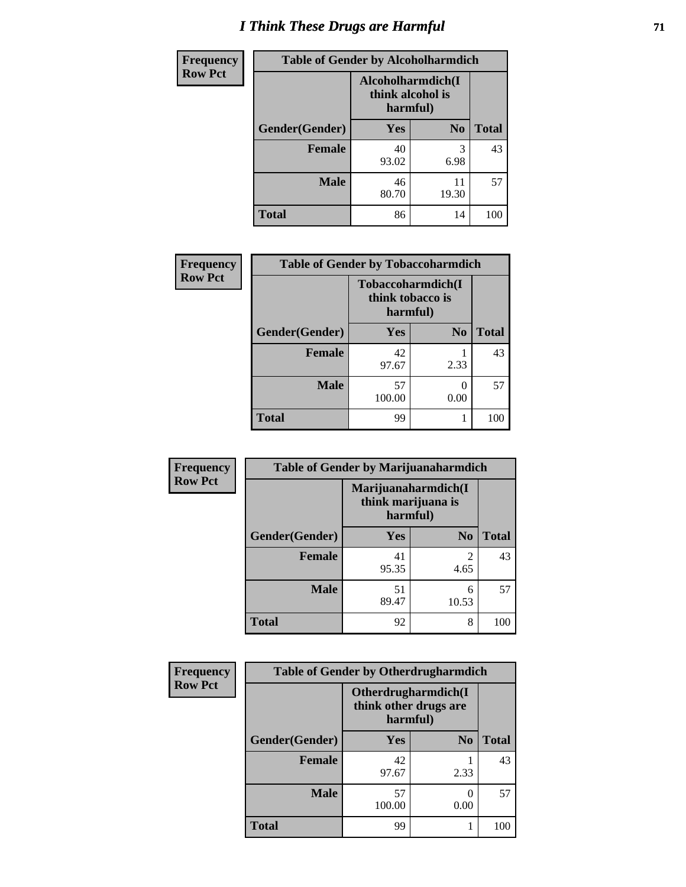# I Think These Drugs are Harmful

**Frequency**
**Row Pct**

| Table of Gender by Alcoholharmdich | | | |
|---|---|---|---|
| | Alcoholharmdich(I think alcohol is harmful) | | |
| Gender(Gender) | Yes | No | Total |
| Female | 40<br>93.02 | 3<br>6.98 | 43 |
| Male | 46<br>80.70 | 11<br>19.30 | 57 |
| Total | 86 | 14 | 100 |

**Frequency**
**Row Pct**

| Table of Gender by Tobaccoharmdich | | | |
|---|---|---|---|
| | Tobaccoharmdich(I think tobacco is harmful) | | |
| Gender(Gender) | Yes | No | Total |
| Female | 42<br>97.67 | 1<br>2.33 | 43 |
| Male | 57<br>100.00 | 0<br>0.00 | 57 |
| Total | 99 | 1 | 100 |

**Frequency**
**Row Pct**

| Table of Gender by Marijuanaharmdich | | | |
|---|---|---|---|
| | Marijuanaharmdich(I think marijuana is harmful) | | |
| Gender(Gender) | Yes | No | Total |
| Female | 41<br>95.35 | 2<br>4.65 | 43 |
| Male | 51<br>89.47 | 6<br>10.53 | 57 |
| Total | 92 | 8 | 100 |

**Frequency**
**Row Pct**

| Table of Gender by Otherdrugharmdich | | | |
|---|---|---|---|
| | Otherdrugharmdich(I think other drugs are harmful) | | |
| Gender(Gender) | Yes | No | Total |
| Female | 42<br>97.67 | 1<br>2.33 | 43 |
| Male | 57<br>100.00 | 0<br>0.00 | 57 |
| Total | 99 | 1 | 100 |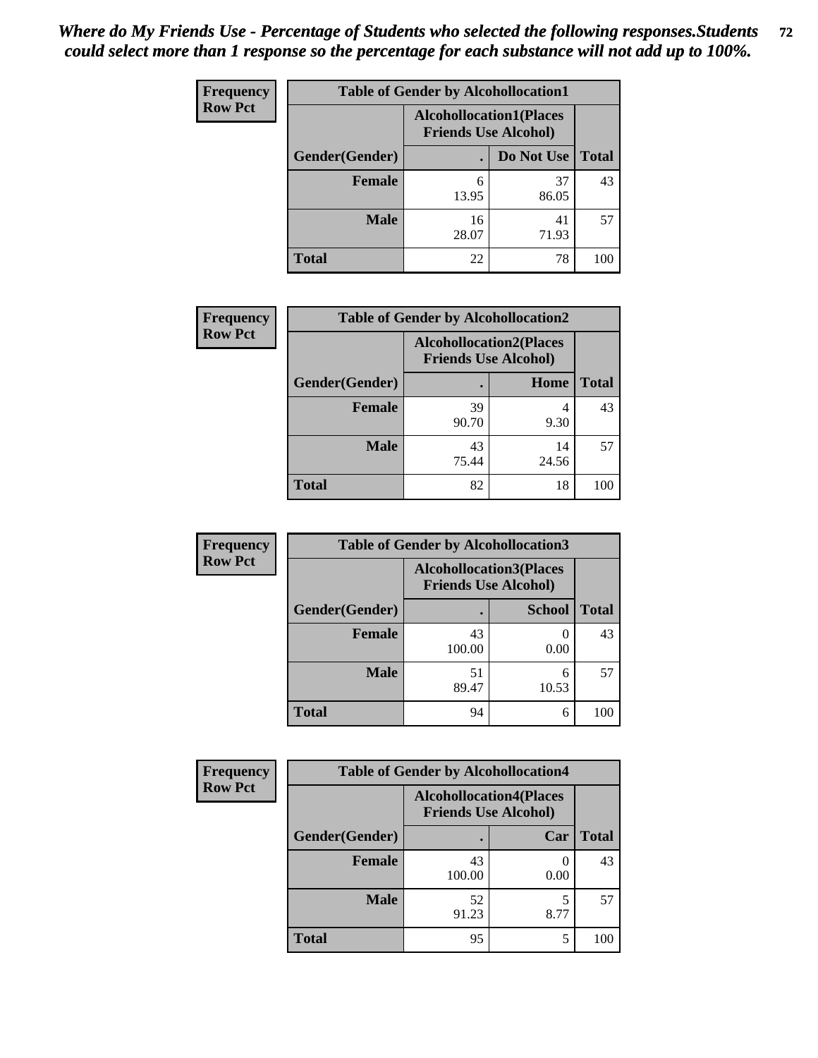*Where do My Friends Use - Percentage of Students who selected the following responses.Students could select more than 1 response so the percentage for each substance will not add up to 100%.*

**Frequency**
**Row Pct**

| Table of Gender by Alcohollocation1 | | | |
|---|---|---|---|
| | Alcohollocation1(Places Friends Use Alcohol) | | |
| Gender(Gender) | . | Do Not Use | Total |
| **Female** | 6<br>13.95 | 37<br>86.05 | 43 |
| **Male** | 16<br>28.07 | 41<br>71.93 | 57 |
| **Total** | 22 | 78 | 100 |

**Frequency**
**Row Pct**

| Table of Gender by Alcohollocation2 | | | |
|---|---|---|---|
| | Alcohollocation2(Places Friends Use Alcohol) | | |
| Gender(Gender) | . | Home | Total |
| **Female** | 39<br>90.70 | 4<br>9.30 | 43 |
| **Male** | 43<br>75.44 | 14<br>24.56 | 57 |
| **Total** | 82 | 18 | 100 |

**Frequency**
**Row Pct**

| Table of Gender by Alcohollocation3 | | | |
|---|---|---|---|
| | Alcohollocation3(Places Friends Use Alcohol) | | |
| Gender(Gender) | . | School | Total |
| **Female** | 43<br>100.00 | 0<br>0.00 | 43 |
| **Male** | 51<br>89.47 | 6<br>10.53 | 57 |
| **Total** | 94 | 6 | 100 |

**Frequency**
**Row Pct**

| Table of Gender by Alcohollocation4 | | | |
|---|---|---|---|
| | Alcohollocation4(Places Friends Use Alcohol) | | |
| Gender(Gender) | . | Car | Total |
| **Female** | 43<br>100.00 | 0<br>0.00 | 43 |
| **Male** | 52<br>91.23 | 5<br>8.77 | 57 |
| **Total** | 95 | 5 | 100 |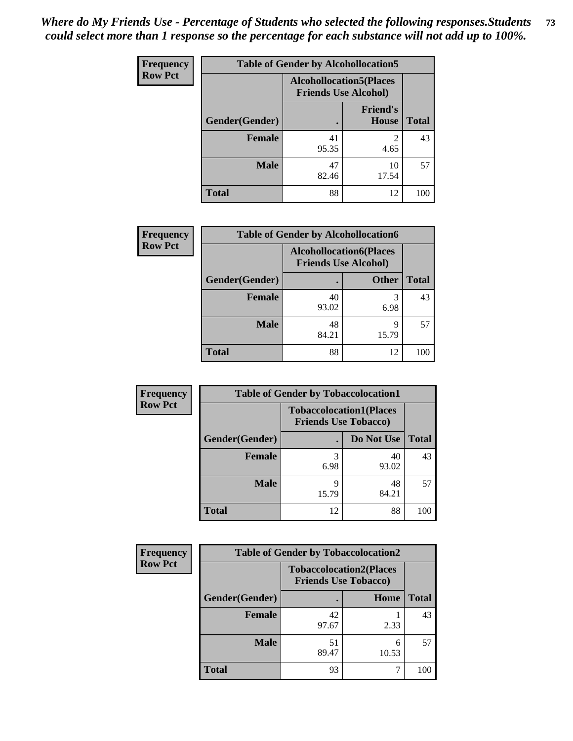*Where do My Friends Use - Percentage of Students who selected the following responses.Students could select more than 1 response so the percentage for each substance will not add up to 100%.*

**Frequency**
**Row Pct**

| Table of Gender by Alcohollocation5 | | | |
|---|---|---|---|
| | Alcohollocation5(Places Friends Use Alcohol) | | |
| Gender(Gender) | . | Friend's House | Total |
| **Female** | 41<br>95.35 | 2<br>4.65 | 43 |
| **Male** | 47<br>82.46 | 10<br>17.54 | 57 |
| **Total** | 88 | 12 | 100 |

**Frequency**
**Row Pct**

| Table of Gender by Alcohollocation6 | | | |
|---|---|---|---|
| | Alcohollocation6(Places Friends Use Alcohol) | | |
| Gender(Gender) | . | Other | Total |
| **Female** | 40<br>93.02 | 3<br>6.98 | 43 |
| **Male** | 48<br>84.21 | 9<br>15.79 | 57 |
| **Total** | 88 | 12 | 100 |

**Frequency**
**Row Pct**

| Table of Gender by Tobaccolocation1 | | | |
|---|---|---|---|
| | Tobaccolocation1(Places Friends Use Tobacco) | | |
| Gender(Gender) | . | Do Not Use | Total |
| **Female** | 3<br>6.98 | 40<br>93.02 | 43 |
| **Male** | 9<br>15.79 | 48<br>84.21 | 57 |
| **Total** | 12 | 88 | 100 |

**Frequency**
**Row Pct**

| Table of Gender by Tobaccolocation2 | | | |
|---|---|---|---|
| | Tobaccolocation2(Places Friends Use Tobacco) | | |
| Gender(Gender) | . | Home | Total |
| **Female** | 42<br>97.67 | 1<br>2.33 | 43 |
| **Male** | 51<br>89.47 | 6<br>10.53 | 57 |
| **Total** | 93 | 7 | 100 |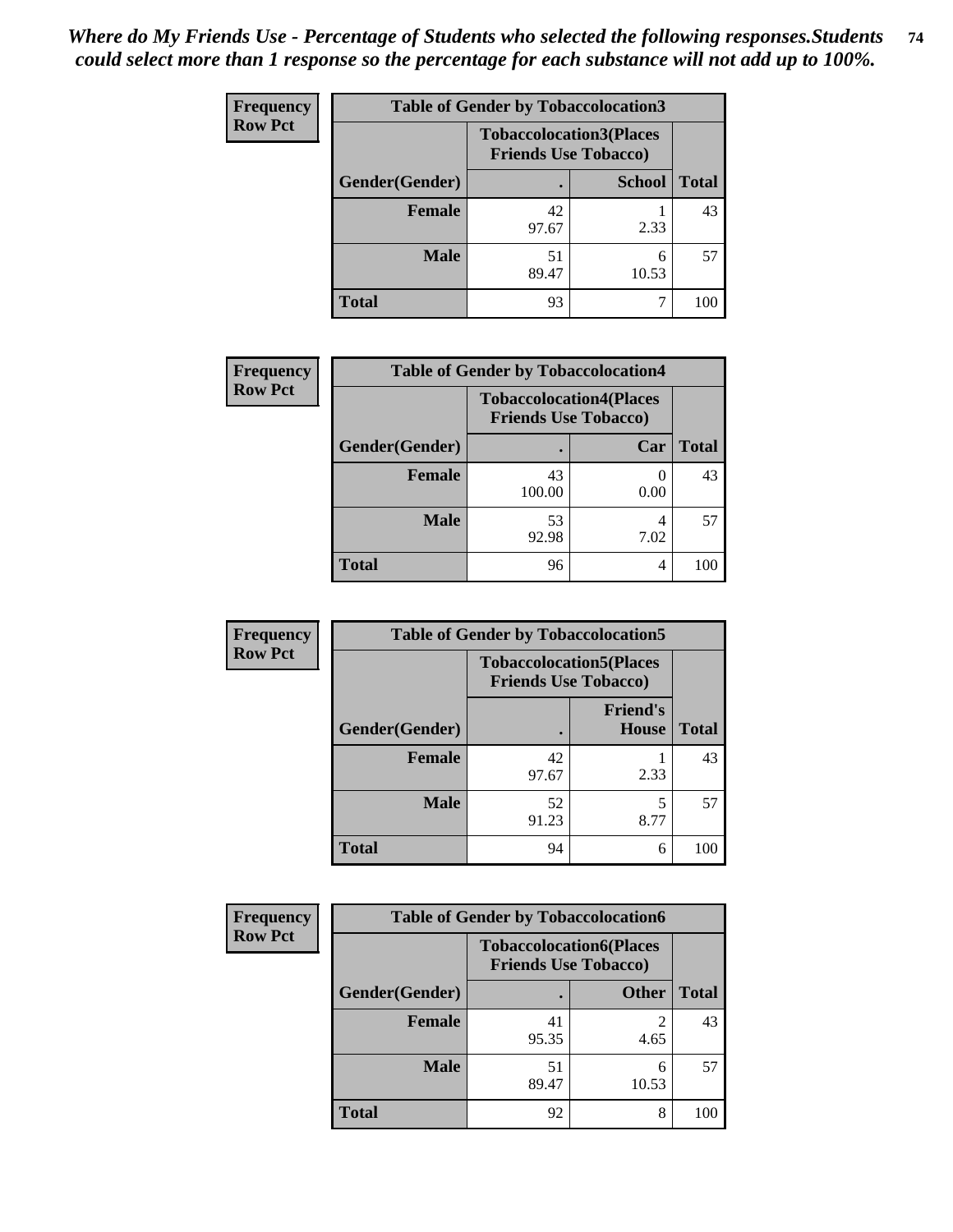*Where do My Friends Use - Percentage of Students who selected the following responses.Students could select more than 1 response so the percentage for each substance will not add up to 100%.*

**Frequency**
**Row Pct**

| Table of Gender by Tobaccolocation3 | | | |
|---|---|---|---|
| | Tobaccolocation3(Places Friends Use Tobacco) | | |
| Gender(Gender) | . | School | Total |
| Female | 42<br>97.67 | 1<br>2.33 | 43 |
| Male | 51<br>89.47 | 6<br>10.53 | 57 |
| Total | 93 | 7 | 100 |

**Frequency**
**Row Pct**

| Table of Gender by Tobaccolocation4 | | | |
|---|---|---|---|
| | Tobaccolocation4(Places Friends Use Tobacco) | | |
| Gender(Gender) | . | Car | Total |
| Female | 43<br>100.00 | 0<br>0.00 | 43 |
| Male | 53<br>92.98 | 4<br>7.02 | 57 |
| Total | 96 | 4 | 100 |

**Frequency**
**Row Pct**

| Table of Gender by Tobaccolocation5 | | | |
|---|---|---|---|
| | Tobaccolocation5(Places Friends Use Tobacco) | | |
| Gender(Gender) | . | Friend's House | Total |
| Female | 42<br>97.67 | 1<br>2.33 | 43 |
| Male | 52<br>91.23 | 5<br>8.77 | 57 |
| Total | 94 | 6 | 100 |

**Frequency**
**Row Pct**

| Table of Gender by Tobaccolocation6 | | | |
|---|---|---|---|
| | Tobaccolocation6(Places Friends Use Tobacco) | | |
| Gender(Gender) | . | Other | Total |
| Female | 41<br>95.35 | 2<br>4.65 | 43 |
| Male | 51<br>89.47 | 6<br>10.53 | 57 |
| Total | 92 | 8 | 100 |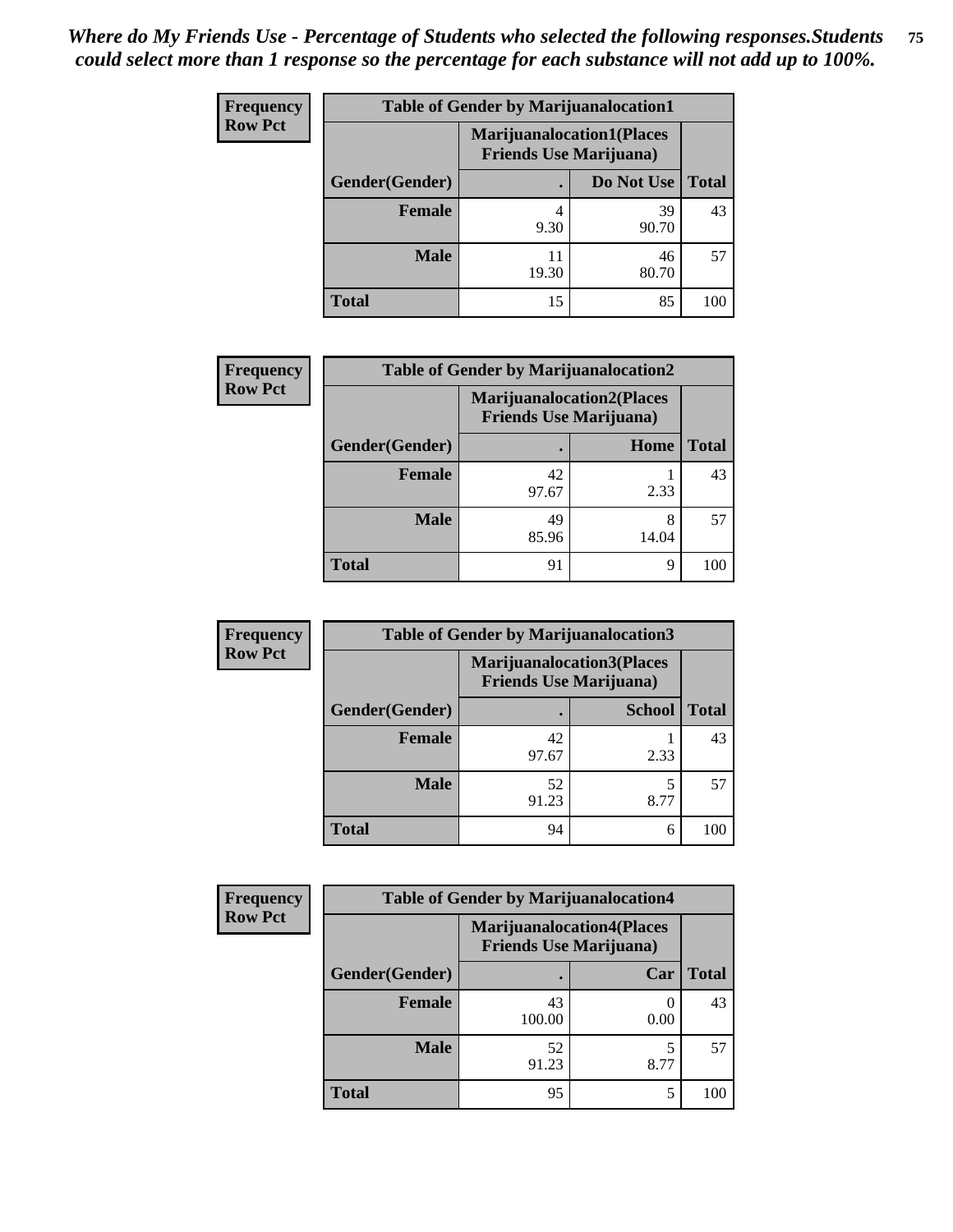*Where do My Friends Use - Percentage of Students who selected the following responses.Students could select more than 1 response so the percentage for each substance will not add up to 100%.*

**Frequency**
**Row Pct**

| Table of Gender by Marijuanalocation1 | | | |
|---|---|---|---|
| | Marijuanalocation1(Places Friends Use Marijuana) | | |
| Gender(Gender) | . | Do Not Use | Total |
| **Female** | 4<br>9.30 | 39<br>90.70 | 43 |
| **Male** | 11<br>19.30 | 46<br>80.70 | 57 |
| **Total** | 15 | 85 | 100 |

**Frequency**
**Row Pct**

| Table of Gender by Marijuanalocation2 | | | |
|---|---|---|---|
| | Marijuanalocation2(Places Friends Use Marijuana) | | |
| Gender(Gender) | . | Home | Total |
| **Female** | 42<br>97.67 | 1<br>2.33 | 43 |
| **Male** | 49<br>85.96 | 8<br>14.04 | 57 |
| **Total** | 91 | 9 | 100 |

**Frequency**
**Row Pct**

| Table of Gender by Marijuanalocation3 | | | |
|---|---|---|---|
| | Marijuanalocation3(Places Friends Use Marijuana) | | |
| Gender(Gender) | . | School | Total |
| **Female** | 42<br>97.67 | 1<br>2.33 | 43 |
| **Male** | 52<br>91.23 | 5<br>8.77 | 57 |
| **Total** | 94 | 6 | 100 |

**Frequency**
**Row Pct**

| Table of Gender by Marijuanalocation4 | | | |
|---|---|---|---|
| | Marijuanalocation4(Places Friends Use Marijuana) | | |
| Gender(Gender) | . | Car | Total |
| **Female** | 43<br>100.00 | 0<br>0.00 | 43 |
| **Male** | 52<br>91.23 | 5<br>8.77 | 57 |
| **Total** | 95 | 5 | 100 |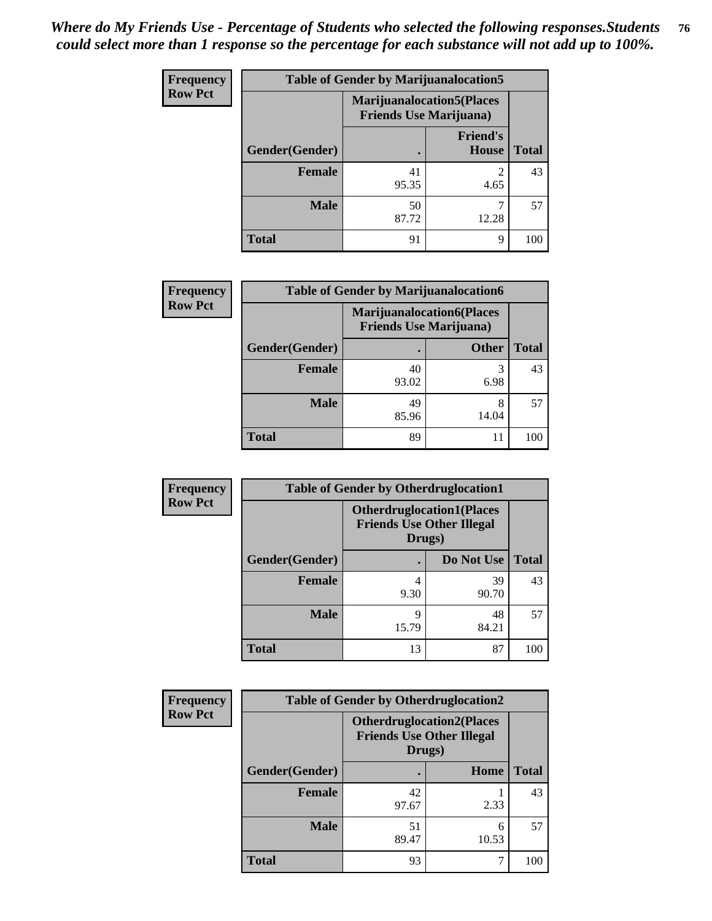*Where do My Friends Use - Percentage of Students who selected the following responses.Students could select more than 1 response so the percentage for each substance will not add up to 100%.*

**Frequency**
**Row Pct**

| Table of Gender by Marijuanalocation5 | | | |
|---|---|---|---|
| | Marijuanalocation5(Places Friends Use Marijuana) | | |
| Gender(Gender) | . | Friend's House | Total |
| **Female** | 41<br>95.35 | 2<br>4.65 | 43 |
| **Male** | 50<br>87.72 | 7<br>12.28 | 57 |
| **Total** | 91 | 9 | 100 |

**Frequency**
**Row Pct**

| Table of Gender by Marijuanalocation6 | | | |
|---|---|---|---|
| | Marijuanalocation6(Places Friends Use Marijuana) | | |
| Gender(Gender) | . | Other | Total |
| **Female** | 40<br>93.02 | 3<br>6.98 | 43 |
| **Male** | 49<br>85.96 | 8<br>14.04 | 57 |
| **Total** | 89 | 11 | 100 |

**Frequency**
**Row Pct**

| Table of Gender by Otherdruglocation1 | | | |
|---|---|---|---|
| | Otherdruglocation1(Places Friends Use Other Illegal Drugs) | | |
| Gender(Gender) | . | Do Not Use | Total |
| **Female** | 4<br>9.30 | 39<br>90.70 | 43 |
| **Male** | 9<br>15.79 | 48<br>84.21 | 57 |
| **Total** | 13 | 87 | 100 |

**Frequency**
**Row Pct**

| Table of Gender by Otherdruglocation2 | | | |
|---|---|---|---|
| | Otherdruglocation2(Places Friends Use Other Illegal Drugs) | | |
| Gender(Gender) | . | Home | Total |
| **Female** | 42<br>97.67 | 1<br>2.33 | 43 |
| **Male** | 51<br>89.47 | 6<br>10.53 | 57 |
| **Total** | 93 | 7 | 100 |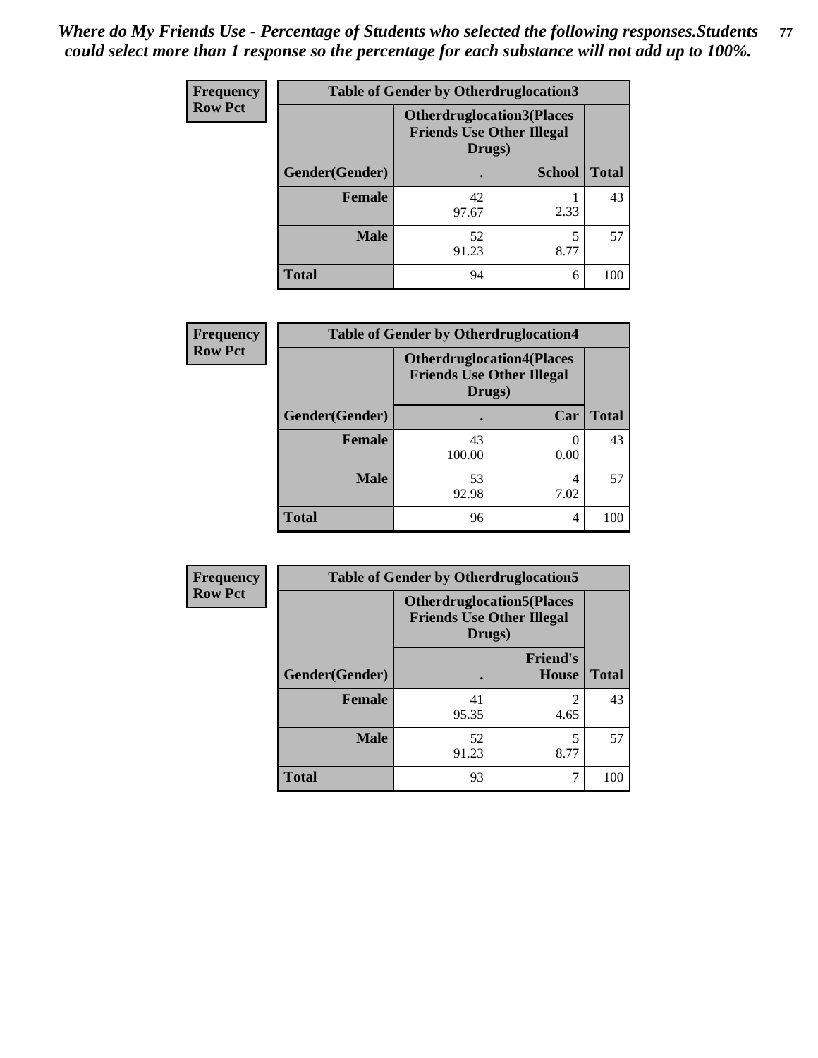*Where do My Friends Use - Percentage of Students who selected the following responses.Students could select more than 1 response so the percentage for each substance will not add up to 100%.*

**Frequency Row Pct**

| Table of Gender by Otherdruglocation3 | | | |
|---|---|---|---|
| | Otherdruglocation3(Places Friends Use Other Illegal Drugs) | | |
| Gender(Gender) | . | School | Total |
| **Female** | 42<br>97.67 | 1<br>2.33 | 43 |
| **Male** | 52<br>91.23 | 5<br>8.77 | 57 |
| **Total** | 94 | 6 | 100 |

**Frequency Row Pct**

| Table of Gender by Otherdruglocation4 | | | |
|---|---|---|---|
| | Otherdruglocation4(Places Friends Use Other Illegal Drugs) | | |
| Gender(Gender) | . | Car | Total |
| **Female** | 43<br>100.00 | 0<br>0.00 | 43 |
| **Male** | 53<br>92.98 | 4<br>7.02 | 57 |
| **Total** | 96 | 4 | 100 |

**Frequency Row Pct**

| Table of Gender by Otherdruglocation5 | | | |
|---|---|---|---|
| | Otherdruglocation5(Places Friends Use Other Illegal Drugs) | | |
| Gender(Gender) | . | Friend's House | Total |
| **Female** | 41<br>95.35 | 2<br>4.65 | 43 |
| **Male** | 52<br>91.23 | 5<br>8.77 | 57 |
| **Total** | 93 | 7 | 100 |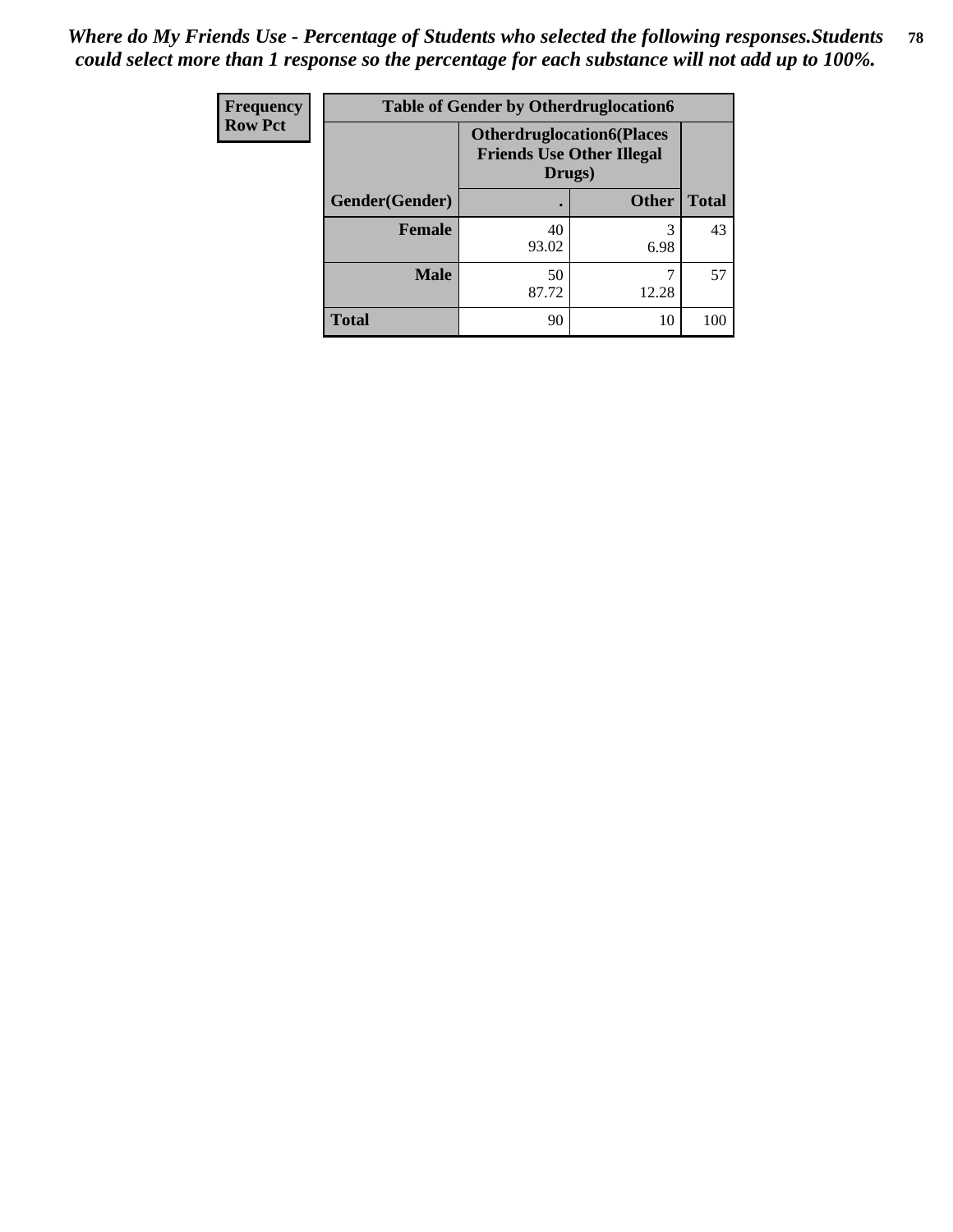*Where do My Friends Use - Percentage of Students who selected the following responses.Students could select more than 1 response so the percentage for each substance will not add up to 100%.*

| Frequency<br>Row Pct | Table of Gender by Otherdruglocation6 | | |
|---|---|---|---|
| | Otherdruglocation6(Places Friends Use Other Illegal Drugs) | | |
| Gender(Gender) | . | Other | Total |
| Female | 40<br>93.02 | 3<br>6.98 | 43 |
| Male | 50<br>87.72 | 7<br>12.28 | 57 |
| Total | 90 | 10 | 100 |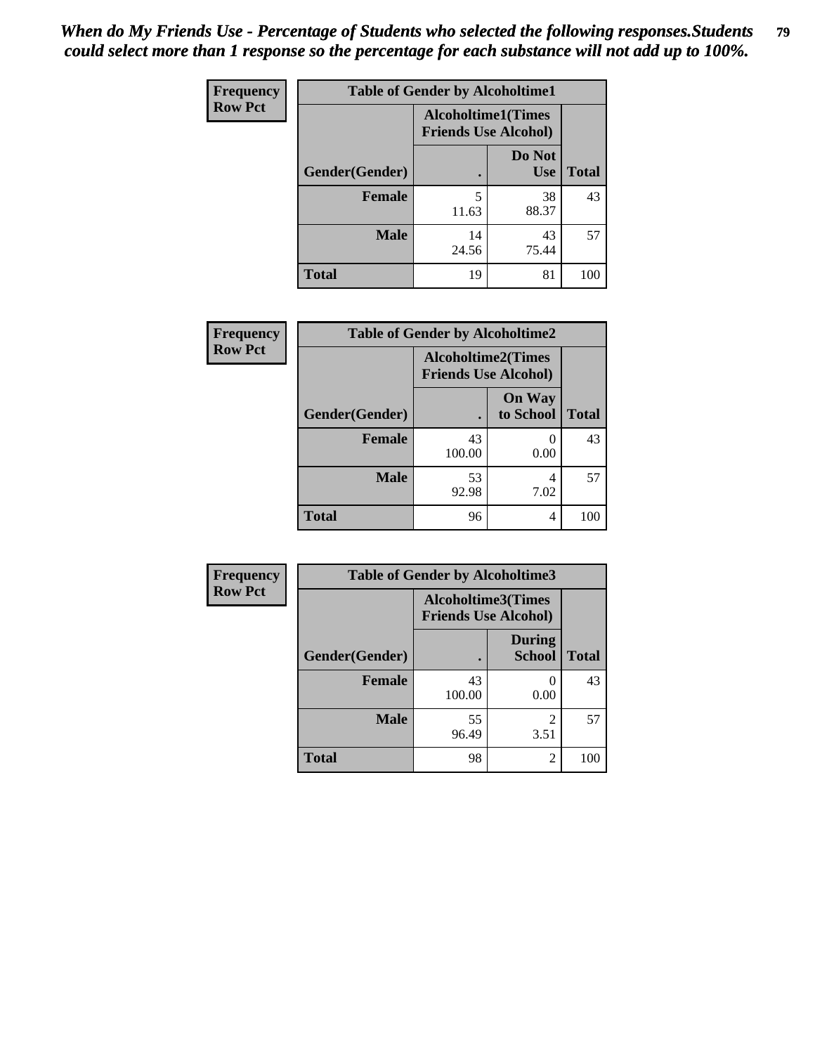*When do My Friends Use - Percentage of Students who selected the following responses.Students could select more than 1 response so the percentage for each substance will not add up to 100%.*

**Frequency**
**Row Pct**

**Table of Gender by Alcoholtime1**

| Gender(Gender) | Alcoholtime1(Times Friends Use Alcohol) | | Total |
|---|---|---|---|
| | . | Do Not Use | |
| **Female** | 5<br>11.63 | 38<br>88.37 | 43 |
| **Male** | 14<br>24.56 | 43<br>75.44 | 57 |
| **Total** | 19 | 81 | 100 |

**Frequency**
**Row Pct**

**Table of Gender by Alcoholtime2**

| Gender(Gender) | Alcoholtime2(Times Friends Use Alcohol) | | Total |
|---|---|---|---|
| | . | On Way to School | |
| **Female** | 43<br>100.00 | 0<br>0.00 | 43 |
| **Male** | 53<br>92.98 | 4<br>7.02 | 57 |
| **Total** | 96 | 4 | 100 |

**Frequency**
**Row Pct**

**Table of Gender by Alcoholtime3**

| Gender(Gender) | Alcoholtime3(Times Friends Use Alcohol) | | Total |
|---|---|---|---|
| | . | During School | |
| **Female** | 43<br>100.00 | 0<br>0.00 | 43 |
| **Male** | 55<br>96.49 | 2<br>3.51 | 57 |
| **Total** | 98 | 2 | 100 |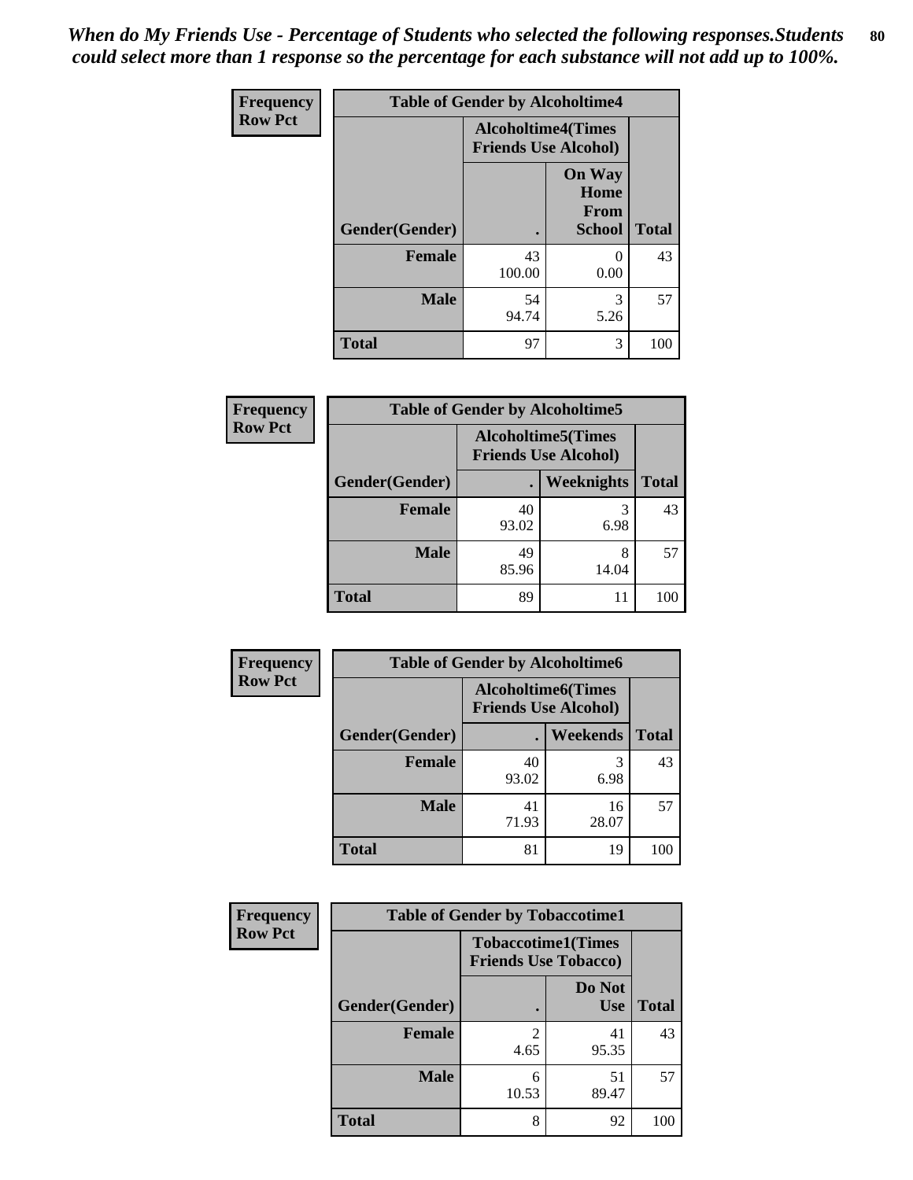*When do My Friends Use - Percentage of Students who selected the following responses.Students could select more than 1 response so the percentage for each substance will not add up to 100%.*

**Frequency**
**Row Pct**

| Table of Gender by Alcoholtime4 | | | |
|---|---|---|---|
| | Alcoholtime4(Times Friends Use Alcohol) | | |
| Gender(Gender) | . | On Way Home From School | Total |
| **Female** | 43<br>100.00 | 0<br>0.00 | 43 |
| **Male** | 54<br>94.74 | 3<br>5.26 | 57 |
| **Total** | 97 | 3 | 100 |

**Frequency**
**Row Pct**

| Table of Gender by Alcoholtime5 | | | |
|---|---|---|---|
| | Alcoholtime5(Times Friends Use Alcohol) | | |
| Gender(Gender) | . | Weeknights | Total |
| **Female** | 40<br>93.02 | 3<br>6.98 | 43 |
| **Male** | 49<br>85.96 | 8<br>14.04 | 57 |
| **Total** | 89 | 11 | 100 |

**Frequency**
**Row Pct**

| Table of Gender by Alcoholtime6 | | | |
|---|---|---|---|
| | Alcoholtime6(Times Friends Use Alcohol) | | |
| Gender(Gender) | . | Weekends | Total |
| **Female** | 40<br>93.02 | 3<br>6.98 | 43 |
| **Male** | 41<br>71.93 | 16<br>28.07 | 57 |
| **Total** | 81 | 19 | 100 |

**Frequency**
**Row Pct**

| Table of Gender by Tobaccotime1 | | | |
|---|---|---|---|
| | Tobaccotime1(Times Friends Use Tobacco) | | |
| Gender(Gender) | . | Do Not Use | Total |
| **Female** | 2<br>4.65 | 41<br>95.35 | 43 |
| **Male** | 6<br>10.53 | 51<br>89.47 | 57 |
| **Total** | 8 | 92 | 100 |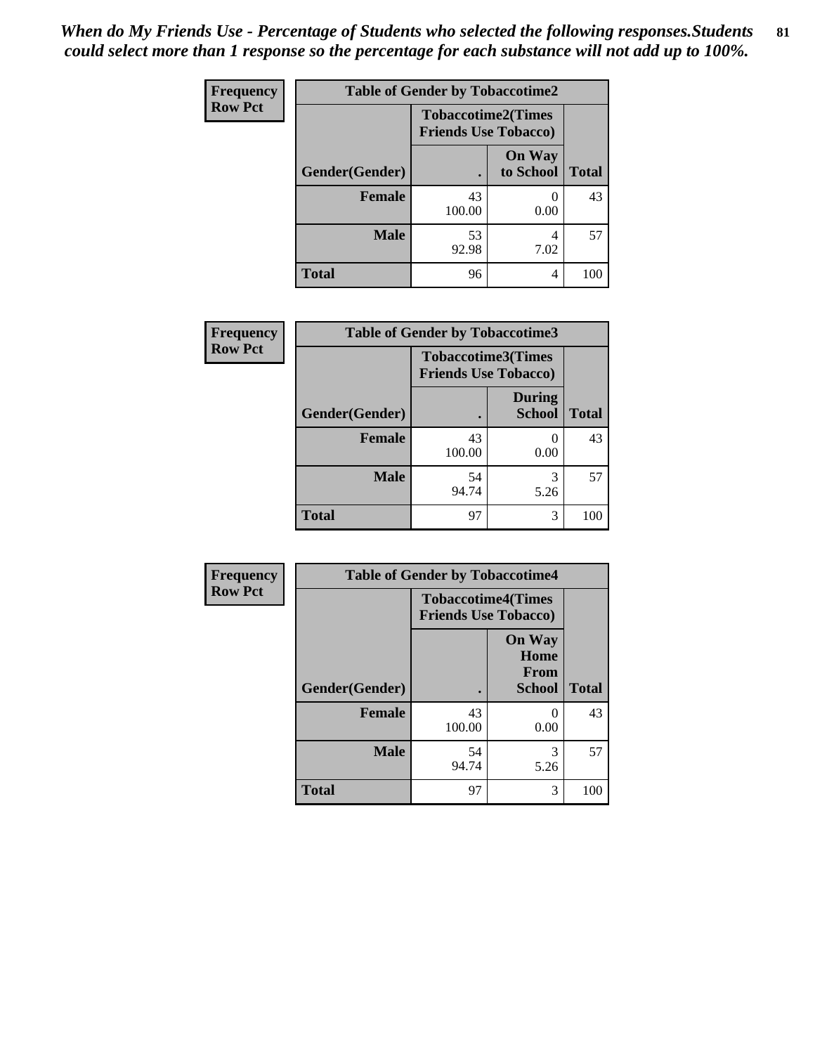*When do My Friends Use - Percentage of Students who selected the following responses.Students could select more than 1 response so the percentage for each substance will not add up to 100%.*

**Frequency**
**Row Pct**

| Table of Gender by Tobaccotime2 | | | |
|---|---|---|---|
| | Tobaccotime2(Times Friends Use Tobacco) | | |
| Gender(Gender) | . | On Way to School | Total |
| **Female** | 43<br>100.00 | 0<br>0.00 | 43 |
| **Male** | 53<br>92.98 | 4<br>7.02 | 57 |
| **Total** | 96 | 4 | 100 |

**Frequency**
**Row Pct**

| Table of Gender by Tobaccotime3 | | | |
|---|---|---|---|
| | Tobaccotime3(Times Friends Use Tobacco) | | |
| Gender(Gender) | . | During School | Total |
| **Female** | 43<br>100.00 | 0<br>0.00 | 43 |
| **Male** | 54<br>94.74 | 3<br>5.26 | 57 |
| **Total** | 97 | 3 | 100 |

**Frequency**
**Row Pct**

| Table of Gender by Tobaccotime4 | | | |
|---|---|---|---|
| | Tobaccotime4(Times Friends Use Tobacco) | | |
| Gender(Gender) | . | On Way Home From School | Total |
| **Female** | 43<br>100.00 | 0<br>0.00 | 43 |
| **Male** | 54<br>94.74 | 3<br>5.26 | 57 |
| **Total** | 97 | 3 | 100 |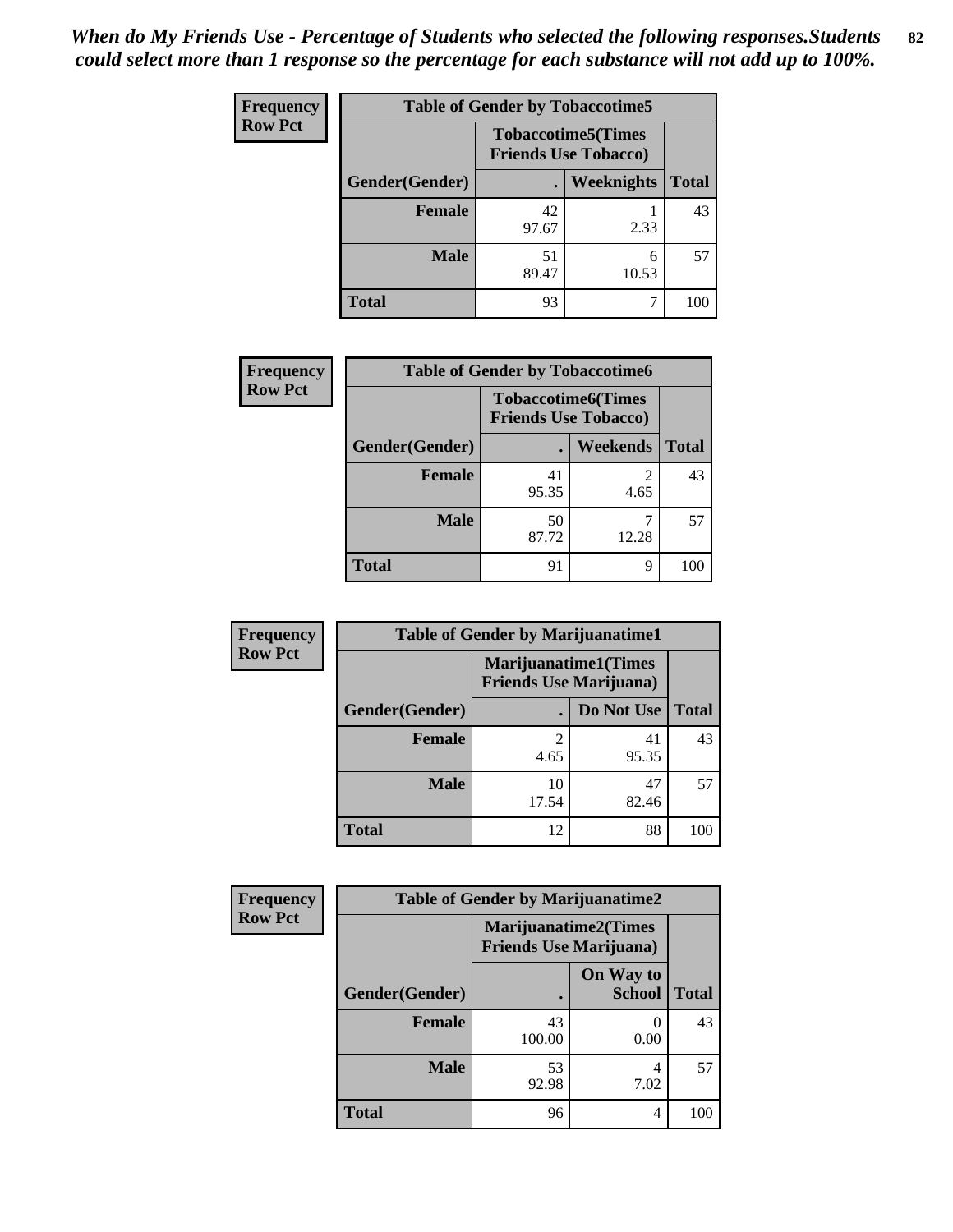*When do My Friends Use - Percentage of Students who selected the following responses.Students could select more than 1 response so the percentage for each substance will not add up to 100%.*

**Frequency**
**Row Pct**

| Table of Gender by Tobaccotime5 | | | |
|---|---|---|---|
| | Tobaccotime5(Times Friends Use Tobacco) | | |
| Gender(Gender) | . | Weeknights | Total |
| **Female** | 42<br>97.67 | 1<br>2.33 | 43 |
| **Male** | 51<br>89.47 | 6<br>10.53 | 57 |
| **Total** | 93 | 7 | 100 |

**Frequency**
**Row Pct**

| Table of Gender by Tobaccotime6 | | | |
|---|---|---|---|
| | Tobaccotime6(Times Friends Use Tobacco) | | |
| Gender(Gender) | . | Weekends | Total |
| **Female** | 41<br>95.35 | 2<br>4.65 | 43 |
| **Male** | 50<br>87.72 | 7<br>12.28 | 57 |
| **Total** | 91 | 9 | 100 |

**Frequency**
**Row Pct**

| Table of Gender by Marijuanatime1 | | | |
|---|---|---|---|
| | Marijuanatime1(Times Friends Use Marijuana) | | |
| Gender(Gender) | . | Do Not Use | Total |
| **Female** | 2<br>4.65 | 41<br>95.35 | 43 |
| **Male** | 10<br>17.54 | 47<br>82.46 | 57 |
| **Total** | 12 | 88 | 100 |

**Frequency**
**Row Pct**

| Table of Gender by Marijuanatime2 | | | |
|---|---|---|---|
| | Marijuanatime2(Times Friends Use Marijuana) | | |
| Gender(Gender) | . | On Way to School | Total |
| **Female** | 43<br>100.00 | 0<br>0.00 | 43 |
| **Male** | 53<br>92.98 | 4<br>7.02 | 57 |
| **Total** | 96 | 4 | 100 |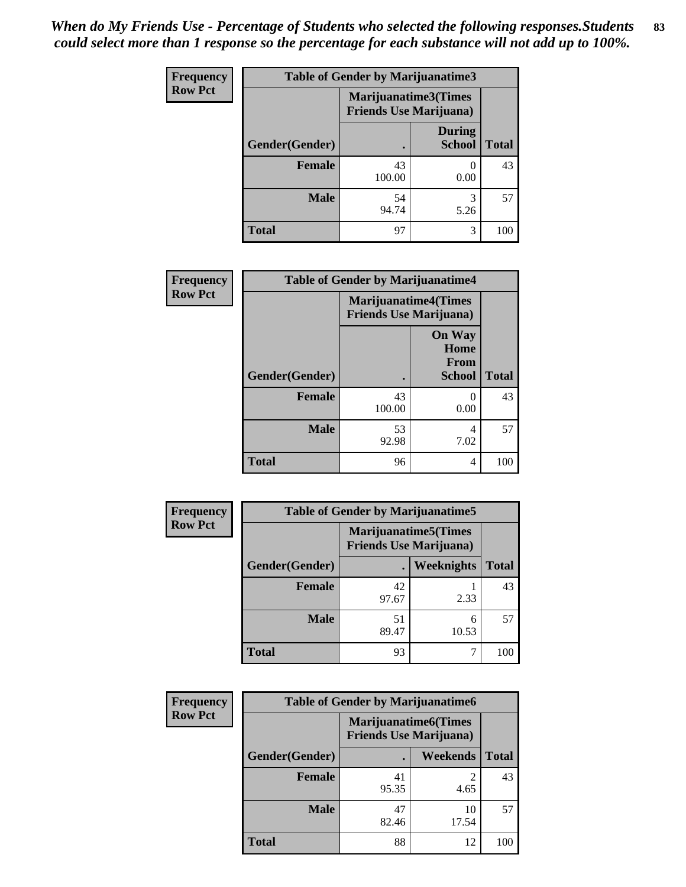*When do My Friends Use - Percentage of Students who selected the following responses.Students could select more than 1 response so the percentage for each substance will not add up to 100%.*

**Frequency**
**Row Pct**

| Table of Gender by Marijuanatime3 | | | |
|---|---|---|---|
| | Marijuanatime3(Times Friends Use Marijuana) | | |
| Gender(Gender) | . | During School | Total |
| Female | 43<br>100.00 | 0<br>0.00 | 43 |
| Male | 54<br>94.74 | 3<br>5.26 | 57 |
| Total | 97 | 3 | 100 |

**Frequency**
**Row Pct**

| Table of Gender by Marijuanatime4 | | | |
|---|---|---|---|
| | Marijuanatime4(Times Friends Use Marijuana) | | |
| Gender(Gender) | . | On Way Home From School | Total |
| Female | 43<br>100.00 | 0<br>0.00 | 43 |
| Male | 53<br>92.98 | 4<br>7.02 | 57 |
| Total | 96 | 4 | 100 |

**Frequency**
**Row Pct**

| Table of Gender by Marijuanatime5 | | | |
|---|---|---|---|
| | Marijuanatime5(Times Friends Use Marijuana) | | |
| Gender(Gender) | . | Weeknights | Total |
| Female | 42<br>97.67 | 1<br>2.33 | 43 |
| Male | 51<br>89.47 | 6<br>10.53 | 57 |
| Total | 93 | 7 | 100 |

**Frequency**
**Row Pct**

| Table of Gender by Marijuanatime6 | | | |
|---|---|---|---|
| | Marijuanatime6(Times Friends Use Marijuana) | | |
| Gender(Gender) | . | Weekends | Total |
| Female | 41<br>95.35 | 2<br>4.65 | 43 |
| Male | 47<br>82.46 | 10<br>17.54 | 57 |
| Total | 88 | 12 | 100 |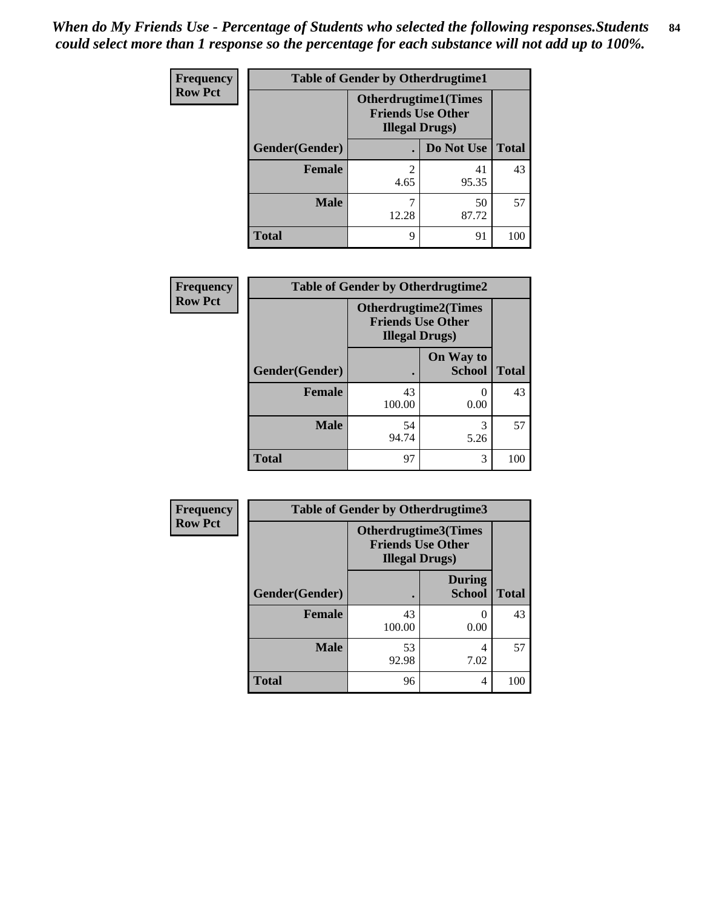*When do My Friends Use - Percentage of Students who selected the following responses.Students could select more than 1 response so the percentage for each substance will not add up to 100%.*

**Frequency**
**Row Pct**

| Table of Gender by Otherdrugtime1 | | | |
|---|---|---|---|
| | Otherdrugtime1(Times Friends Use Other Illegal Drugs) | | |
| Gender(Gender) | . | Do Not Use | Total |
| **Female** | 2<br>4.65 | 41<br>95.35 | 43 |
| **Male** | 7<br>12.28 | 50<br>87.72 | 57 |
| **Total** | 9 | 91 | 100 |

**Frequency**
**Row Pct**

| Table of Gender by Otherdrugtime2 | | | |
|---|---|---|---|
| | Otherdrugtime2(Times Friends Use Other Illegal Drugs) | | |
| Gender(Gender) | . | On Way to School | Total |
| **Female** | 43<br>100.00 | 0<br>0.00 | 43 |
| **Male** | 54<br>94.74 | 3<br>5.26 | 57 |
| **Total** | 97 | 3 | 100 |

**Frequency**
**Row Pct**

| Table of Gender by Otherdrugtime3 | | | |
|---|---|---|---|
| | Otherdrugtime3(Times Friends Use Other Illegal Drugs) | | |
| Gender(Gender) | . | During School | Total |
| **Female** | 43<br>100.00 | 0<br>0.00 | 43 |
| **Male** | 53<br>92.98 | 4<br>7.02 | 57 |
| **Total** | 96 | 4 | 100 |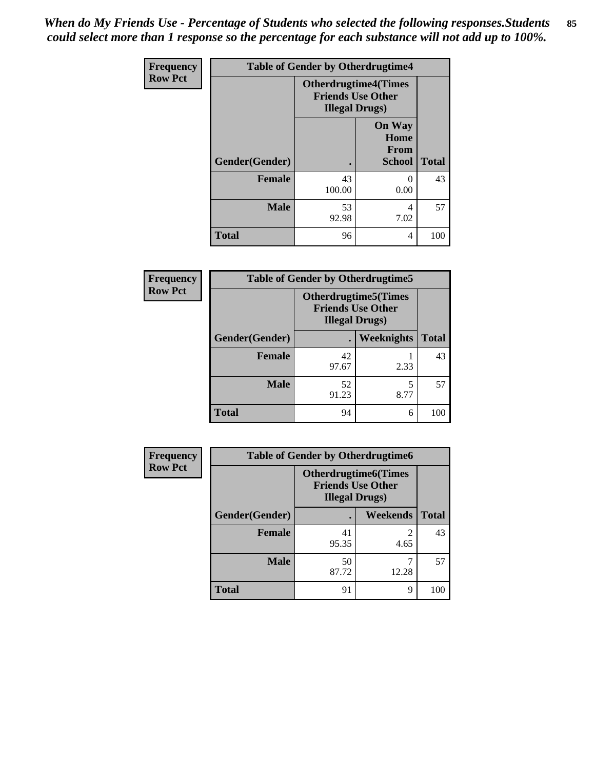*When do My Friends Use - Percentage of Students who selected the following responses.Students could select more than 1 response so the percentage for each substance will not add up to 100%.*

**Frequency**
**Row Pct**

| Table of Gender by Otherdrugtime4 | | | |
|---|---|---|---|
| | Otherdrugtime4(Times Friends Use Other Illegal Drugs) | | |
| Gender(Gender) | . | On Way Home From School | Total |
| **Female** | 43<br>100.00 | 0<br>0.00 | 43 |
| **Male** | 53<br>92.98 | 4<br>7.02 | 57 |
| **Total** | 96 | 4 | 100 |

**Frequency**
**Row Pct**

| Table of Gender by Otherdrugtime5 | | | |
|---|---|---|---|
| | Otherdrugtime5(Times Friends Use Other Illegal Drugs) | | |
| Gender(Gender) | . | Weeknights | Total |
| **Female** | 42<br>97.67 | 1<br>2.33 | 43 |
| **Male** | 52<br>91.23 | 5<br>8.77 | 57 |
| **Total** | 94 | 6 | 100 |

**Frequency**
**Row Pct**

| Table of Gender by Otherdrugtime6 | | | |
|---|---|---|---|
| | Otherdrugtime6(Times Friends Use Other Illegal Drugs) | | |
| Gender(Gender) | . | Weekends | Total |
| **Female** | 41<br>95.35 | 2<br>4.65 | 43 |
| **Male** | 50<br>87.72 | 7<br>12.28 | 57 |
| **Total** | 91 | 9 | 100 |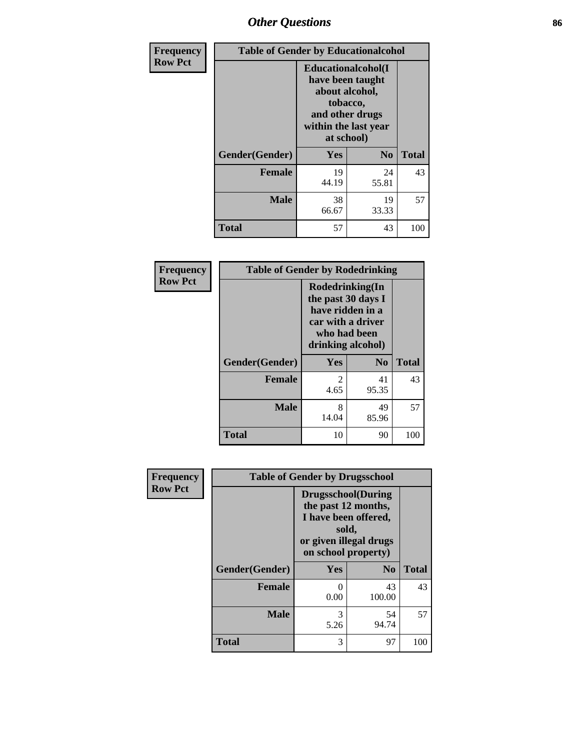## Other Questions

**Frequency**
**Row Pct**

| Table of Gender by Educationalcohol | | | |
|---|---|---|---|
| | Educationalcohol(I have been taught about alcohol, tobacco, and other drugs within the last year at school) | | |
| Gender(Gender) | Yes | No | Total |
| Female | 19<br>44.19 | 24<br>55.81 | 43 |
| Male | 38<br>66.67 | 19<br>33.33 | 57 |
| Total | 57 | 43 | 100 |

**Frequency**
**Row Pct**

| Table of Gender by Rodedrinking | | | |
|---|---|---|---|
| | Rodedrinking(In the past 30 days I have ridden in a car with a driver who had been drinking alcohol) | | |
| Gender(Gender) | Yes | No | Total |
| Female | 2<br>4.65 | 41<br>95.35 | 43 |
| Male | 8<br>14.04 | 49<br>85.96 | 57 |
| Total | 10 | 90 | 100 |

**Frequency**
**Row Pct**

| Table of Gender by Drugsschool | | | |
|---|---|---|---|
| | Drugsschool(During the past 12 months, I have been offered, sold, or given illegal drugs on school property) | | |
| Gender(Gender) | Yes | No | Total |
| Female | 0<br>0.00 | 43<br>100.00 | 43 |
| Male | 3<br>5.26 | 54<br>94.74 | 57 |
| Total | 3 | 97 | 100 |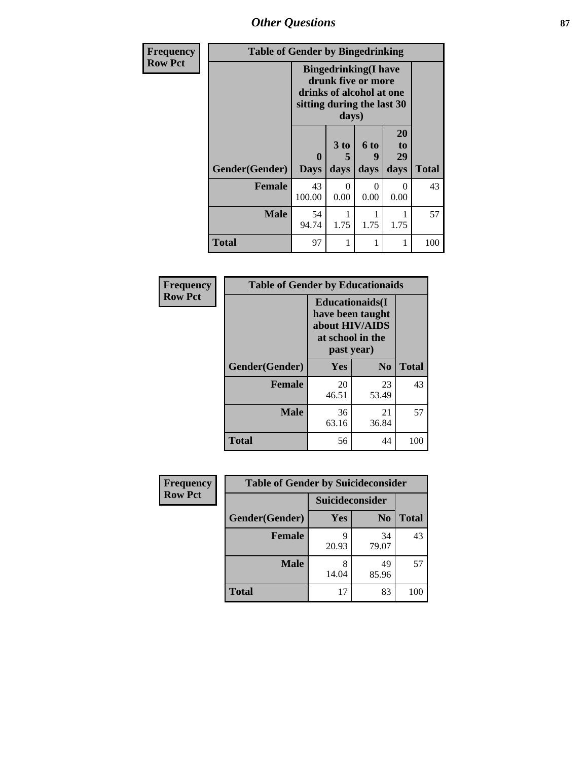# Other Questions

| Frequency Row Pct |
|---|

**Table of Gender by Bingedrinking**

| Gender(Gender) | Bingedrinking(I have drunk five or more drinks of alcohol at one sitting during the last 30 days) | | | | Total |
|---|---|---|---|---|---|
| | 0 Days | 3 to 5 days | 6 to 9 days | 20 to 29 days | |
| **Female** | 43<br>100.00 | 0<br>0.00 | 0<br>0.00 | 0<br>0.00 | 43 |
| **Male** | 54<br>94.74 | 1<br>1.75 | 1<br>1.75 | 1<br>1.75 | 57 |
| **Total** | 97 | 1 | 1 | 1 | 100 |

| Frequency Row Pct |
|---|

**Table of Gender by Educationaids**

| Gender(Gender) | Educationaids(I have been taught about HIV/AIDS at school in the past year) | | Total |
|---|---|---|---|
| | Yes | No | |
| **Female** | 20<br>46.51 | 23<br>53.49 | 43 |
| **Male** | 36<br>63.16 | 21<br>36.84 | 57 |
| **Total** | 56 | 44 | 100 |

| Frequency Row Pct |
|---|

**Table of Gender by Suicideconsider**

| Gender(Gender) | Suicideconsider | | Total |
|---|---|---|---|
| | Yes | No | |
| **Female** | 9<br>20.93 | 34<br>79.07 | 43 |
| **Male** | 8<br>14.04 | 49<br>85.96 | 57 |
| **Total** | 17 | 83 | 100 |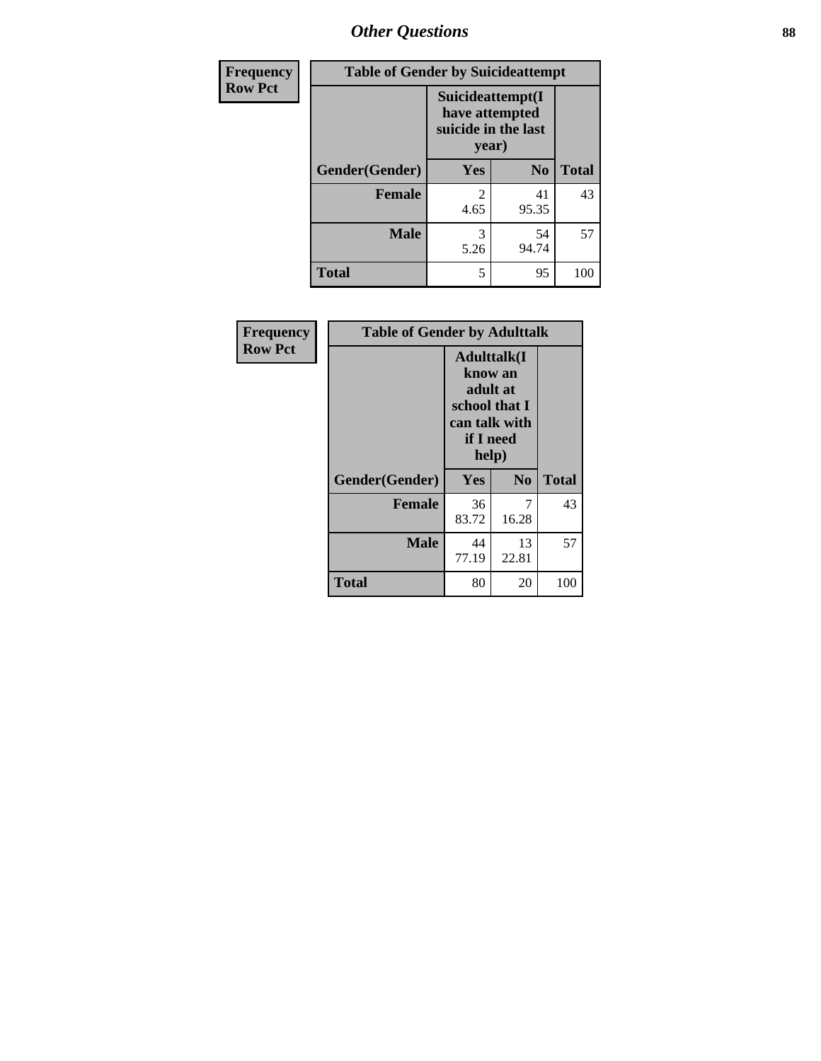## Other Questions

Frequency
Row Pct

**Table of Gender by Suicideattempt**

| Gender(Gender) | Suicideattempt(I have attempted suicide in the last year) | | Total |
|---|---|---|---|
| | Yes | No | |
| **Female** | 2<br>4.65 | 41<br>95.35 | 43 |
| **Male** | 3<br>5.26 | 54<br>94.74 | 57 |
| **Total** | 5 | 95 | 100 |

Frequency
Row Pct

**Table of Gender by Adulttalk**

| Gender(Gender) | Adulttalk(I know an adult at school that I can talk with if I need help) | | Total |
|---|---|---|---|
| | Yes | No | |
| **Female** | 36<br>83.72 | 7<br>16.28 | 43 |
| **Male** | 44<br>77.19 | 13<br>22.81 | 57 |
| **Total** | 80 | 20 | 100 |